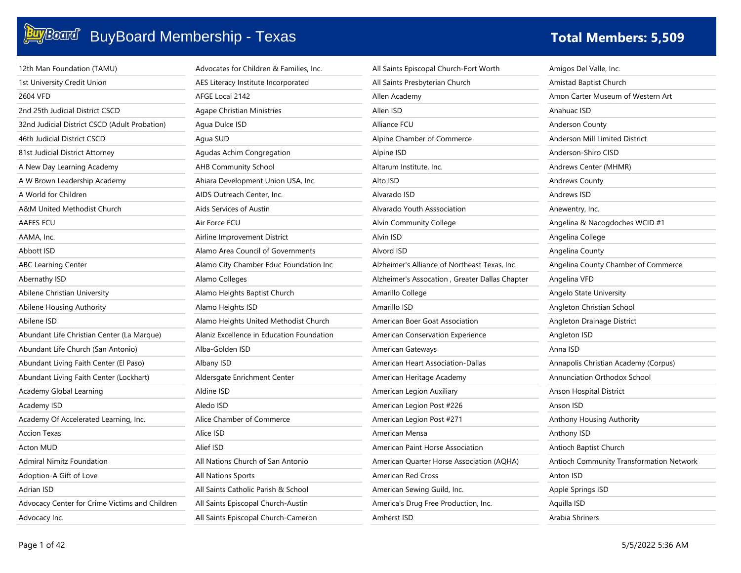# BuyBoard Membership - Texas

**Total Members: 5,509**

12th Man Foundation (TAMU)
1st University Credit Union
2604 VFD
2nd 25th Judicial District CSCD
32nd Judicial District CSCD (Adult Probation)
46th Judicial District CSCD
81st Judicial District Attorney
A New Day Learning Academy
A W Brown Leadership Academy
A World for Children
A&M United Methodist Church
AAFES FCU
AAMA, Inc.
Abbott ISD
ABC Learning Center
Abernathy ISD
Abilene Christian University
Abilene Housing Authority
Abilene ISD
Abundant Life Christian Center (La Marque)
Abundant Life Church (San Antonio)
Abundant Living Faith Center (El Paso)
Abundant Living Faith Center (Lockhart)
Academy Global Learning
Academy ISD
Academy Of Accelerated Learning, Inc.
Accion Texas
Acton MUD
Admiral Nimitz Foundation
Adoption-A Gift of Love
Adrian ISD
Advocacy Center for Crime Victims and Children
Advocacy Inc.
Advocates for Children & Families, Inc.
AES Literacy Institute Incorporated
AFGE Local 2142
Agape Christian Ministries
Agua Dulce ISD
Agua SUD
Agudas Achim Congregation
AHB Community School
Ahiara Development Union USA, Inc.
AIDS Outreach Center, Inc.
Aids Services of Austin
Air Force FCU
Airline Improvement District
Alamo Area Council of Governments
Alamo City Chamber Educ Foundation Inc
Alamo Colleges
Alamo Heights Baptist Church
Alamo Heights ISD
Alamo Heights United Methodist Church
Alaniz Excellence in Education Foundation
Alba-Golden ISD
Albany ISD
Aldersgate Enrichment Center
Aldine ISD
Aledo ISD
Alice Chamber of Commerce
Alice ISD
Alief ISD
All Nations Church of San Antonio
All Nations Sports
All Saints Catholic Parish & School
All Saints Episcopal Church-Austin
All Saints Episcopal Church-Cameron
All Saints Episcopal Church-Fort Worth
All Saints Presbyterian Church
Allen Academy
Allen ISD
Alliance FCU
Alpine Chamber of Commerce
Alpine ISD
Altarum Institute, Inc.
Alto ISD
Alvarado ISD
Alvarado Youth Asssociation
Alvin Community College
Alvin ISD
Alvord ISD
Alzheimer's Alliance of Northeast Texas, Inc.
Alzheimer's Assocation , Greater Dallas Chapter
Amarillo College
Amarillo ISD
American Boer Goat Association
American Conservation Experience
American Gateways
American Heart Association-Dallas
American Heritage Academy
American Legion Auxiliary
American Legion Post #226
American Legion Post #271
American Mensa
American Paint Horse Association
American Quarter Horse Association (AQHA)
American Red Cross
American Sewing Guild, Inc.
America's Drug Free Production, Inc.
Amherst ISD
Amigos Del Valle, Inc.
Amistad Baptist Church
Amon Carter Museum of Western Art
Anahuac ISD
Anderson County
Anderson Mill Limited District
Anderson-Shiro CISD
Andrews Center (MHMR)
Andrews County
Andrews ISD
Anewentry, Inc.
Angelina & Nacogdoches WCID #1
Angelina College
Angelina County
Angelina County Chamber of Commerce
Angelina VFD
Angelo State University
Angleton Christian School
Angleton Drainage District
Angleton ISD
Anna ISD
Annapolis Christian Academy (Corpus)
Annunciation Orthodox School
Anson Hospital District
Anson ISD
Anthony Housing Authority
Anthony ISD
Antioch Baptist Church
Antioch Community Transformation Network
Anton ISD
Apple Springs ISD
Aquilla ISD
Arabia Shriners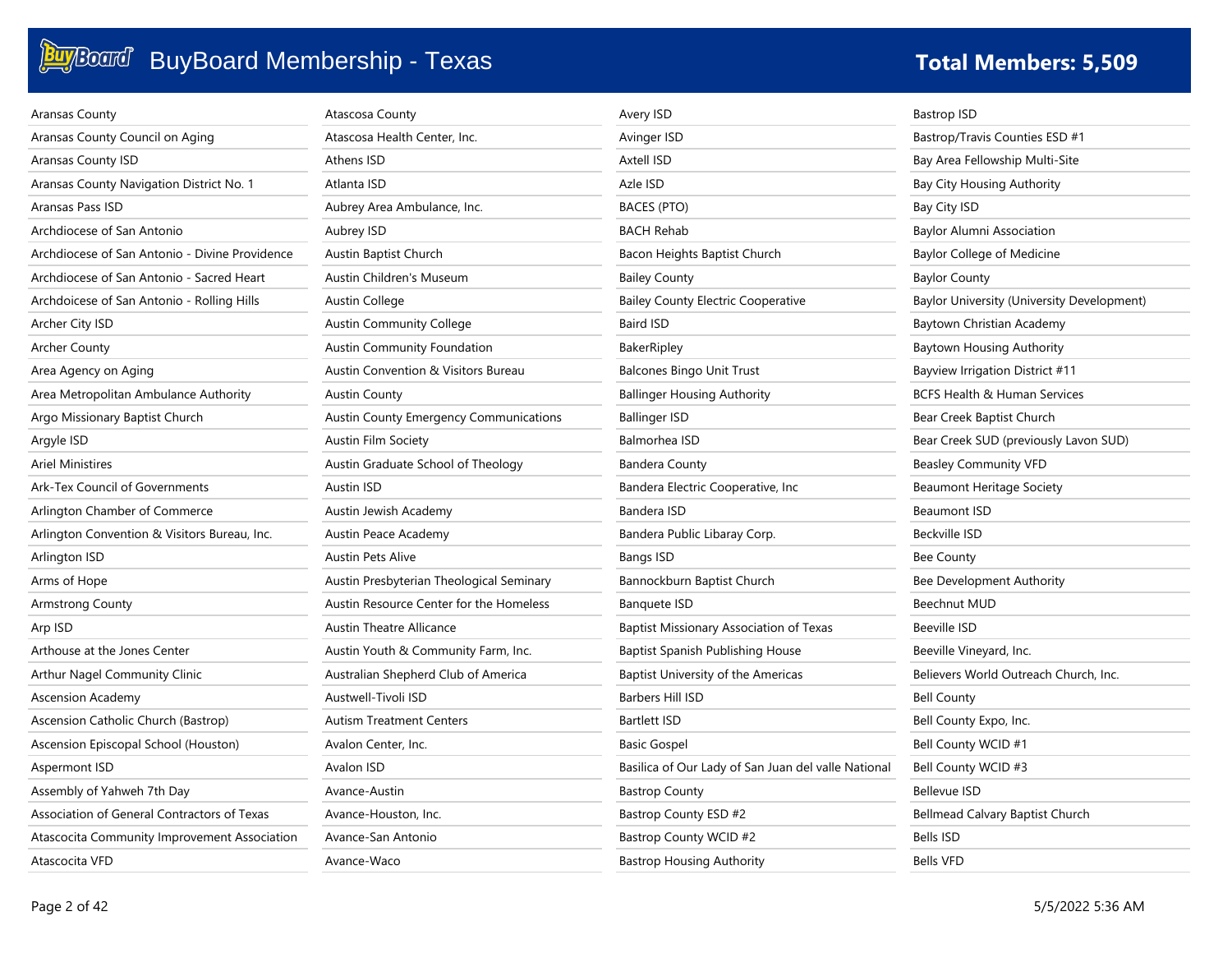# BuyBoard Membership - Texas

**Total Members: 5,509**

Aransas County
Aransas County Council on Aging
Aransas County ISD
Aransas County Navigation District No. 1
Aransas Pass ISD
Archdiocese of San Antonio
Archdiocese of San Antonio - Divine Providence
Archdiocese of San Antonio - Sacred Heart
Archdoicese of San Antonio - Rolling Hills
Archer City ISD
Archer County
Area Agency on Aging
Area Metropolitan Ambulance Authority
Argo Missionary Baptist Church
Argyle ISD
Ariel Ministires
Ark-Tex Council of Governments
Arlington Chamber of Commerce
Arlington Convention & Visitors Bureau, Inc.
Arlington ISD
Arms of Hope
Armstrong County
Arp ISD
Arthouse at the Jones Center
Arthur Nagel Community Clinic
Ascension Academy
Ascension Catholic Church (Bastrop)
Ascension Episcopal School (Houston)
Aspermont ISD
Assembly of Yahweh 7th Day
Association of General Contractors of Texas
Atascocita Community Improvement Association
Atascocita VFD
Atascosa County
Atascosa Health Center, Inc.
Athens ISD
Atlanta ISD
Aubrey Area Ambulance, Inc.
Aubrey ISD
Austin Baptist Church
Austin Children's Museum
Austin College
Austin Community College
Austin Community Foundation
Austin Convention & Visitors Bureau
Austin County
Austin County Emergency Communications
Austin Film Society
Austin Graduate School of Theology
Austin ISD
Austin Jewish Academy
Austin Peace Academy
Austin Pets Alive
Austin Presbyterian Theological Seminary
Austin Resource Center for the Homeless
Austin Theatre Allicance
Austin Youth & Community Farm, Inc.
Australian Shepherd Club of America
Austwell-Tivoli ISD
Autism Treatment Centers
Avalon Center, Inc.
Avalon ISD
Avance-Austin
Avance-Houston, Inc.
Avance-San Antonio
Avance-Waco
Avery ISD
Avinger ISD
Axtell ISD
Azle ISD
BACES (PTO)
BACH Rehab
Bacon Heights Baptist Church
Bailey County
Bailey County Electric Cooperative
Baird ISD
BakerRipley
Balcones Bingo Unit Trust
Ballinger Housing Authority
Ballinger ISD
Balmorhea ISD
Bandera County
Bandera Electric Cooperative, Inc
Bandera ISD
Bandera Public Libaray Corp.
Bangs ISD
Bannockburn Baptist Church
Banquete ISD
Baptist Missionary Association of Texas
Baptist Spanish Publishing House
Baptist University of the Americas
Barbers Hill ISD
Bartlett ISD
Basic Gospel
Basilica of Our Lady of San Juan del valle National
Bastrop County
Bastrop County ESD #2
Bastrop County WCID #2
Bastrop Housing Authority
Bastrop ISD
Bastrop/Travis Counties ESD #1
Bay Area Fellowship Multi-Site
Bay City Housing Authority
Bay City ISD
Baylor Alumni Association
Baylor College of Medicine
Baylor County
Baylor University (University Development)
Baytown Christian Academy
Baytown Housing Authority
Bayview Irrigation District #11
BCFS Health & Human Services
Bear Creek Baptist Church
Bear Creek SUD (previously Lavon SUD)
Beasley Community VFD
Beaumont Heritage Society
Beaumont ISD
Beckville ISD
Bee County
Bee Development Authority
Beechnut MUD
Beeville ISD
Beeville Vineyard, Inc.
Believers World Outreach Church, Inc.
Bell County
Bell County Expo, Inc.
Bell County WCID #1
Bell County WCID #3
Bellevue ISD
Bellmead Calvary Baptist Church
Bells ISD
Bells VFD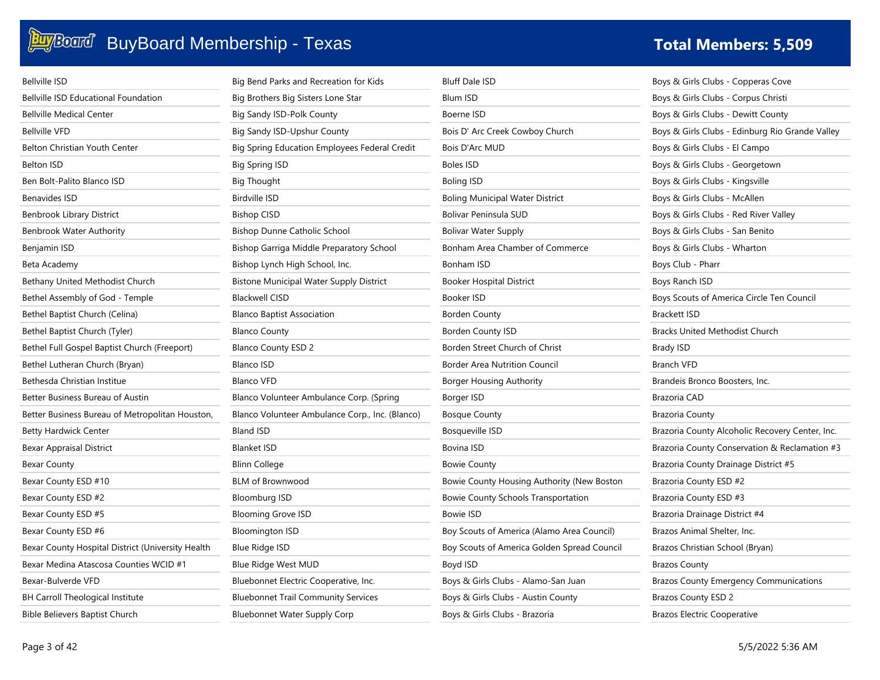# BuyBoard Membership - Texas

**Total Members: 5,509**

Bellville ISD
Bellville ISD Educational Foundation
Bellville Medical Center
Bellville VFD
Belton Christian Youth Center
Belton ISD
Ben Bolt-Palito Blanco ISD
Benavides ISD
Benbrook Library District
Benbrook Water Authority
Benjamin ISD
Beta Academy
Bethany United Methodist Church
Bethel Assembly of God - Temple
Bethel Baptist Church (Celina)
Bethel Baptist Church (Tyler)
Bethel Full Gospel Baptist Church (Freeport)
Bethel Lutheran Church (Bryan)
Bethesda Christian Institue
Better Business Bureau of Austin
Better Business Bureau of Metropolitan Houston,
Betty Hardwick Center
Bexar Appraisal District
Bexar County
Bexar County ESD #10
Bexar County ESD #2
Bexar County ESD #5
Bexar County ESD #6
Bexar County Hospital District (University Health
Bexar Medina Atascosa Counties WCID #1
Bexar-Bulverde VFD
BH Carroll Theological Institute
Bible Believers Baptist Church

Big Bend Parks and Recreation for Kids
Big Brothers Big Sisters Lone Star
Big Sandy ISD-Polk County
Big Sandy ISD-Upshur County
Big Spring Education Employees Federal Credit
Big Spring ISD
Big Thought
Birdville ISD
Bishop CISD
Bishop Dunne Catholic School
Bishop Garriga Middle Preparatory School
Bishop Lynch High School, Inc.
Bistone Municipal Water Supply District
Blackwell CISD
Blanco Baptist Association
Blanco County
Blanco County ESD 2
Blanco ISD
Blanco VFD
Blanco Volunteer Ambulance Corp. (Spring
Blanco Volunteer Ambulance Corp., Inc. (Blanco)
Bland ISD
Blanket ISD
Blinn College
BLM of Brownwood
Bloomburg ISD
Blooming Grove ISD
Bloomington ISD
Blue Ridge ISD
Blue Ridge West MUD
Bluebonnet Electric Cooperative, Inc.
Bluebonnet Trail Community Services
Bluebonnet Water Supply Corp

Bluff Dale ISD
Blum ISD
Boerne ISD
Bois D' Arc Creek Cowboy Church
Bois D'Arc MUD
Boles ISD
Boling ISD
Boling Municipal Water District
Bolivar Peninsula SUD
Bolivar Water Supply
Bonham Area Chamber of Commerce
Bonham ISD
Booker Hospital District
Booker ISD
Borden County
Borden County ISD
Borden Street Church of Christ
Border Area Nutrition Council
Borger Housing Authority
Borger ISD
Bosque County
Bosqueville ISD
Bovina ISD
Bowie County
Bowie County Housing Authority (New Boston
Bowie County Schools Transportation
Bowie ISD
Boy Scouts of America (Alamo Area Council)
Boy Scouts of America Golden Spread Council
Boyd ISD
Boys & Girls Clubs - Alamo-San Juan
Boys & Girls Clubs - Austin County
Boys & Girls Clubs - Brazoria

Boys & Girls Clubs - Copperas Cove
Boys & Girls Clubs - Corpus Christi
Boys & Girls Clubs - Dewitt County
Boys & Girls Clubs - Edinburg Rio Grande Valley
Boys & Girls Clubs - El Campo
Boys & Girls Clubs - Georgetown
Boys & Girls Clubs - Kingsville
Boys & Girls Clubs - McAllen
Boys & Girls Clubs - Red River Valley
Boys & Girls Clubs - San Benito
Boys & Girls Clubs - Wharton
Boys Club - Pharr
Boys Ranch ISD
Boys Scouts of America Circle Ten Council
Brackett ISD
Bracks United Methodist Church
Brady ISD
Branch VFD
Brandeis Bronco Boosters, Inc.
Brazoria CAD
Brazoria County
Brazoria County Alcoholic Recovery Center, Inc.
Brazoria County Conservation & Reclamation #3
Brazoria County Drainage District #5
Brazoria County ESD #2
Brazoria County ESD #3
Brazoria Drainage District #4
Brazos Animal Shelter, Inc.
Brazos Christian School (Bryan)
Brazos County
Brazos County Emergency Communications
Brazos County ESD 2
Brazos Electric Cooperative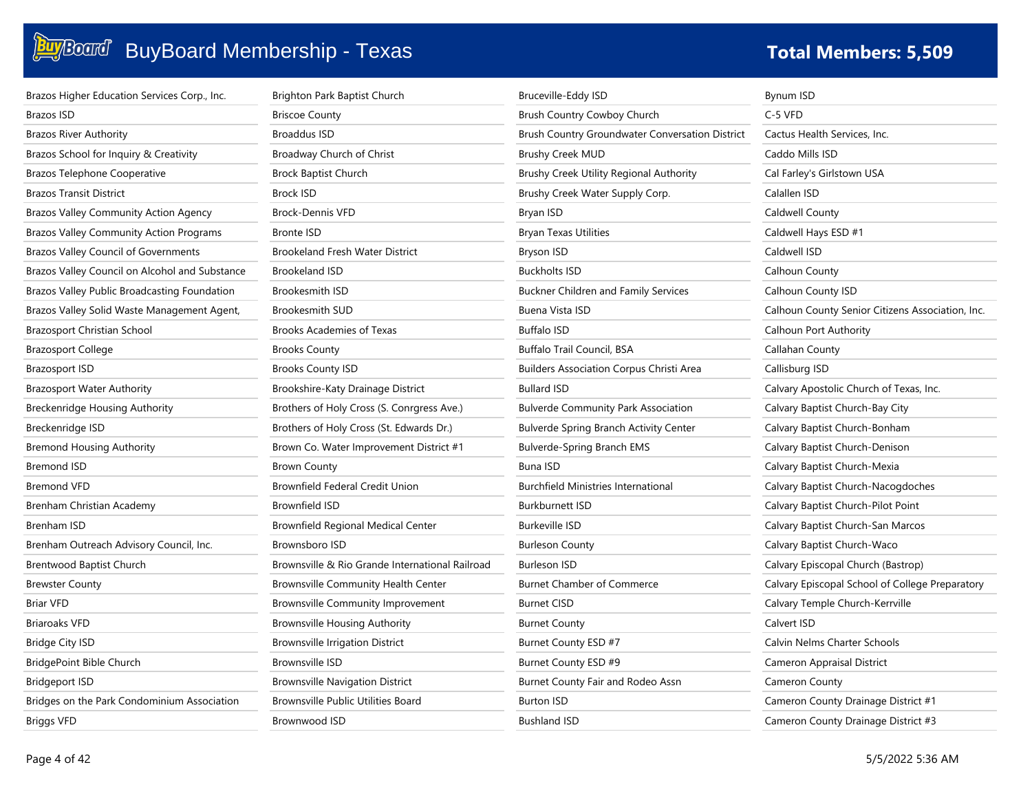# BuyBoard Membership - Texas

**Total Members: 5,509**

- Brazos Higher Education Services Corp., Inc.
- Brazos ISD
- Brazos River Authority
- Brazos School for Inquiry & Creativity
- Brazos Telephone Cooperative
- Brazos Transit District
- Brazos Valley Community Action Agency
- Brazos Valley Community Action Programs
- Brazos Valley Council of Governments
- Brazos Valley Council on Alcohol and Substance
- Brazos Valley Public Broadcasting Foundation
- Brazos Valley Solid Waste Management Agent,
- Brazosport Christian School
- Brazosport College
- Brazosport ISD
- Brazosport Water Authority
- Breckenridge Housing Authority
- Breckenridge ISD
- Bremond Housing Authority
- Bremond ISD
- Bremond VFD
- Brenham Christian Academy
- Brenham ISD
- Brenham Outreach Advisory Council, Inc.
- Brentwood Baptist Church
- Brewster County
- Briar VFD
- Briaroaks VFD
- Bridge City ISD
- BridgePoint Bible Church
- Bridgeport ISD
- Bridges on the Park Condominium Association
- Briggs VFD
- Brighton Park Baptist Church
- Briscoe County
- Broaddus ISD
- Broadway Church of Christ
- Brock Baptist Church
- Brock ISD
- Brock-Dennis VFD
- Bronte ISD
- Brookeland Fresh Water District
- Brookeland ISD
- Brookesmith ISD
- Brookesmith SUD
- Brooks Academies of Texas
- Brooks County
- Brooks County ISD
- Brookshire-Katy Drainage District
- Brothers of Holy Cross (S. Conrgress Ave.)
- Brothers of Holy Cross (St. Edwards Dr.)
- Brown Co. Water Improvement District #1
- Brown County
- Brownfield Federal Credit Union
- Brownfield ISD
- Brownfield Regional Medical Center
- Brownsboro ISD
- Brownsville & Rio Grande International Railroad
- Brownsville Community Health Center
- Brownsville Community Improvement
- Brownsville Housing Authority
- Brownsville Irrigation District
- Brownsville ISD
- Brownsville Navigation District
- Brownsville Public Utilities Board
- Brownwood ISD
- Bruceville-Eddy ISD
- Brush Country Cowboy Church
- Brush Country Groundwater Conversation District
- Brushy Creek MUD
- Brushy Creek Utility Regional Authority
- Brushy Creek Water Supply Corp.
- Bryan ISD
- Bryan Texas Utilities
- Bryson ISD
- Buckholts ISD
- Buckner Children and Family Services
- Buena Vista ISD
- Buffalo ISD
- Buffalo Trail Council, BSA
- Builders Association Corpus Christi Area
- Bullard ISD
- Bulverde Community Park Association
- Bulverde Spring Branch Activity Center
- Bulverde-Spring Branch EMS
- Buna ISD
- Burchfield Ministries International
- Burkburnett ISD
- Burkeville ISD
- Burleson County
- Burleson ISD
- Burnet Chamber of Commerce
- Burnet CISD
- Burnet County
- Burnet County ESD #7
- Burnet County ESD #9
- Burnet County Fair and Rodeo Assn
- Burton ISD
- Bushland ISD
- Bynum ISD
- C-5 VFD
- Cactus Health Services, Inc.
- Caddo Mills ISD
- Cal Farley's Girlstown USA
- Calallen ISD
- Caldwell County
- Caldwell Hays ESD #1
- Caldwell ISD
- Calhoun County
- Calhoun County ISD
- Calhoun County Senior Citizens Association, Inc.
- Calhoun Port Authority
- Callahan County
- Callisburg ISD
- Calvary Apostolic Church of Texas, Inc.
- Calvary Baptist Church-Bay City
- Calvary Baptist Church-Bonham
- Calvary Baptist Church-Denison
- Calvary Baptist Church-Mexia
- Calvary Baptist Church-Nacogdoches
- Calvary Baptist Church-Pilot Point
- Calvary Baptist Church-San Marcos
- Calvary Baptist Church-Waco
- Calvary Episcopal Church (Bastrop)
- Calvary Episcopal School of College Preparatory
- Calvary Temple Church-Kerrville
- Calvert ISD
- Calvin Nelms Charter Schools
- Cameron Appraisal District
- Cameron County
- Cameron County Drainage District #1
- Cameron County Drainage District #3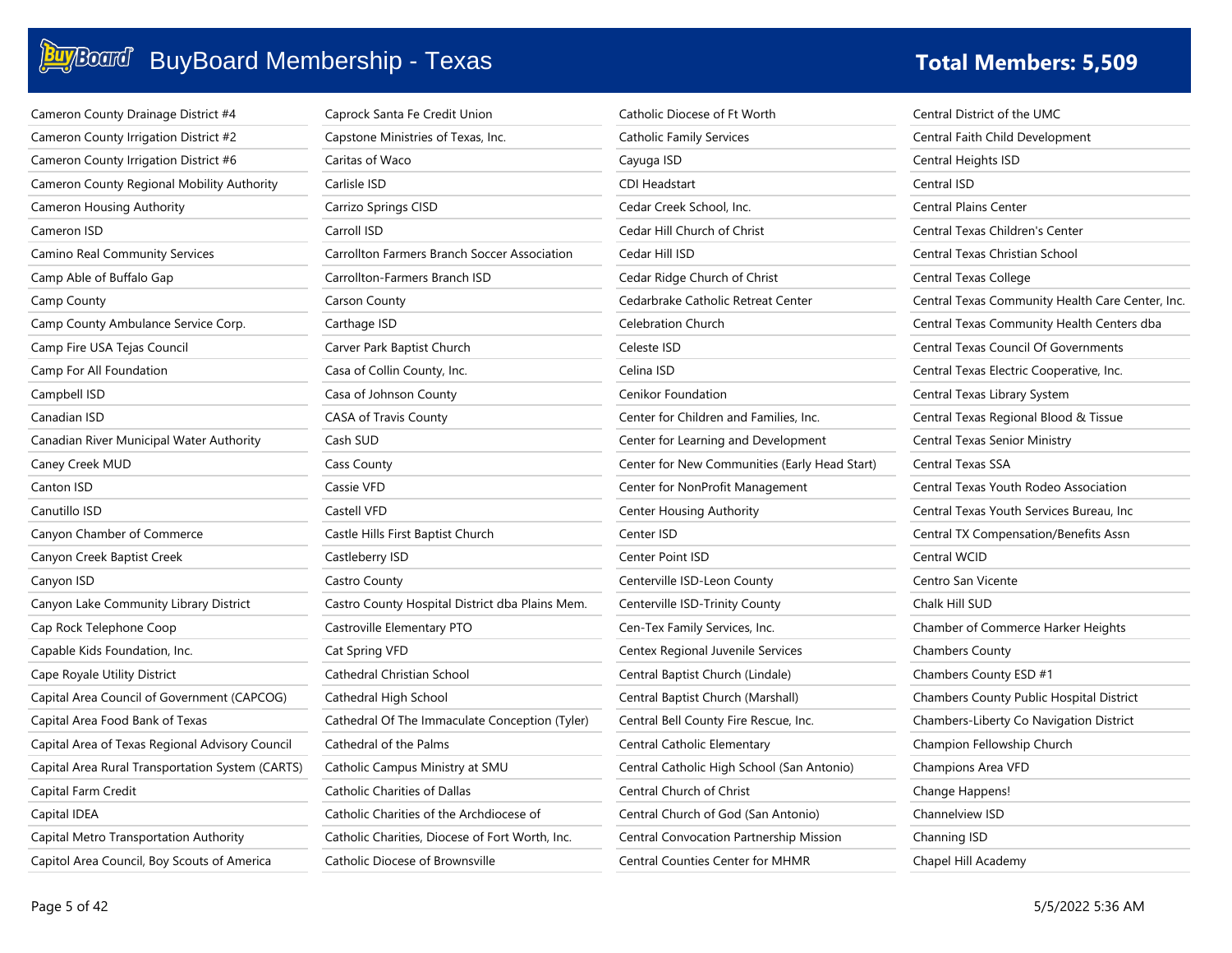# BuyBoard Membership - Texas

**Total Members: 5,509**

Cameron County Drainage District #4
Cameron County Irrigation District #2
Cameron County Irrigation District #6
Cameron County Regional Mobility Authority
Cameron Housing Authority
Cameron ISD
Camino Real Community Services
Camp Able of Buffalo Gap
Camp County
Camp County Ambulance Service Corp.
Camp Fire USA Tejas Council
Camp For All Foundation
Campbell ISD
Canadian ISD
Canadian River Municipal Water Authority
Caney Creek MUD
Canton ISD
Canutillo ISD
Canyon Chamber of Commerce
Canyon Creek Baptist Creek
Canyon ISD
Canyon Lake Community Library District
Cap Rock Telephone Coop
Capable Kids Foundation, Inc.
Cape Royale Utility District
Capital Area Council of Government (CAPCOG)
Capital Area Food Bank of Texas
Capital Area of Texas Regional Advisory Council
Capital Area Rural Transportation System (CARTS)
Capital Farm Credit
Capital IDEA
Capital Metro Transportation Authority
Capitol Area Council, Boy Scouts of America
Caprock Santa Fe Credit Union
Capstone Ministries of Texas, Inc.
Caritas of Waco
Carlisle ISD
Carrizo Springs CISD
Carroll ISD
Carrollton Farmers Branch Soccer Association
Carrollton-Farmers Branch ISD
Carson County
Carthage ISD
Carver Park Baptist Church
Casa of Collin County, Inc.
Casa of Johnson County
CASA of Travis County
Cash SUD
Cass County
Cassie VFD
Castell VFD
Castle Hills First Baptist Church
Castleberry ISD
Castro County
Castro County Hospital District dba Plains Mem.
Castroville Elementary PTO
Cat Spring VFD
Cathedral Christian School
Cathedral High School
Cathedral Of The Immaculate Conception (Tyler)
Cathedral of the Palms
Catholic Campus Ministry at SMU
Catholic Charities of Dallas
Catholic Charities of the Archdiocese of
Catholic Charities, Diocese of Fort Worth, Inc.
Catholic Diocese of Brownsville
Catholic Diocese of Ft Worth
Catholic Family Services
Cayuga ISD
CDI Headstart
Cedar Creek School, Inc.
Cedar Hill Church of Christ
Cedar Hill ISD
Cedar Ridge Church of Christ
Cedarbrake Catholic Retreat Center
Celebration Church
Celeste ISD
Celina ISD
Cenikor Foundation
Center for Children and Families, Inc.
Center for Learning and Development
Center for New Communities (Early Head Start)
Center for NonProfit Management
Center Housing Authority
Center ISD
Center Point ISD
Centerville ISD-Leon County
Centerville ISD-Trinity County
Cen-Tex Family Services, Inc.
Centex Regional Juvenile Services
Central Baptist Church (Lindale)
Central Baptist Church (Marshall)
Central Bell County Fire Rescue, Inc.
Central Catholic Elementary
Central Catholic High School (San Antonio)
Central Church of Christ
Central Church of God (San Antonio)
Central Convocation Partnership Mission
Central Counties Center for MHMR
Central District of the UMC
Central Faith Child Development
Central Heights ISD
Central ISD
Central Plains Center
Central Texas Children's Center
Central Texas Christian School
Central Texas College
Central Texas Community Health Care Center, Inc.
Central Texas Community Health Centers dba
Central Texas Council Of Governments
Central Texas Electric Cooperative, Inc.
Central Texas Library System
Central Texas Regional Blood & Tissue
Central Texas Senior Ministry
Central Texas SSA
Central Texas Youth Rodeo Association
Central Texas Youth Services Bureau, Inc
Central TX Compensation/Benefits Assn
Central WCID
Centro San Vicente
Chalk Hill SUD
Chamber of Commerce Harker Heights
Chambers County
Chambers County ESD #1
Chambers County Public Hospital District
Chambers-Liberty Co Navigation District
Champion Fellowship Church
Champions Area VFD
Change Happens!
Channelview ISD
Channing ISD
Chapel Hill Academy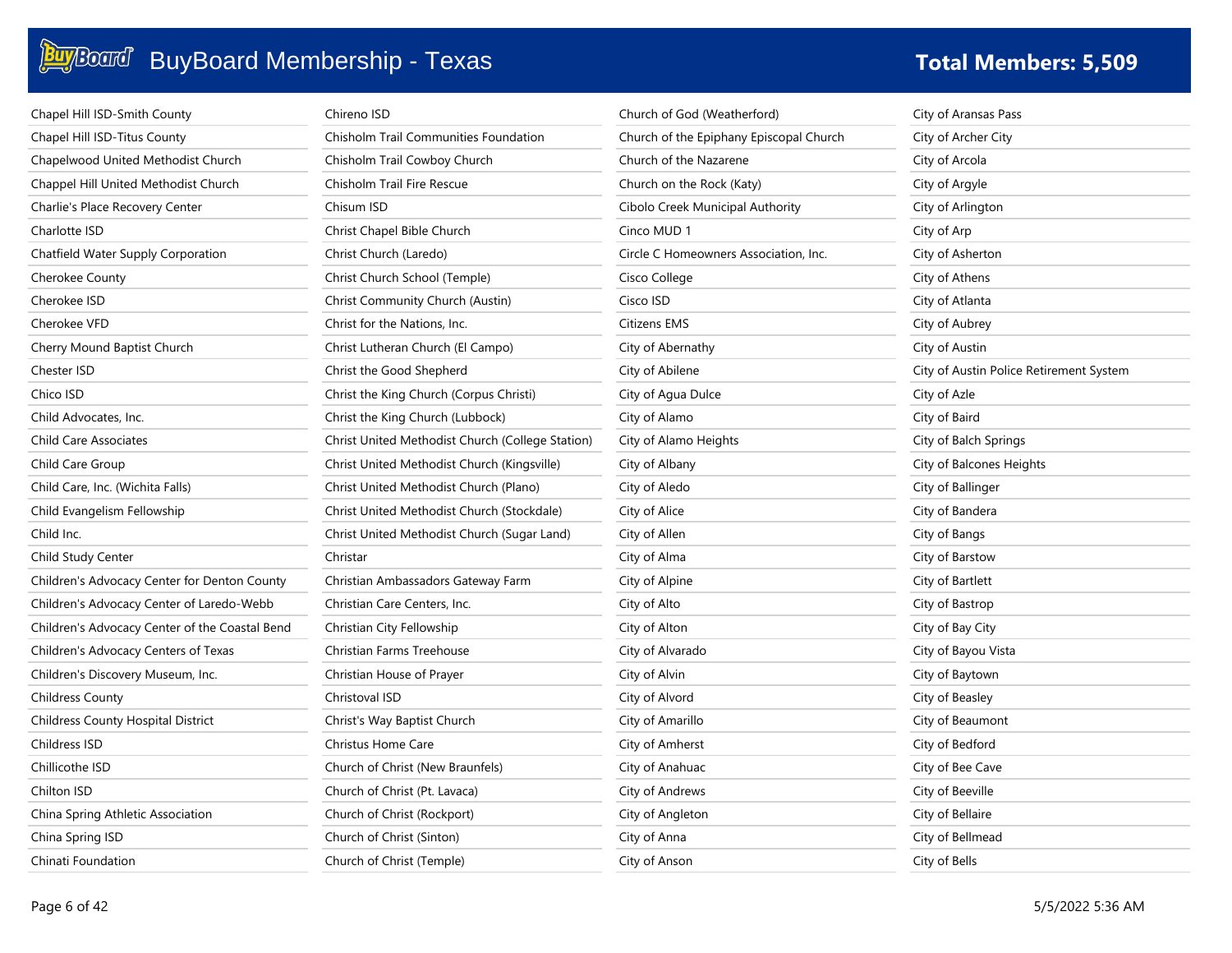# BuyBoard Membership - Texas

**Total Members: 5,509**

Chapel Hill ISD-Smith County
Chapel Hill ISD-Titus County
Chapelwood United Methodist Church
Chappel Hill United Methodist Church
Charlie's Place Recovery Center
Charlotte ISD
Chatfield Water Supply Corporation
Cherokee County
Cherokee ISD
Cherokee VFD
Cherry Mound Baptist Church
Chester ISD
Chico ISD
Child Advocates, Inc.
Child Care Associates
Child Care Group
Child Care, Inc. (Wichita Falls)
Child Evangelism Fellowship
Child Inc.
Child Study Center
Children's Advocacy Center for Denton County
Children's Advocacy Center of Laredo-Webb
Children's Advocacy Center of the Coastal Bend
Children's Advocacy Centers of Texas
Children's Discovery Museum, Inc.
Childress County
Childress County Hospital District
Childress ISD
Chillicothe ISD
Chilton ISD
China Spring Athletic Association
China Spring ISD
Chinati Foundation

Chireno ISD
Chisholm Trail Communities Foundation
Chisholm Trail Cowboy Church
Chisholm Trail Fire Rescue
Chisum ISD
Christ Chapel Bible Church
Christ Church (Laredo)
Christ Church School (Temple)
Christ Community Church (Austin)
Christ for the Nations, Inc.
Christ Lutheran Church (El Campo)
Christ the Good Shepherd
Christ the King Church (Corpus Christi)
Christ the King Church (Lubbock)
Christ United Methodist Church (College Station)
Christ United Methodist Church (Kingsville)
Christ United Methodist Church (Plano)
Christ United Methodist Church (Stockdale)
Christ United Methodist Church (Sugar Land)
Christar
Christian Ambassadors Gateway Farm
Christian Care Centers, Inc.
Christian City Fellowship
Christian Farms Treehouse
Christian House of Prayer
Christoval ISD
Christ's Way Baptist Church
Christus Home Care
Church of Christ (New Braunfels)
Church of Christ (Pt. Lavaca)
Church of Christ (Rockport)
Church of Christ (Sinton)
Church of Christ (Temple)

Church of God (Weatherford)
Church of the Epiphany Episcopal Church
Church of the Nazarene
Church on the Rock (Katy)
Cibolo Creek Municipal Authority
Cinco MUD 1
Circle C Homeowners Association, Inc.
Cisco College
Cisco ISD
Citizens EMS
City of Abernathy
City of Abilene
City of Agua Dulce
City of Alamo
City of Alamo Heights
City of Albany
City of Aledo
City of Alice
City of Allen
City of Alma
City of Alpine
City of Alto
City of Alton
City of Alvarado
City of Alvin
City of Alvord
City of Amarillo
City of Amherst
City of Anahuac
City of Andrews
City of Angleton
City of Anna
City of Anson

City of Aransas Pass
City of Archer City
City of Arcola
City of Argyle
City of Arlington
City of Arp
City of Asherton
City of Athens
City of Atlanta
City of Aubrey
City of Austin
City of Austin Police Retirement System
City of Azle
City of Baird
City of Balch Springs
City of Balcones Heights
City of Ballinger
City of Bandera
City of Bangs
City of Barstow
City of Bartlett
City of Bastrop
City of Bay City
City of Bayou Vista
City of Baytown
City of Beasley
City of Beaumont
City of Bedford
City of Bee Cave
City of Beeville
City of Bellaire
City of Bellmead
City of Bells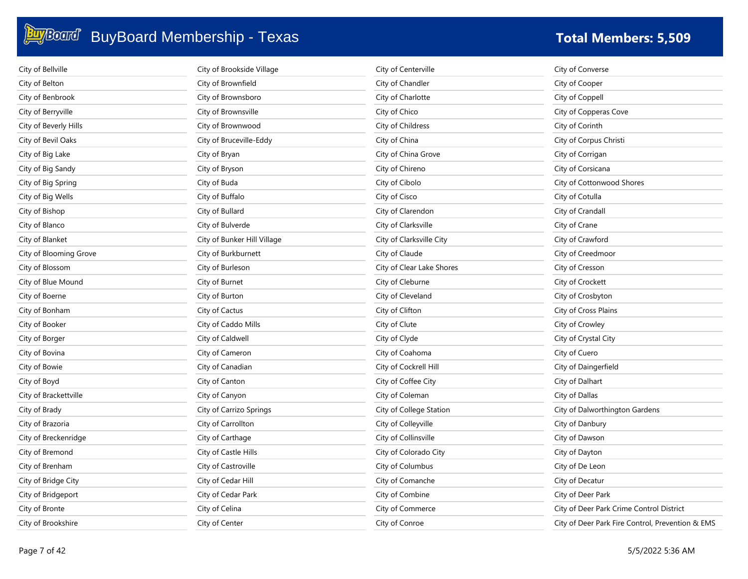# BuyBoard Membership - Texas

**Total Members: 5,509**

- City of Bellville
- City of Belton
- City of Benbrook
- City of Berryville
- City of Beverly Hills
- City of Bevil Oaks
- City of Big Lake
- City of Big Sandy
- City of Big Spring
- City of Big Wells
- City of Bishop
- City of Blanco
- City of Blanket
- City of Blooming Grove
- City of Blossom
- City of Blue Mound
- City of Boerne
- City of Bonham
- City of Booker
- City of Borger
- City of Bovina
- City of Bowie
- City of Boyd
- City of Brackettville
- City of Brady
- City of Brazoria
- City of Breckenridge
- City of Bremond
- City of Brenham
- City of Bridge City
- City of Bridgeport
- City of Bronte
- City of Brookshire
- City of Brookside Village
- City of Brownfield
- City of Brownsboro
- City of Brownsville
- City of Brownwood
- City of Bruceville-Eddy
- City of Bryan
- City of Bryson
- City of Buda
- City of Buffalo
- City of Bullard
- City of Bulverde
- City of Bunker Hill Village
- City of Burkburnett
- City of Burleson
- City of Burnet
- City of Burton
- City of Cactus
- City of Caddo Mills
- City of Caldwell
- City of Cameron
- City of Canadian
- City of Canton
- City of Canyon
- City of Carrizo Springs
- City of Carrollton
- City of Carthage
- City of Castle Hills
- City of Castroville
- City of Cedar Hill
- City of Cedar Park
- City of Celina
- City of Center
- City of Centerville
- City of Chandler
- City of Charlotte
- City of Chico
- City of Childress
- City of China
- City of China Grove
- City of Chireno
- City of Cibolo
- City of Cisco
- City of Clarendon
- City of Clarksville
- City of Clarksville City
- City of Claude
- City of Clear Lake Shores
- City of Cleburne
- City of Cleveland
- City of Clifton
- City of Clute
- City of Clyde
- City of Coahoma
- City of Cockrell Hill
- City of Coffee City
- City of Coleman
- City of College Station
- City of Colleyville
- City of Collinsville
- City of Colorado City
- City of Columbus
- City of Comanche
- City of Combine
- City of Commerce
- City of Conroe
- City of Converse
- City of Cooper
- City of Coppell
- City of Copperas Cove
- City of Corinth
- City of Corpus Christi
- City of Corrigan
- City of Corsicana
- City of Cottonwood Shores
- City of Cotulla
- City of Crandall
- City of Crane
- City of Crawford
- City of Creedmoor
- City of Cresson
- City of Crockett
- City of Crosbyton
- City of Cross Plains
- City of Crowley
- City of Crystal City
- City of Cuero
- City of Daingerfield
- City of Dalhart
- City of Dallas
- City of Dalworthington Gardens
- City of Danbury
- City of Dawson
- City of Dayton
- City of De Leon
- City of Decatur
- City of Deer Park
- City of Deer Park Crime Control District
- City of Deer Park Fire Control, Prevention & EMS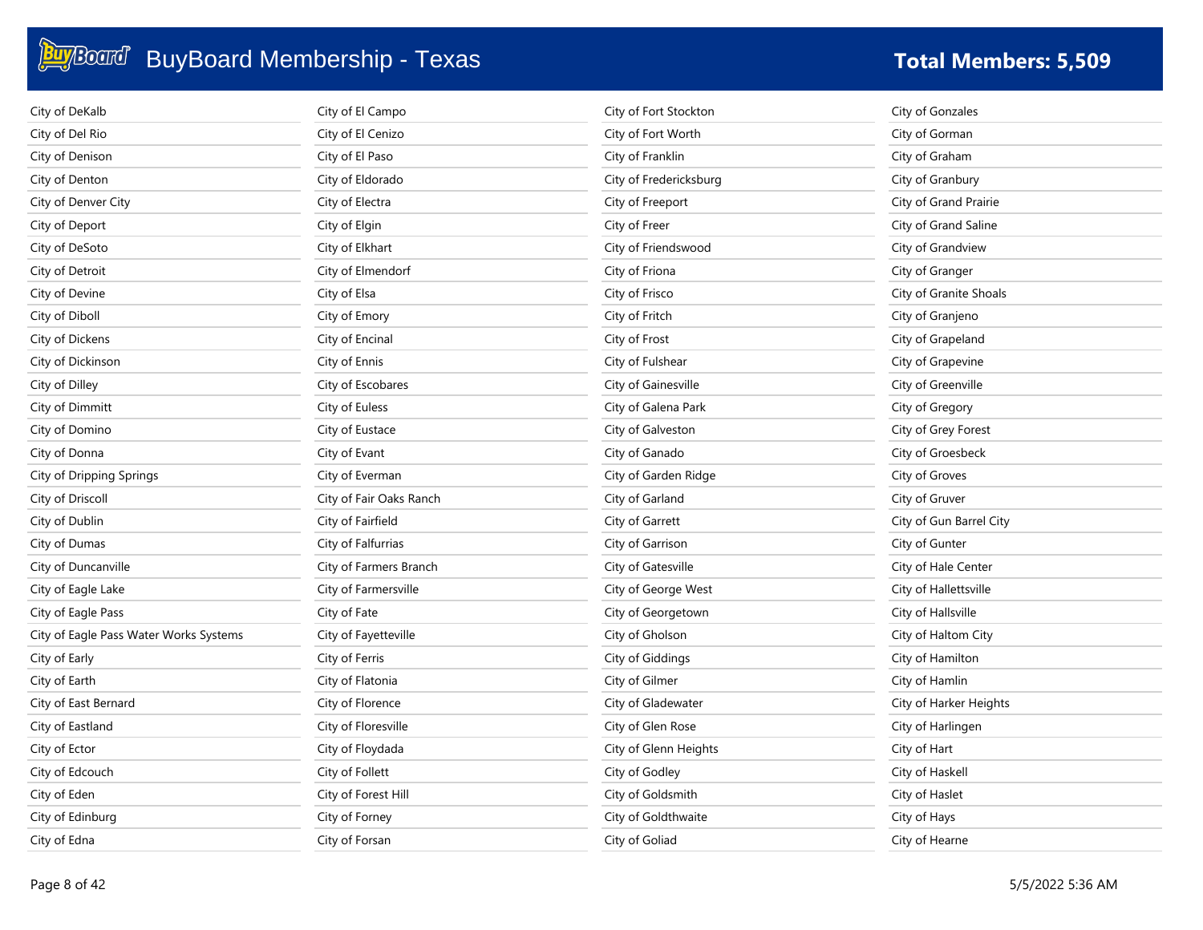# BuyBoard Membership - Texas

**Total Members: 5,509**

City of DeKalb
City of Del Rio
City of Denison
City of Denton
City of Denver City
City of Deport
City of DeSoto
City of Detroit
City of Devine
City of Diboll
City of Dickens
City of Dickinson
City of Dilley
City of Dimmitt
City of Domino
City of Donna
City of Dripping Springs
City of Driscoll
City of Dublin
City of Dumas
City of Duncanville
City of Eagle Lake
City of Eagle Pass
City of Eagle Pass Water Works Systems
City of Early
City of Earth
City of East Bernard
City of Eastland
City of Ector
City of Edcouch
City of Eden
City of Edinburg
City of Edna
City of El Campo
City of El Cenizo
City of El Paso
City of Eldorado
City of Electra
City of Elgin
City of Elkhart
City of Elmendorf
City of Elsa
City of Emory
City of Encinal
City of Ennis
City of Escobares
City of Euless
City of Eustace
City of Evant
City of Everman
City of Fair Oaks Ranch
City of Fairfield
City of Falfurrias
City of Farmers Branch
City of Farmersville
City of Fate
City of Fayetteville
City of Ferris
City of Flatonia
City of Florence
City of Floresville
City of Floydada
City of Follett
City of Forest Hill
City of Forney
City of Forsan
City of Fort Stockton
City of Fort Worth
City of Franklin
City of Fredericksburg
City of Freeport
City of Freer
City of Friendswood
City of Friona
City of Frisco
City of Fritch
City of Frost
City of Fulshear
City of Gainesville
City of Galena Park
City of Galveston
City of Ganado
City of Garden Ridge
City of Garland
City of Garrett
City of Garrison
City of Gatesville
City of George West
City of Georgetown
City of Gholson
City of Giddings
City of Gilmer
City of Gladewater
City of Glen Rose
City of Glenn Heights
City of Godley
City of Goldsmith
City of Goldthwaite
City of Goliad
City of Gonzales
City of Gorman
City of Graham
City of Granbury
City of Grand Prairie
City of Grand Saline
City of Grandview
City of Granger
City of Granite Shoals
City of Granjeno
City of Grapeland
City of Grapevine
City of Greenville
City of Gregory
City of Grey Forest
City of Groesbeck
City of Groves
City of Gruver
City of Gun Barrel City
City of Gunter
City of Hale Center
City of Hallettsville
City of Hallsville
City of Haltom City
City of Hamilton
City of Hamlin
City of Harker Heights
City of Harlingen
City of Hart
City of Haskell
City of Haslet
City of Hays
City of Hearne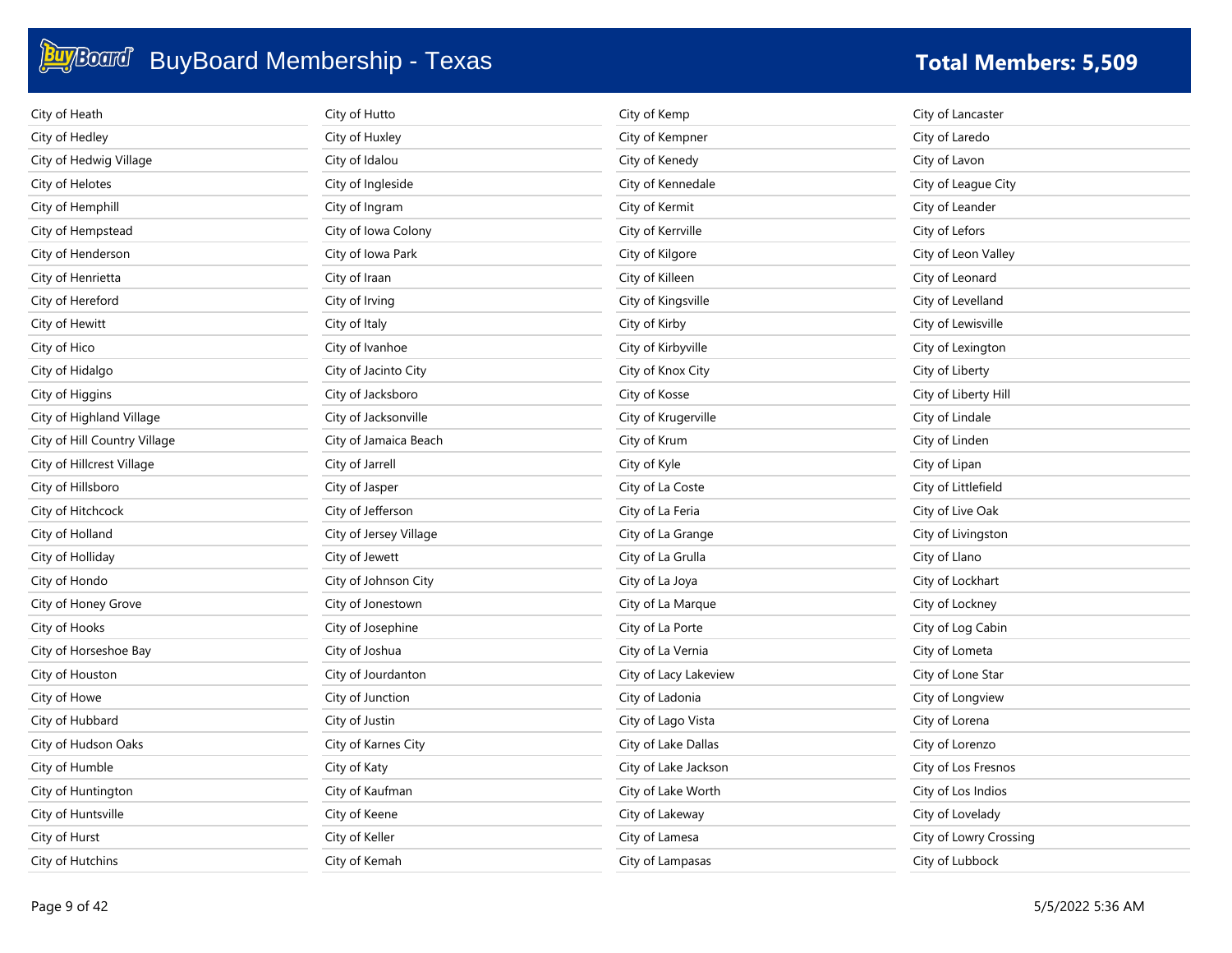# BuyBoard Membership - Texas

**Total Members: 5,509**

City of Heath
City of Hedley
City of Hedwig Village
City of Helotes
City of Hemphill
City of Hempstead
City of Henderson
City of Henrietta
City of Hereford
City of Hewitt
City of Hico
City of Hidalgo
City of Higgins
City of Highland Village
City of Hill Country Village
City of Hillcrest Village
City of Hillsboro
City of Hitchcock
City of Holland
City of Holliday
City of Hondo
City of Honey Grove
City of Hooks
City of Horseshoe Bay
City of Houston
City of Howe
City of Hubbard
City of Hudson Oaks
City of Humble
City of Huntington
City of Huntsville
City of Hurst
City of Hutchins
City of Hutto
City of Huxley
City of Idalou
City of Ingleside
City of Ingram
City of Iowa Colony
City of Iowa Park
City of Iraan
City of Irving
City of Italy
City of Ivanhoe
City of Jacinto City
City of Jacksboro
City of Jacksonville
City of Jamaica Beach
City of Jarrell
City of Jasper
City of Jefferson
City of Jersey Village
City of Jewett
City of Johnson City
City of Jonestown
City of Josephine
City of Joshua
City of Jourdanton
City of Junction
City of Justin
City of Karnes City
City of Katy
City of Kaufman
City of Keene
City of Keller
City of Kemah
City of Kemp
City of Kempner
City of Kenedy
City of Kennedale
City of Kermit
City of Kerrville
City of Kilgore
City of Killeen
City of Kingsville
City of Kirby
City of Kirbyville
City of Knox City
City of Kosse
City of Krugerville
City of Krum
City of Kyle
City of La Coste
City of La Feria
City of La Grange
City of La Grulla
City of La Joya
City of La Marque
City of La Porte
City of La Vernia
City of Lacy Lakeview
City of Ladonia
City of Lago Vista
City of Lake Dallas
City of Lake Jackson
City of Lake Worth
City of Lakeway
City of Lamesa
City of Lampasas
City of Lancaster
City of Laredo
City of Lavon
City of League City
City of Leander
City of Lefors
City of Leon Valley
City of Leonard
City of Levelland
City of Lewisville
City of Lexington
City of Liberty
City of Liberty Hill
City of Lindale
City of Linden
City of Lipan
City of Littlefield
City of Live Oak
City of Livingston
City of Llano
City of Lockhart
City of Lockney
City of Log Cabin
City of Lometa
City of Lone Star
City of Longview
City of Lorena
City of Lorenzo
City of Los Fresnos
City of Los Indios
City of Lovelady
City of Lowry Crossing
City of Lubbock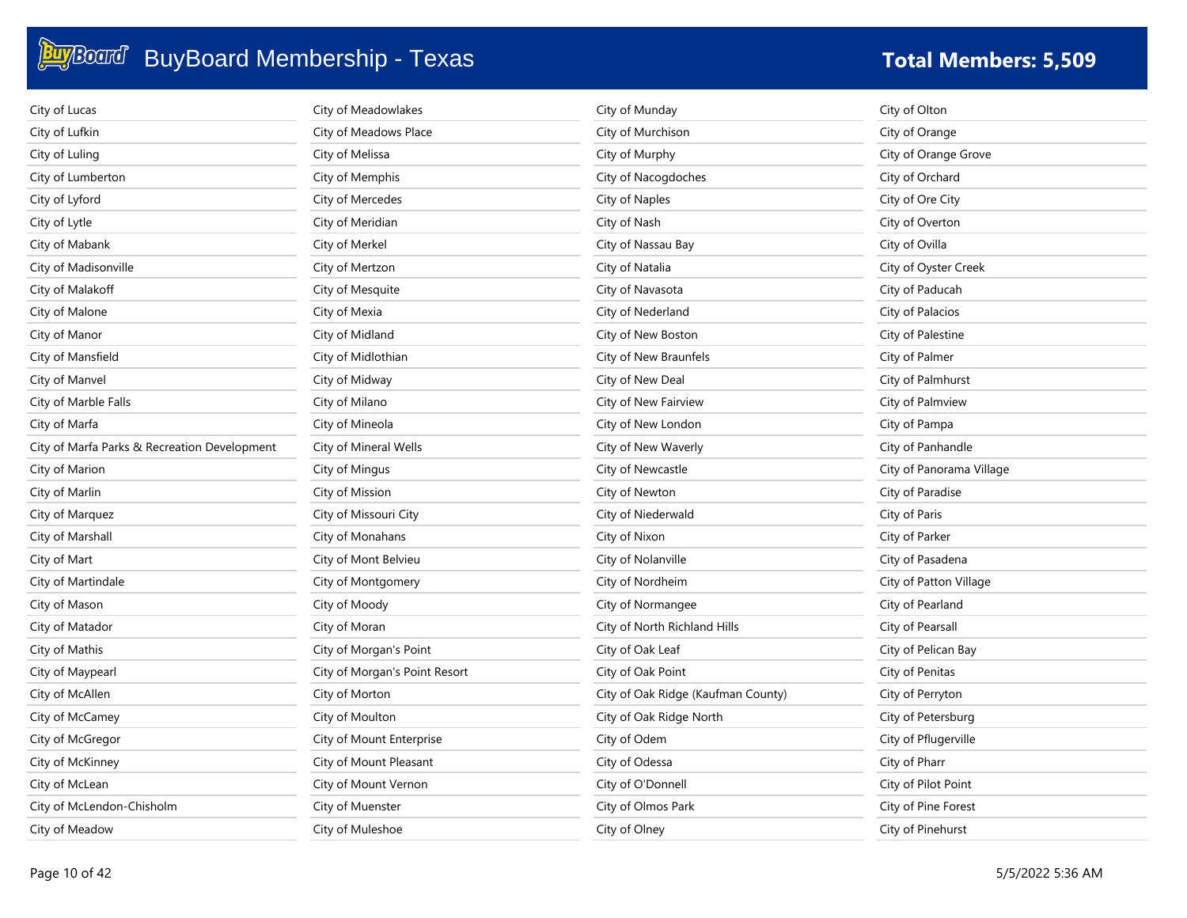# BuyBoard Membership - Texas

**Total Members: 5,509**

City of Lucas
City of Lufkin
City of Luling
City of Lumberton
City of Lyford
City of Lytle
City of Mabank
City of Madisonville
City of Malakoff
City of Malone
City of Manor
City of Mansfield
City of Manvel
City of Marble Falls
City of Marfa
City of Marfa Parks & Recreation Development
City of Marion
City of Marlin
City of Marquez
City of Marshall
City of Mart
City of Martindale
City of Mason
City of Matador
City of Mathis
City of Maypearl
City of McAllen
City of McCamey
City of McGregor
City of McKinney
City of McLean
City of McLendon-Chisholm
City of Meadow
City of Meadowlakes
City of Meadows Place
City of Melissa
City of Memphis
City of Mercedes
City of Meridian
City of Merkel
City of Mertzon
City of Mesquite
City of Mexia
City of Midland
City of Midlothian
City of Midway
City of Milano
City of Mineola
City of Mineral Wells
City of Mingus
City of Mission
City of Missouri City
City of Monahans
City of Mont Belvieu
City of Montgomery
City of Moody
City of Moran
City of Morgan's Point
City of Morgan's Point Resort
City of Morton
City of Moulton
City of Mount Enterprise
City of Mount Pleasant
City of Mount Vernon
City of Muenster
City of Muleshoe
City of Munday
City of Murchison
City of Murphy
City of Nacogdoches
City of Naples
City of Nash
City of Nassau Bay
City of Natalia
City of Navasota
City of Nederland
City of New Boston
City of New Braunfels
City of New Deal
City of New Fairview
City of New London
City of New Waverly
City of Newcastle
City of Newton
City of Niederwald
City of Nixon
City of Nolanville
City of Nordheim
City of Normangee
City of North Richland Hills
City of Oak Leaf
City of Oak Point
City of Oak Ridge (Kaufman County)
City of Oak Ridge North
City of Odem
City of Odessa
City of O'Donnell
City of Olmos Park
City of Olney
City of Olton
City of Orange
City of Orange Grove
City of Orchard
City of Ore City
City of Overton
City of Ovilla
City of Oyster Creek
City of Paducah
City of Palacios
City of Palestine
City of Palmer
City of Palmhurst
City of Palmview
City of Pampa
City of Panhandle
City of Panorama Village
City of Paradise
City of Paris
City of Parker
City of Pasadena
City of Patton Village
City of Pearland
City of Pearsall
City of Pelican Bay
City of Penitas
City of Perryton
City of Petersburg
City of Pflugerville
City of Pharr
City of Pilot Point
City of Pine Forest
City of Pinehurst

5/5/2022 5:36 AM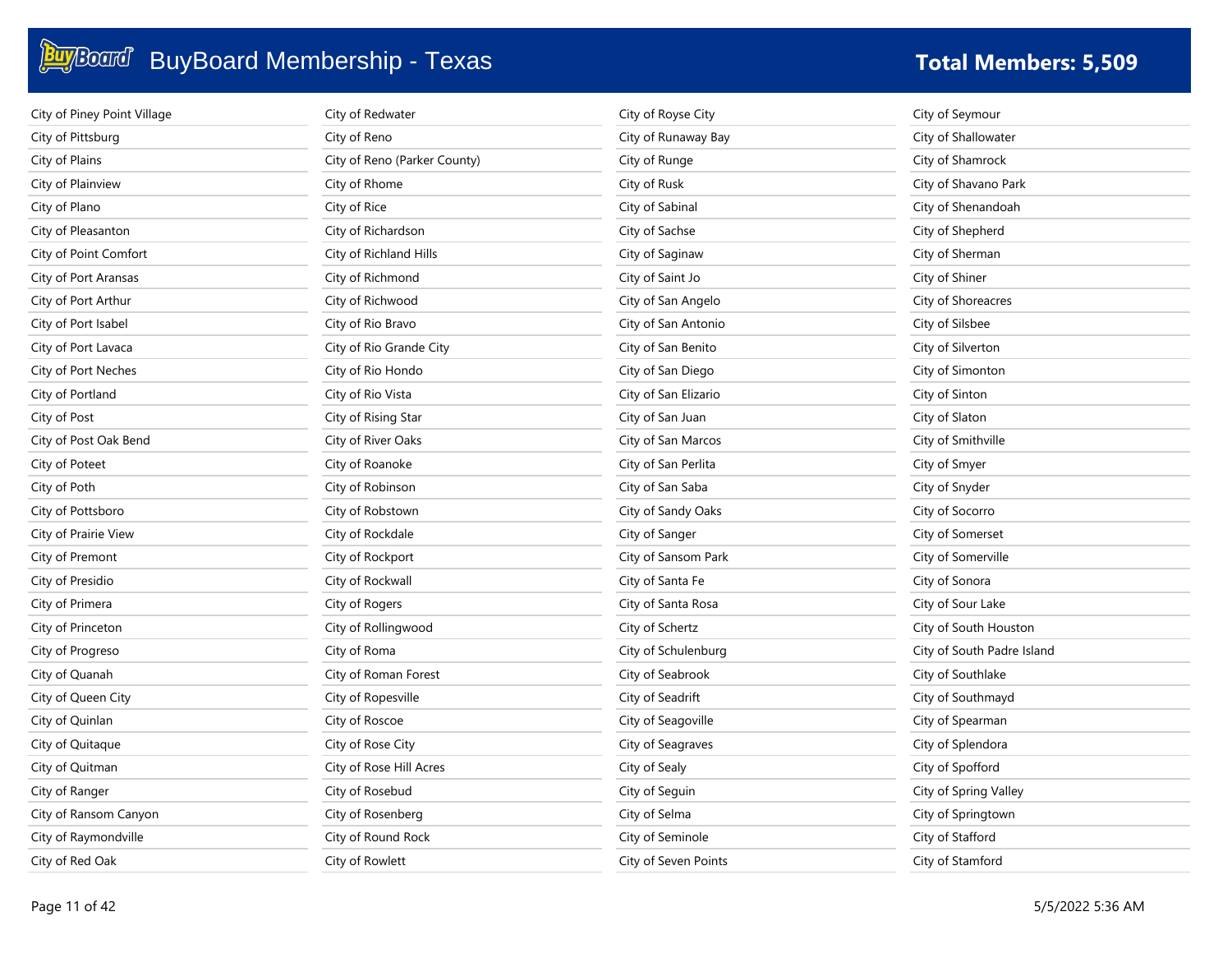# BuyBoard Membership - Texas

**Total Members: 5,509**

City of Piney Point Village
City of Pittsburg
City of Plains
City of Plainview
City of Plano
City of Pleasanton
City of Point Comfort
City of Port Aransas
City of Port Arthur
City of Port Isabel
City of Port Lavaca
City of Port Neches
City of Portland
City of Post
City of Post Oak Bend
City of Poteet
City of Poth
City of Pottsboro
City of Prairie View
City of Premont
City of Presidio
City of Primera
City of Princeton
City of Progreso
City of Quanah
City of Queen City
City of Quinlan
City of Quitaque
City of Quitman
City of Ranger
City of Ransom Canyon
City of Raymondville
City of Red Oak
City of Redwater
City of Reno
City of Reno (Parker County)
City of Rhome
City of Rice
City of Richardson
City of Richland Hills
City of Richmond
City of Richwood
City of Rio Bravo
City of Rio Grande City
City of Rio Hondo
City of Rio Vista
City of Rising Star
City of River Oaks
City of Roanoke
City of Robinson
City of Robstown
City of Rockdale
City of Rockport
City of Rockwall
City of Rogers
City of Rollingwood
City of Roma
City of Roman Forest
City of Ropesville
City of Roscoe
City of Rose City
City of Rose Hill Acres
City of Rosebud
City of Rosenberg
City of Round Rock
City of Rowlett
City of Royse City
City of Runaway Bay
City of Runge
City of Rusk
City of Sabinal
City of Sachse
City of Saginaw
City of Saint Jo
City of San Angelo
City of San Antonio
City of San Benito
City of San Diego
City of San Elizario
City of San Juan
City of San Marcos
City of San Perlita
City of San Saba
City of Sandy Oaks
City of Sanger
City of Sansom Park
City of Santa Fe
City of Santa Rosa
City of Schertz
City of Schulenburg
City of Seabrook
City of Seadrift
City of Seagoville
City of Seagraves
City of Sealy
City of Seguin
City of Selma
City of Seminole
City of Seven Points
City of Seymour
City of Shallowater
City of Shamrock
City of Shavano Park
City of Shenandoah
City of Shepherd
City of Sherman
City of Shiner
City of Shoreacres
City of Silsbee
City of Silverton
City of Simonton
City of Sinton
City of Slaton
City of Smithville
City of Smyer
City of Snyder
City of Socorro
City of Somerset
City of Somerville
City of Sonora
City of Sour Lake
City of South Houston
City of South Padre Island
City of Southlake
City of Southmayd
City of Spearman
City of Splendora
City of Spofford
City of Spring Valley
City of Springtown
City of Stafford
City of Stamford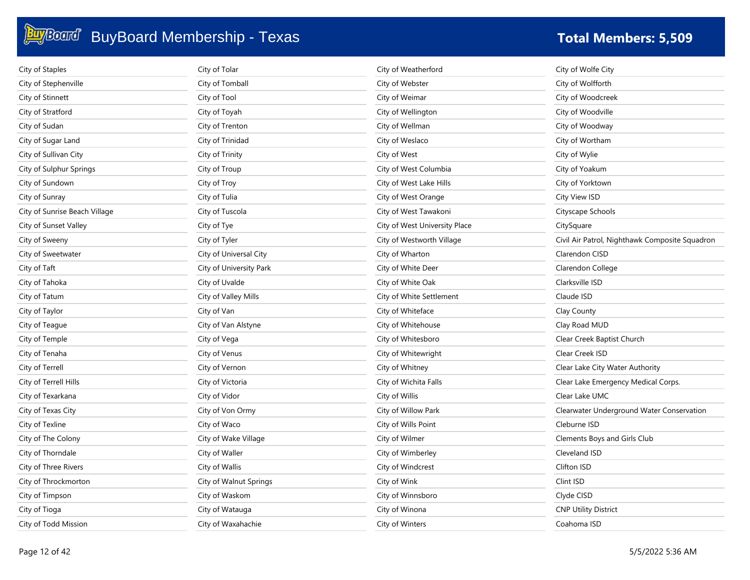# BuyBoard Membership - Texas

**Total Members: 5,509**

City of Staples
City of Stephenville
City of Stinnett
City of Stratford
City of Sudan
City of Sugar Land
City of Sullivan City
City of Sulphur Springs
City of Sundown
City of Sunray
City of Sunrise Beach Village
City of Sunset Valley
City of Sweeny
City of Sweetwater
City of Taft
City of Tahoka
City of Tatum
City of Taylor
City of Teague
City of Temple
City of Tenaha
City of Terrell
City of Terrell Hills
City of Texarkana
City of Texas City
City of Texline
City of The Colony
City of Thorndale
City of Three Rivers
City of Throckmorton
City of Timpson
City of Tioga
City of Todd Mission
City of Tolar
City of Tomball
City of Tool
City of Toyah
City of Trenton
City of Trinidad
City of Trinity
City of Troup
City of Troy
City of Tulia
City of Tuscola
City of Tye
City of Tyler
City of Universal City
City of University Park
City of Uvalde
City of Valley Mills
City of Van
City of Van Alstyne
City of Vega
City of Venus
City of Vernon
City of Victoria
City of Vidor
City of Von Ormy
City of Waco
City of Wake Village
City of Waller
City of Wallis
City of Walnut Springs
City of Waskom
City of Watauga
City of Waxahachie
City of Weatherford
City of Webster
City of Weimar
City of Wellington
City of Wellman
City of Weslaco
City of West
City of West Columbia
City of West Lake Hills
City of West Orange
City of West Tawakoni
City of West University Place
City of Westworth Village
City of Wharton
City of White Deer
City of White Oak
City of White Settlement
City of Whiteface
City of Whitehouse
City of Whitesboro
City of Whitewright
City of Whitney
City of Wichita Falls
City of Willis
City of Willow Park
City of Wills Point
City of Wilmer
City of Wimberley
City of Windcrest
City of Wink
City of Winnsboro
City of Winona
City of Winters
City of Wolfe City
City of Wolfforth
City of Woodcreek
City of Woodville
City of Woodway
City of Wortham
City of Wylie
City of Yoakum
City of Yorktown
City View ISD
Cityscape Schools
CitySquare
Civil Air Patrol, Nighthawk Composite Squadron
Clarendon CISD
Clarendon College
Clarksville ISD
Claude ISD
Clay County
Clay Road MUD
Clear Creek Baptist Church
Clear Creek ISD
Clear Lake City Water Authority
Clear Lake Emergency Medical Corps.
Clear Lake UMC
Clearwater Underground Water Conservation
Cleburne ISD
Clements Boys and Girls Club
Cleveland ISD
Clifton ISD
Clint ISD
Clyde CISD
CNP Utility District
Coahoma ISD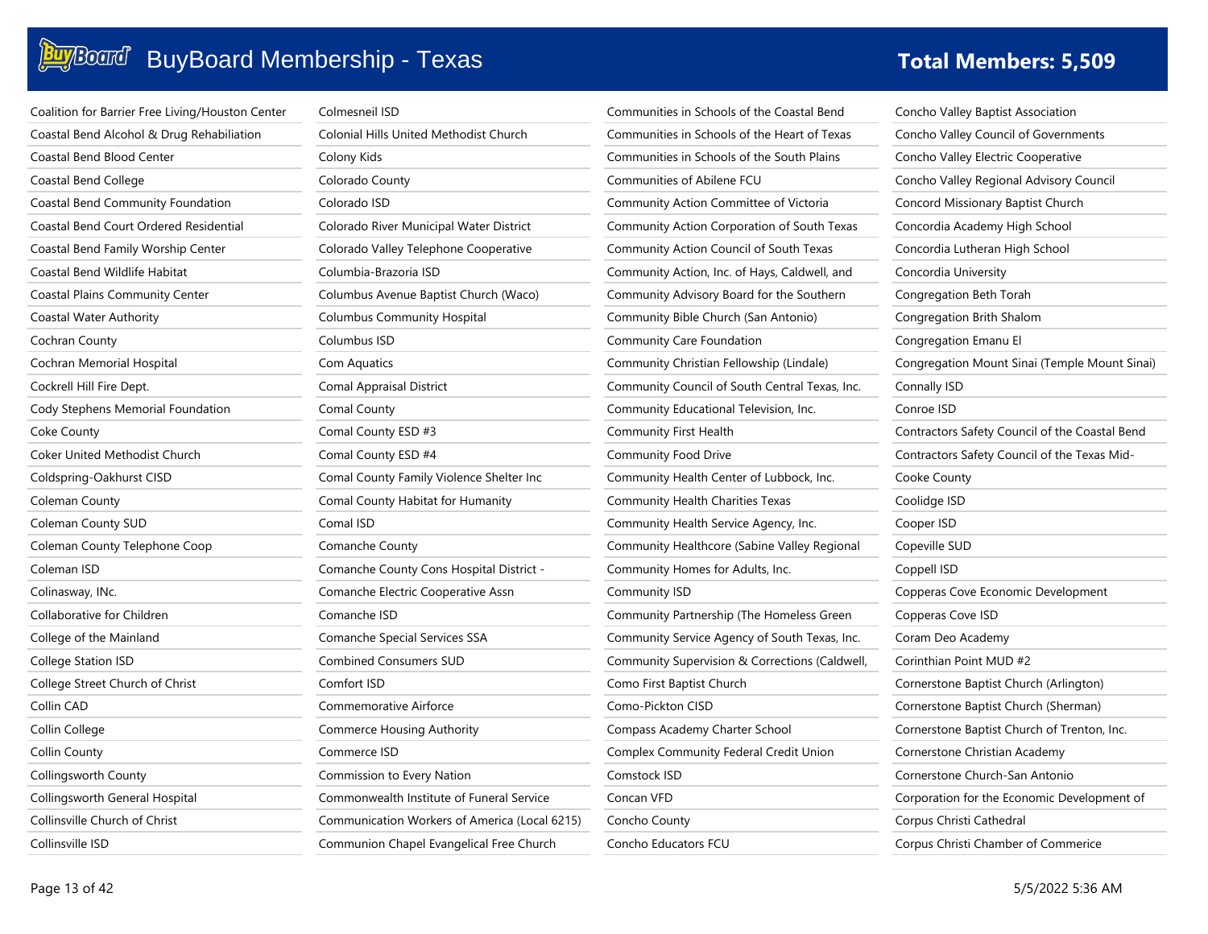# BuyBoard Membership - Texas

**Total Members: 5,509**

Coalition for Barrier Free Living/Houston Center
Coastal Bend Alcohol & Drug Rehabiliation
Coastal Bend Blood Center
Coastal Bend College
Coastal Bend Community Foundation
Coastal Bend Court Ordered Residential
Coastal Bend Family Worship Center
Coastal Bend Wildlife Habitat
Coastal Plains Community Center
Coastal Water Authority
Cochran County
Cochran Memorial Hospital
Cockrell Hill Fire Dept.
Cody Stephens Memorial Foundation
Coke County
Coker United Methodist Church
Coldspring-Oakhurst CISD
Coleman County
Coleman County SUD
Coleman County Telephone Coop
Coleman ISD
Colinasway, INc.
Collaborative for Children
College of the Mainland
College Station ISD
College Street Church of Christ
Collin CAD
Collin College
Collin County
Collingsworth County
Collingsworth General Hospital
Collinsville Church of Christ
Collinsville ISD
Colmesneil ISD
Colonial Hills United Methodist Church
Colony Kids
Colorado County
Colorado ISD
Colorado River Municipal Water District
Colorado Valley Telephone Cooperative
Columbia-Brazoria ISD
Columbus Avenue Baptist Church (Waco)
Columbus Community Hospital
Columbus ISD
Com Aquatics
Comal Appraisal District
Comal County
Comal County ESD #3
Comal County ESD #4
Comal County Family Violence Shelter Inc
Comal County Habitat for Humanity
Comal ISD
Comanche County
Comanche County Cons Hospital District -
Comanche Electric Cooperative Assn
Comanche ISD
Comanche Special Services SSA
Combined Consumers SUD
Comfort ISD
Commemorative Airforce
Commerce Housing Authority
Commerce ISD
Commission to Every Nation
Commonwealth Institute of Funeral Service
Communication Workers of America (Local 6215)
Communion Chapel Evangelical Free Church
Communities in Schools of the Coastal Bend
Communities in Schools of the Heart of Texas
Communities in Schools of the South Plains
Communities of Abilene FCU
Community Action Committee of Victoria
Community Action Corporation of South Texas
Community Action Council of South Texas
Community Action, Inc. of Hays, Caldwell, and
Community Advisory Board for the Southern
Community Bible Church (San Antonio)
Community Care Foundation
Community Christian Fellowship (Lindale)
Community Council of South Central Texas, Inc.
Community Educational Television, Inc.
Community First Health
Community Food Drive
Community Health Center of Lubbock, Inc.
Community Health Charities Texas
Community Health Service Agency, Inc.
Community Healthcore (Sabine Valley Regional
Community Homes for Adults, Inc.
Community ISD
Community Partnership (The Homeless Green
Community Service Agency of South Texas, Inc.
Community Supervision & Corrections (Caldwell,
Como First Baptist Church
Como-Pickton CISD
Compass Academy Charter School
Complex Community Federal Credit Union
Comstock ISD
Concan VFD
Concho County
Concho Educators FCU
Concho Valley Baptist Association
Concho Valley Council of Governments
Concho Valley Electric Cooperative
Concho Valley Regional Advisory Council
Concord Missionary Baptist Church
Concordia Academy High School
Concordia Lutheran High School
Concordia University
Congregation Beth Torah
Congregation Brith Shalom
Congregation Emanu El
Congregation Mount Sinai (Temple Mount Sinai)
Connally ISD
Conroe ISD
Contractors Safety Council of the Coastal Bend
Contractors Safety Council of the Texas Mid-
Cooke County
Coolidge ISD
Cooper ISD
Copeville SUD
Coppell ISD
Copperas Cove Economic Development
Copperas Cove ISD
Coram Deo Academy
Corinthian Point MUD #2
Cornerstone Baptist Church (Arlington)
Cornerstone Baptist Church (Sherman)
Cornerstone Baptist Church of Trenton, Inc.
Cornerstone Christian Academy
Cornerstone Church-San Antonio
Corporation for the Economic Development of
Corpus Christi Cathedral
Corpus Christi Chamber of Commerce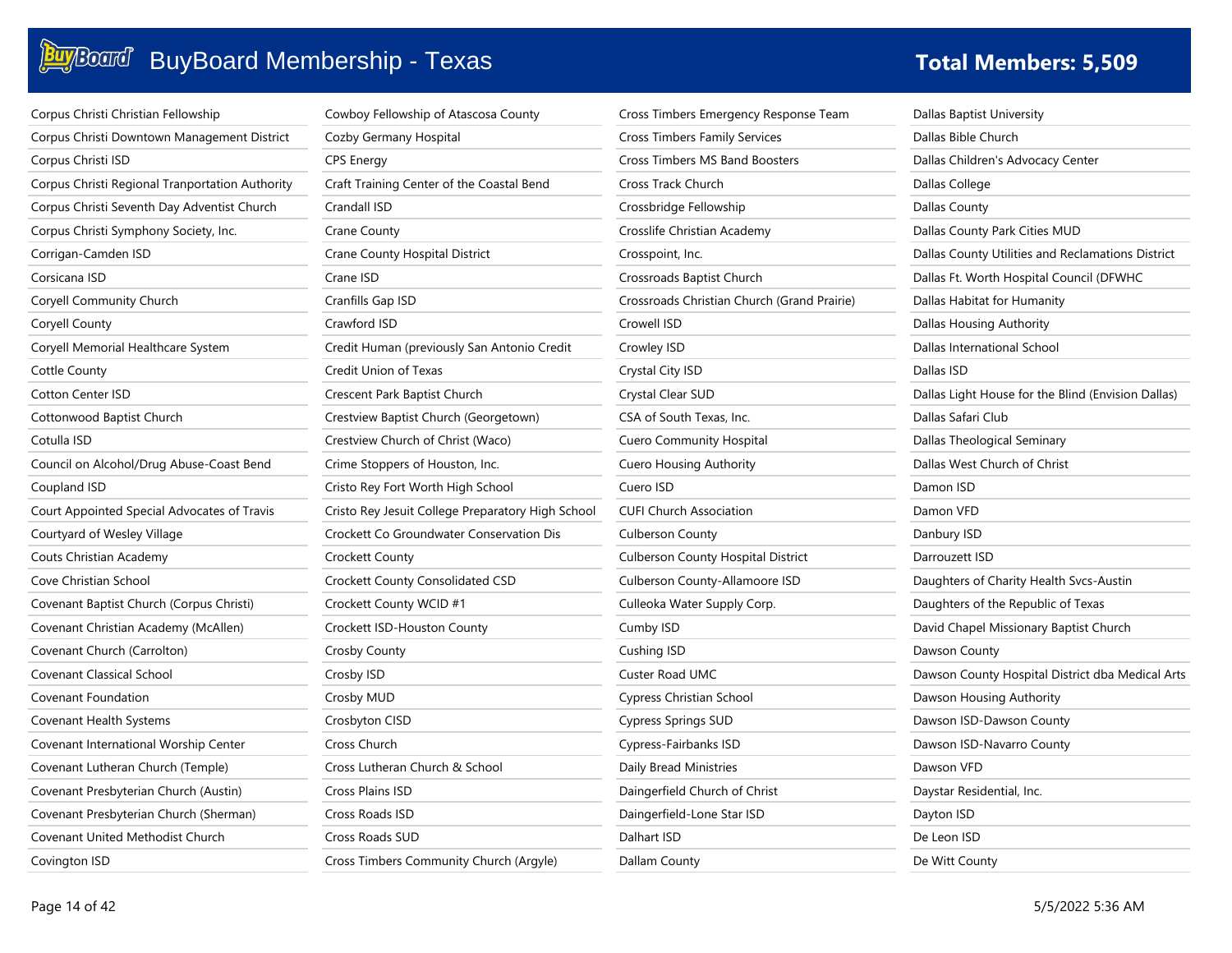# BuyBoard Membership - Texas

**Total Members: 5,509**

Corpus Christi Christian Fellowship
Corpus Christi Downtown Management District
Corpus Christi ISD
Corpus Christi Regional Tranportation Authority
Corpus Christi Seventh Day Adventist Church
Corpus Christi Symphony Society, Inc.
Corrigan-Camden ISD
Corsicana ISD
Coryell Community Church
Coryell County
Coryell Memorial Healthcare System
Cottle County
Cotton Center ISD
Cottonwood Baptist Church
Cotulla ISD
Council on Alcohol/Drug Abuse-Coast Bend
Coupland ISD
Court Appointed Special Advocates of Travis
Courtyard of Wesley Village
Couts Christian Academy
Cove Christian School
Covenant Baptist Church (Corpus Christi)
Covenant Christian Academy (McAllen)
Covenant Church (Carrolton)
Covenant Classical School
Covenant Foundation
Covenant Health Systems
Covenant International Worship Center
Covenant Lutheran Church (Temple)
Covenant Presbyterian Church (Austin)
Covenant Presbyterian Church (Sherman)
Covenant United Methodist Church
Covington ISD
Cowboy Fellowship of Atascosa County
Cozby Germany Hospital
CPS Energy
Craft Training Center of the Coastal Bend
Crandall ISD
Crane County
Crane County Hospital District
Crane ISD
Cranfills Gap ISD
Crawford ISD
Credit Human (previously San Antonio Credit
Credit Union of Texas
Crescent Park Baptist Church
Crestview Baptist Church (Georgetown)
Crestview Church of Christ (Waco)
Crime Stoppers of Houston, Inc.
Cristo Rey Fort Worth High School
Cristo Rey Jesuit College Preparatory High School
Crockett Co Groundwater Conservation Dis
Crockett County
Crockett County Consolidated CSD
Crockett County WCID #1
Crockett ISD-Houston County
Crosby County
Crosby ISD
Crosby MUD
Crosbyton CISD
Cross Church
Cross Lutheran Church & School
Cross Plains ISD
Cross Roads ISD
Cross Roads SUD
Cross Timbers Community Church (Argyle)
Cross Timbers Emergency Response Team
Cross Timbers Family Services
Cross Timbers MS Band Boosters
Cross Track Church
Crossbridge Fellowship
Crosslife Christian Academy
Crosspoint, Inc.
Crossroads Baptist Church
Crossroads Christian Church (Grand Prairie)
Crowell ISD
Crowley ISD
Crystal City ISD
Crystal Clear SUD
CSA of South Texas, Inc.
Cuero Community Hospital
Cuero Housing Authority
Cuero ISD
CUFI Church Association
Culberson County
Culberson County Hospital District
Culberson County-Allamoore ISD
Culleoka Water Supply Corp.
Cumby ISD
Cushing ISD
Custer Road UMC
Cypress Christian School
Cypress Springs SUD
Cypress-Fairbanks ISD
Daily Bread Ministries
Daingerfield Church of Christ
Daingerfield-Lone Star ISD
Dalhart ISD
Dallam County
Dallas Baptist University
Dallas Bible Church
Dallas Children's Advocacy Center
Dallas College
Dallas County
Dallas County Park Cities MUD
Dallas County Utilities and Reclamations District
Dallas Ft. Worth Hospital Council (DFWHC
Dallas Habitat for Humanity
Dallas Housing Authority
Dallas International School
Dallas ISD
Dallas Light House for the Blind (Envision Dallas)
Dallas Safari Club
Dallas Theological Seminary
Dallas West Church of Christ
Damon ISD
Damon VFD
Danbury ISD
Darrouzett ISD
Daughters of Charity Health Svcs-Austin
Daughters of the Republic of Texas
David Chapel Missionary Baptist Church
Dawson County
Dawson County Hospital District dba Medical Arts
Dawson Housing Authority
Dawson ISD-Dawson County
Dawson ISD-Navarro County
Dawson VFD
Daystar Residential, Inc.
Dayton ISD
De Leon ISD
De Witt County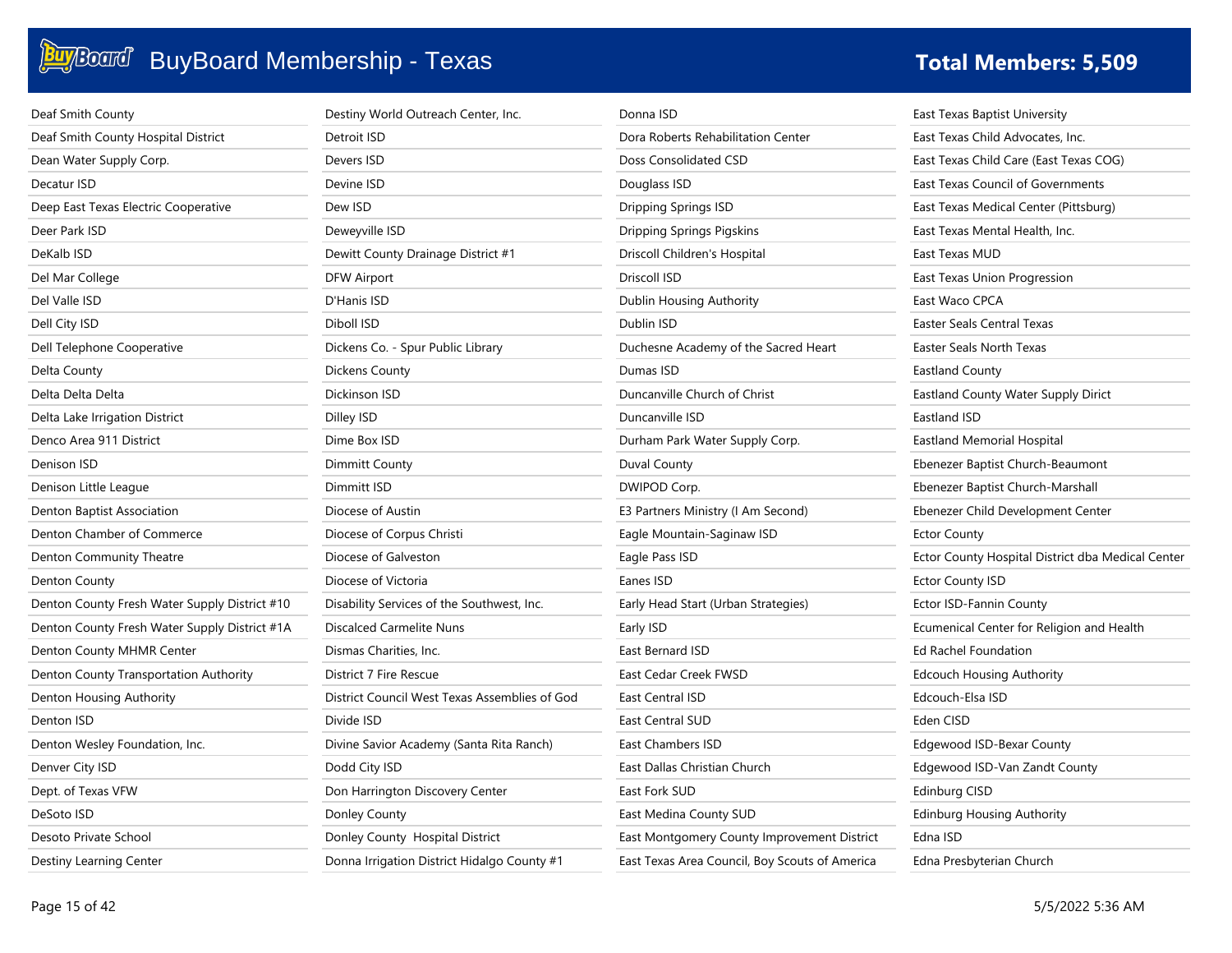# BuyBoard Membership - Texas

**Total Members: 5,509**

Deaf Smith County
Deaf Smith County Hospital District
Dean Water Supply Corp.
Decatur ISD
Deep East Texas Electric Cooperative
Deer Park ISD
DeKalb ISD
Del Mar College
Del Valle ISD
Dell City ISD
Dell Telephone Cooperative
Delta County
Delta Delta Delta
Delta Lake Irrigation District
Denco Area 911 District
Denison ISD
Denison Little League
Denton Baptist Association
Denton Chamber of Commerce
Denton Community Theatre
Denton County
Denton County Fresh Water Supply District #10
Denton County Fresh Water Supply District #1A
Denton County MHMR Center
Denton County Transportation Authority
Denton Housing Authority
Denton ISD
Denton Wesley Foundation, Inc.
Denver City ISD
Dept. of Texas VFW
DeSoto ISD
Desoto Private School
Destiny Learning Center
Destiny World Outreach Center, Inc.
Detroit ISD
Devers ISD
Devine ISD
Dew ISD
Deweyville ISD
Dewitt County Drainage District #1
DFW Airport
D'Hanis ISD
Diboll ISD
Dickens Co. - Spur Public Library
Dickens County
Dickinson ISD
Dilley ISD
Dime Box ISD
Dimmitt County
Dimmitt ISD
Diocese of Austin
Diocese of Corpus Christi
Diocese of Galveston
Diocese of Victoria
Disability Services of the Southwest, Inc.
Discalced Carmelite Nuns
Dismas Charities, Inc.
District 7 Fire Rescue
District Council West Texas Assemblies of God
Divide ISD
Divine Savior Academy (Santa Rita Ranch)
Dodd City ISD
Don Harrington Discovery Center
Donley County
Donley County  Hospital District
Donna Irrigation District Hidalgo County #1
Donna ISD
Dora Roberts Rehabilitation Center
Doss Consolidated CSD
Douglass ISD
Dripping Springs ISD
Dripping Springs Pigskins
Driscoll Children's Hospital
Driscoll ISD
Dublin Housing Authority
Dublin ISD
Duchesne Academy of the Sacred Heart
Dumas ISD
Duncanville Church of Christ
Duncanville ISD
Durham Park Water Supply Corp.
Duval County
DWIPOD Corp.
E3 Partners Ministry (I Am Second)
Eagle Mountain-Saginaw ISD
Eagle Pass ISD
Eanes ISD
Early Head Start (Urban Strategies)
Early ISD
East Bernard ISD
East Cedar Creek FWSD
East Central ISD
East Central SUD
East Chambers ISD
East Dallas Christian Church
East Fork SUD
East Medina County SUD
East Montgomery County Improvement District
East Texas Area Council, Boy Scouts of America
East Texas Baptist University
East Texas Child Advocates, Inc.
East Texas Child Care (East Texas COG)
East Texas Council of Governments
East Texas Medical Center (Pittsburg)
East Texas Mental Health, Inc.
East Texas MUD
East Texas Union Progression
East Waco CPCA
Easter Seals Central Texas
Easter Seals North Texas
Eastland County
Eastland County Water Supply Dirict
Eastland ISD
Eastland Memorial Hospital
Ebenezer Baptist Church-Beaumont
Ebenezer Baptist Church-Marshall
Ebenezer Child Development Center
Ector County
Ector County Hospital District dba Medical Center
Ector County ISD
Ector ISD-Fannin County
Ecumenical Center for Religion and Health
Ed Rachel Foundation
Edcouch Housing Authority
Edcouch-Elsa ISD
Eden CISD
Edgewood ISD-Bexar County
Edgewood ISD-Van Zandt County
Edinburg CISD
Edinburg Housing Authority
Edna ISD
Edna Presbyterian Church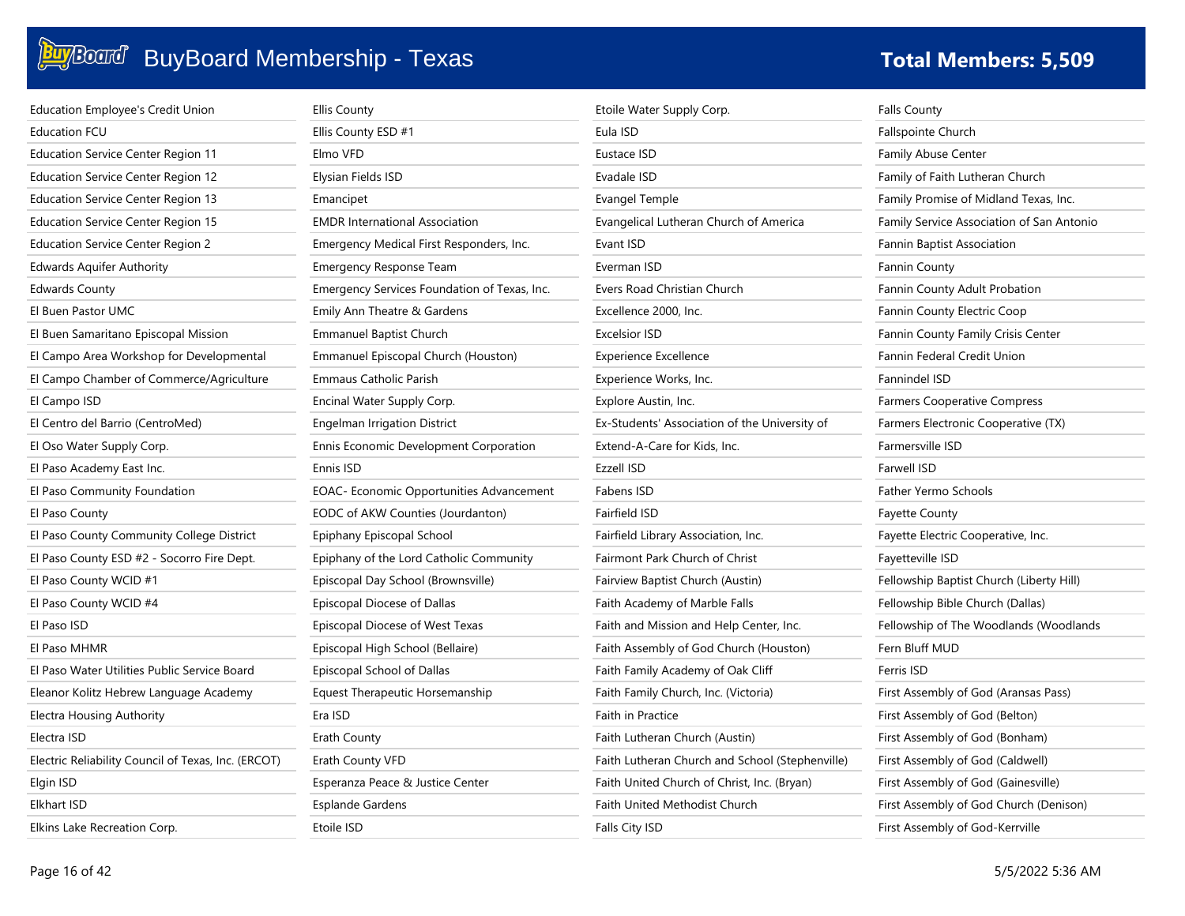# BuyBoard Membership - Texas

**Total Members: 5,509**

Education Employee's Credit Union
Education FCU
Education Service Center Region 11
Education Service Center Region 12
Education Service Center Region 13
Education Service Center Region 15
Education Service Center Region 2
Edwards Aquifer Authority
Edwards County
El Buen Pastor UMC
El Buen Samaritano Episcopal Mission
El Campo Area Workshop for Developmental
El Campo Chamber of Commerce/Agriculture
El Campo ISD
El Centro del Barrio (CentroMed)
El Oso Water Supply Corp.
El Paso Academy East Inc.
El Paso Community Foundation
El Paso County
El Paso County Community College District
El Paso County ESD #2 - Socorro Fire Dept.
El Paso County WCID #1
El Paso County WCID #4
El Paso ISD
El Paso MHMR
El Paso Water Utilities Public Service Board
Eleanor Kolitz Hebrew Language Academy
Electra Housing Authority
Electra ISD
Electric Reliability Council of Texas, Inc. (ERCOT)
Elgin ISD
Elkhart ISD
Elkins Lake Recreation Corp.
Ellis County
Ellis County ESD #1
Elmo VFD
Elysian Fields ISD
Emancipet
EMDR International Association
Emergency Medical First Responders, Inc.
Emergency Response Team
Emergency Services Foundation of Texas, Inc.
Emily Ann Theatre & Gardens
Emmanuel Baptist Church
Emmanuel Episcopal Church (Houston)
Emmaus Catholic Parish
Encinal Water Supply Corp.
Engelman Irrigation District
Ennis Economic Development Corporation
Ennis ISD
EOAC- Economic Opportunities Advancement
EODC of AKW Counties (Jourdanton)
Epiphany Episcopal School
Epiphany of the Lord Catholic Community
Episcopal Day School (Brownsville)
Episcopal Diocese of Dallas
Episcopal Diocese of West Texas
Episcopal High School (Bellaire)
Episcopal School of Dallas
Equest Therapeutic Horsemanship
Era ISD
Erath County
Erath County VFD
Esperanza Peace & Justice Center
Esplande Gardens
Etoile ISD
Etoile Water Supply Corp.
Eula ISD
Eustace ISD
Evadale ISD
Evangel Temple
Evangelical Lutheran Church of America
Evant ISD
Everman ISD
Evers Road Christian Church
Excellence 2000, Inc.
Excelsior ISD
Experience Excellence
Experience Works, Inc.
Explore Austin, Inc.
Ex-Students' Association of the University of
Extend-A-Care for Kids, Inc.
Ezzell ISD
Fabens ISD
Fairfield ISD
Fairfield Library Association, Inc.
Fairmont Park Church of Christ
Fairview Baptist Church (Austin)
Faith Academy of Marble Falls
Faith and Mission and Help Center, Inc.
Faith Assembly of God Church (Houston)
Faith Family Academy of Oak Cliff
Faith Family Church, Inc. (Victoria)
Faith in Practice
Faith Lutheran Church (Austin)
Faith Lutheran Church and School (Stephenville)
Faith United Church of Christ, Inc. (Bryan)
Faith United Methodist Church
Falls City ISD
Falls County
Fallspointe Church
Family Abuse Center
Family of Faith Lutheran Church
Family Promise of Midland Texas, Inc.
Family Service Association of San Antonio
Fannin Baptist Association
Fannin County
Fannin County Adult Probation
Fannin County Electric Coop
Fannin County Family Crisis Center
Fannin Federal Credit Union
Fannindel ISD
Farmers Cooperative Compress
Farmers Electronic Cooperative (TX)
Farmersville ISD
Farwell ISD
Father Yermo Schools
Fayette County
Fayette Electric Cooperative, Inc.
Fayetteville ISD
Fellowship Baptist Church (Liberty Hill)
Fellowship Bible Church (Dallas)
Fellowship of The Woodlands (Woodlands
Fern Bluff MUD
Ferris ISD
First Assembly of God (Aransas Pass)
First Assembly of God (Belton)
First Assembly of God (Bonham)
First Assembly of God (Caldwell)
First Assembly of God (Gainesville)
First Assembly of God Church (Denison)
First Assembly of God-Kerrville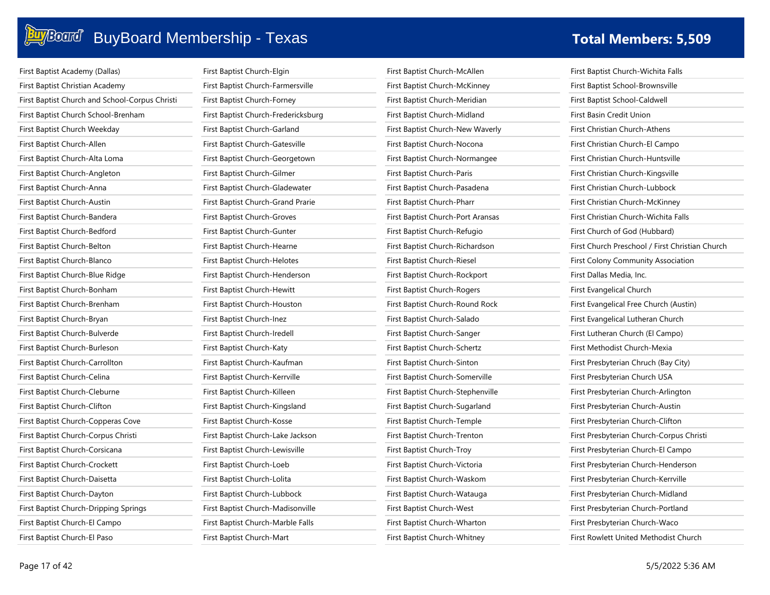# BuyBoard Membership - Texas

**Total Members: 5,509**

- First Baptist Academy (Dallas)
- First Baptist Christian Academy
- First Baptist Church and School-Corpus Christi
- First Baptist Church School-Brenham
- First Baptist Church Weekday
- First Baptist Church-Allen
- First Baptist Church-Alta Loma
- First Baptist Church-Angleton
- First Baptist Church-Anna
- First Baptist Church-Austin
- First Baptist Church-Bandera
- First Baptist Church-Bedford
- First Baptist Church-Belton
- First Baptist Church-Blanco
- First Baptist Church-Blue Ridge
- First Baptist Church-Bonham
- First Baptist Church-Brenham
- First Baptist Church-Bryan
- First Baptist Church-Bulverde
- First Baptist Church-Burleson
- First Baptist Church-Carrollton
- First Baptist Church-Celina
- First Baptist Church-Cleburne
- First Baptist Church-Clifton
- First Baptist Church-Copperas Cove
- First Baptist Church-Corpus Christi
- First Baptist Church-Corsicana
- First Baptist Church-Crockett
- First Baptist Church-Daisetta
- First Baptist Church-Dayton
- First Baptist Church-Dripping Springs
- First Baptist Church-El Campo
- First Baptist Church-El Paso
- First Baptist Church-Elgin
- First Baptist Church-Farmersville
- First Baptist Church-Forney
- First Baptist Church-Fredericksburg
- First Baptist Church-Garland
- First Baptist Church-Gatesville
- First Baptist Church-Georgetown
- First Baptist Church-Gilmer
- First Baptist Church-Gladewater
- First Baptist Church-Grand Prarie
- First Baptist Church-Groves
- First Baptist Church-Gunter
- First Baptist Church-Hearne
- First Baptist Church-Helotes
- First Baptist Church-Henderson
- First Baptist Church-Hewitt
- First Baptist Church-Houston
- First Baptist Church-Inez
- First Baptist Church-Iredell
- First Baptist Church-Katy
- First Baptist Church-Kaufman
- First Baptist Church-Kerrville
- First Baptist Church-Killeen
- First Baptist Church-Kingsland
- First Baptist Church-Kosse
- First Baptist Church-Lake Jackson
- First Baptist Church-Lewisville
- First Baptist Church-Loeb
- First Baptist Church-Lolita
- First Baptist Church-Lubbock
- First Baptist Church-Madisonville
- First Baptist Church-Marble Falls
- First Baptist Church-Mart
- First Baptist Church-McAllen
- First Baptist Church-McKinney
- First Baptist Church-Meridian
- First Baptist Church-Midland
- First Baptist Church-New Waverly
- First Baptist Church-Nocona
- First Baptist Church-Normangee
- First Baptist Church-Paris
- First Baptist Church-Pasadena
- First Baptist Church-Pharr
- First Baptist Church-Port Aransas
- First Baptist Church-Refugio
- First Baptist Church-Richardson
- First Baptist Church-Riesel
- First Baptist Church-Rockport
- First Baptist Church-Rogers
- First Baptist Church-Round Rock
- First Baptist Church-Salado
- First Baptist Church-Sanger
- First Baptist Church-Schertz
- First Baptist Church-Sinton
- First Baptist Church-Somerville
- First Baptist Church-Stephenville
- First Baptist Church-Sugarland
- First Baptist Church-Temple
- First Baptist Church-Trenton
- First Baptist Church-Troy
- First Baptist Church-Victoria
- First Baptist Church-Waskom
- First Baptist Church-Watauga
- First Baptist Church-West
- First Baptist Church-Wharton
- First Baptist Church-Whitney
- First Baptist Church-Wichita Falls
- First Baptist School-Brownsville
- First Baptist School-Caldwell
- First Basin Credit Union
- First Christian Church-Athens
- First Christian Church-El Campo
- First Christian Church-Huntsville
- First Christian Church-Kingsville
- First Christian Church-Lubbock
- First Christian Church-McKinney
- First Christian Church-Wichita Falls
- First Church of God (Hubbard)
- First Church Preschool / First Christian Church
- First Colony Community Association
- First Dallas Media, Inc.
- First Evangelical Church
- First Evangelical Free Church (Austin)
- First Evangelical Lutheran Church
- First Lutheran Church (El Campo)
- First Methodist Church-Mexia
- First Presbyterian Chruch (Bay City)
- First Presbyterian Church USA
- First Presbyterian Church-Arlington
- First Presbyterian Church-Austin
- First Presbyterian Church-Clifton
- First Presbyterian Church-Corpus Christi
- First Presbyterian Church-El Campo
- First Presbyterian Church-Henderson
- First Presbyterian Church-Kerrville
- First Presbyterian Church-Midland
- First Presbyterian Church-Portland
- First Presbyterian Church-Waco
- First Rowlett United Methodist Church

5/5/2022 5:36 AM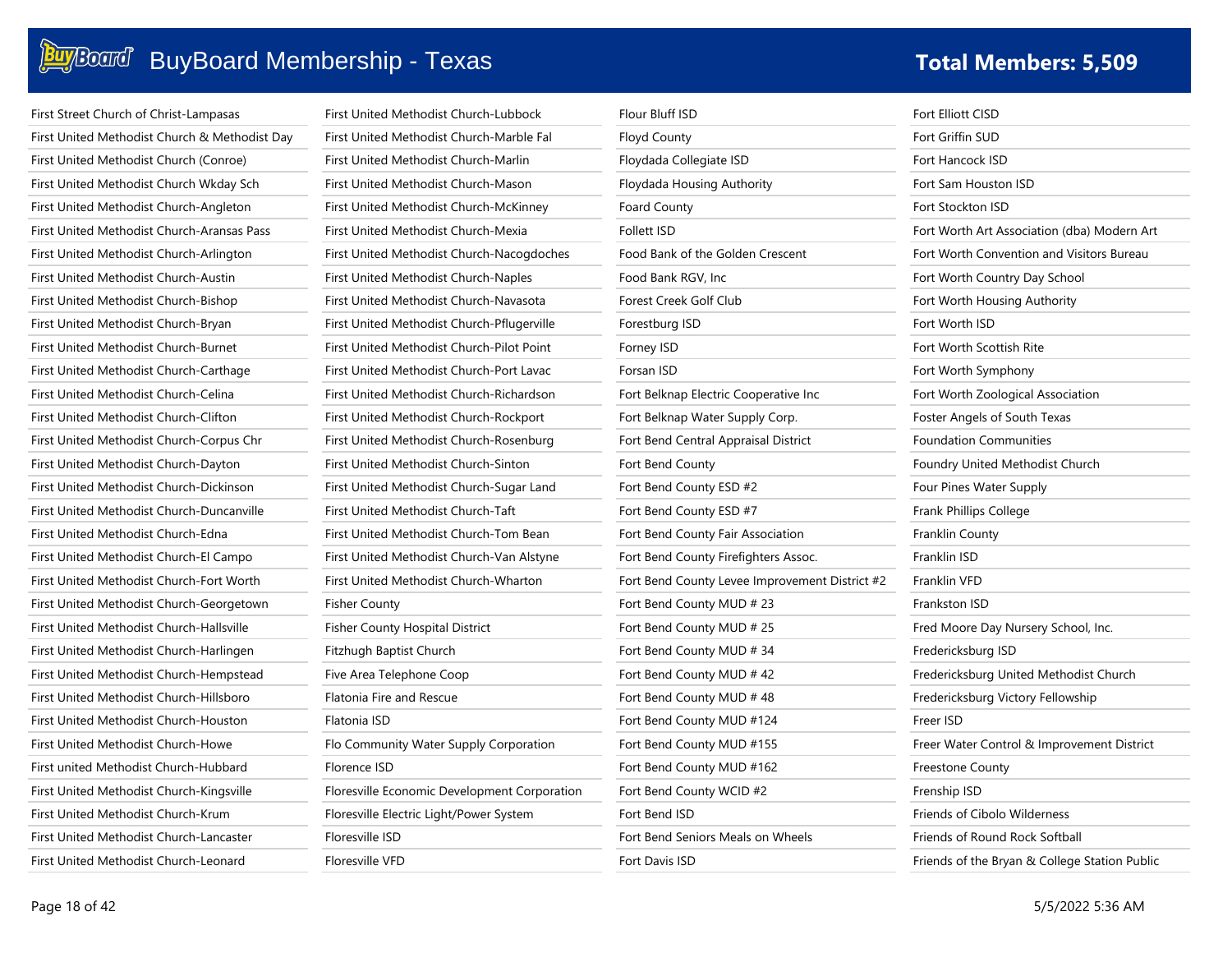# BuyBoard Membership - Texas

**Total Members: 5,509**

- First Street Church of Christ-Lampasas
- First United Methodist Church & Methodist Day
- First United Methodist Church (Conroe)
- First United Methodist Church Wkday Sch
- First United Methodist Church-Angleton
- First United Methodist Church-Aransas Pass
- First United Methodist Church-Arlington
- First United Methodist Church-Austin
- First United Methodist Church-Bishop
- First United Methodist Church-Bryan
- First United Methodist Church-Burnet
- First United Methodist Church-Carthage
- First United Methodist Church-Celina
- First United Methodist Church-Clifton
- First United Methodist Church-Corpus Chr
- First United Methodist Church-Dayton
- First United Methodist Church-Dickinson
- First United Methodist Church-Duncanville
- First United Methodist Church-Edna
- First United Methodist Church-El Campo
- First United Methodist Church-Fort Worth
- First United Methodist Church-Georgetown
- First United Methodist Church-Hallsville
- First United Methodist Church-Harlingen
- First United Methodist Church-Hempstead
- First United Methodist Church-Hillsboro
- First United Methodist Church-Houston
- First United Methodist Church-Howe
- First united Methodist Church-Hubbard
- First United Methodist Church-Kingsville
- First United Methodist Church-Krum
- First United Methodist Church-Lancaster
- First United Methodist Church-Leonard
- First United Methodist Church-Lubbock
- First United Methodist Church-Marble Fal
- First United Methodist Church-Marlin
- First United Methodist Church-Mason
- First United Methodist Church-McKinney
- First United Methodist Church-Mexia
- First United Methodist Church-Nacogdoches
- First United Methodist Church-Naples
- First United Methodist Church-Navasota
- First United Methodist Church-Pflugerville
- First United Methodist Church-Pilot Point
- First United Methodist Church-Port Lavac
- First United Methodist Church-Richardson
- First United Methodist Church-Rockport
- First United Methodist Church-Rosenburg
- First United Methodist Church-Sinton
- First United Methodist Church-Sugar Land
- First United Methodist Church-Taft
- First United Methodist Church-Tom Bean
- First United Methodist Church-Van Alstyne
- First United Methodist Church-Wharton
- Fisher County
- Fisher County Hospital District
- Fitzhugh Baptist Church
- Five Area Telephone Coop
- Flatonia Fire and Rescue
- Flatonia ISD
- Flo Community Water Supply Corporation
- Florence ISD
- Floresville Economic Development Corporation
- Floresville Electric Light/Power System
- Floresville ISD
- Floresville VFD
- Flour Bluff ISD
- Floyd County
- Floydada Collegiate ISD
- Floydada Housing Authority
- Foard County
- Follett ISD
- Food Bank of the Golden Crescent
- Food Bank RGV, Inc
- Forest Creek Golf Club
- Forestburg ISD
- Forney ISD
- Forsan ISD
- Fort Belknap Electric Cooperative Inc
- Fort Belknap Water Supply Corp.
- Fort Bend Central Appraisal District
- Fort Bend County
- Fort Bend County ESD #2
- Fort Bend County ESD #7
- Fort Bend County Fair Association
- Fort Bend County Firefighters Assoc.
- Fort Bend County Levee Improvement District #2
- Fort Bend County MUD # 23
- Fort Bend County MUD # 25
- Fort Bend County MUD # 34
- Fort Bend County MUD # 42
- Fort Bend County MUD # 48
- Fort Bend County MUD #124
- Fort Bend County MUD #155
- Fort Bend County MUD #162
- Fort Bend County WCID #2
- Fort Bend ISD
- Fort Bend Seniors Meals on Wheels
- Fort Davis ISD
- Fort Elliott CISD
- Fort Griffin SUD
- Fort Hancock ISD
- Fort Sam Houston ISD
- Fort Stockton ISD
- Fort Worth Art Association (dba) Modern Art
- Fort Worth Convention and Visitors Bureau
- Fort Worth Country Day School
- Fort Worth Housing Authority
- Fort Worth ISD
- Fort Worth Scottish Rite
- Fort Worth Symphony
- Fort Worth Zoological Association
- Foster Angels of South Texas
- Foundation Communities
- Foundry United Methodist Church
- Four Pines Water Supply
- Frank Phillips College
- Franklin County
- Franklin ISD
- Franklin VFD
- Frankston ISD
- Fred Moore Day Nursery School, Inc.
- Fredericksburg ISD
- Fredericksburg United Methodist Church
- Fredericksburg Victory Fellowship
- Freer ISD
- Freer Water Control & Improvement District
- Freestone County
- Frenship ISD
- Friends of Cibolo Wilderness
- Friends of Round Rock Softball
- Friends of the Bryan & College Station Public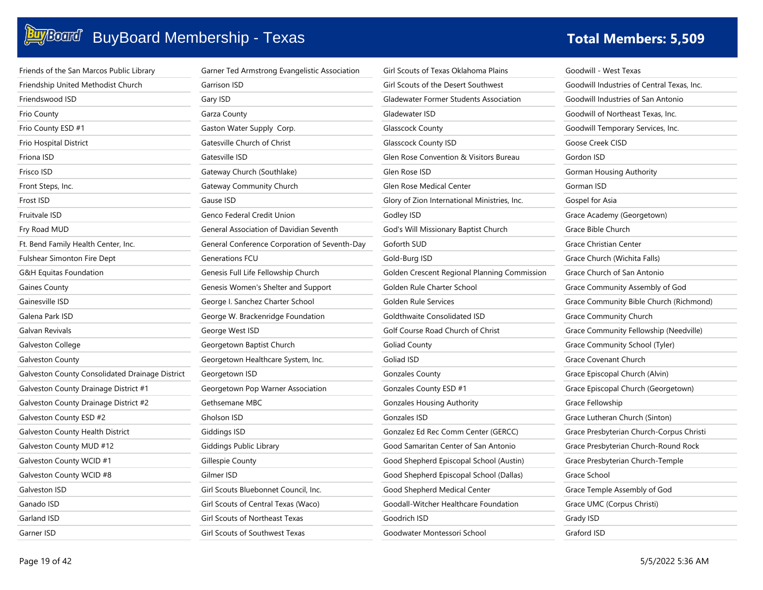# BuyBoard Membership - Texas

**Total Members: 5,509**

Friends of the San Marcos Public Library
Friendship United Methodist Church
Friendswood ISD
Frio County
Frio County ESD #1
Frio Hospital District
Friona ISD
Frisco ISD
Front Steps, Inc.
Frost ISD
Fruitvale ISD
Fry Road MUD
Ft. Bend Family Health Center, Inc.
Fulshear Simonton Fire Dept
G&H Equitas Foundation
Gaines County
Gainesville ISD
Galena Park ISD
Galvan Revivals
Galveston College
Galveston County
Galveston County Consolidated Drainage District
Galveston County Drainage District #1
Galveston County Drainage District #2
Galveston County ESD #2
Galveston County Health District
Galveston County MUD #12
Galveston County WCID #1
Galveston County WCID #8
Galveston ISD
Ganado ISD
Garland ISD
Garner ISD
Garner Ted Armstrong Evangelistic Association
Garrison ISD
Gary ISD
Garza County
Gaston Water Supply Corp.
Gatesville Church of Christ
Gatesville ISD
Gateway Church (Southlake)
Gateway Community Church
Gause ISD
Genco Federal Credit Union
General Association of Davidian Seventh
General Conference Corporation of Seventh-Day
Generations FCU
Genesis Full Life Fellowship Church
Genesis Women's Shelter and Support
George I. Sanchez Charter School
George W. Brackenridge Foundation
George West ISD
Georgetown Baptist Church
Georgetown Healthcare System, Inc.
Georgetown ISD
Georgetown Pop Warner Association
Gethsemane MBC
Gholson ISD
Giddings ISD
Giddings Public Library
Gillespie County
Gilmer ISD
Girl Scouts Bluebonnet Council, Inc.
Girl Scouts of Central Texas (Waco)
Girl Scouts of Northeast Texas
Girl Scouts of Southwest Texas
Girl Scouts of Texas Oklahoma Plains
Girl Scouts of the Desert Southwest
Gladewater Former Students Association
Gladewater ISD
Glasscock County
Glasscock County ISD
Glen Rose Convention & Visitors Bureau
Glen Rose ISD
Glen Rose Medical Center
Glory of Zion International Ministries, Inc.
Godley ISD
God's Will Missionary Baptist Church
Goforth SUD
Gold-Burg ISD
Golden Crescent Regional Planning Commission
Golden Rule Charter School
Golden Rule Services
Goldthwaite Consolidated ISD
Golf Course Road Church of Christ
Goliad County
Goliad ISD
Gonzales County
Gonzales County ESD #1
Gonzales Housing Authority
Gonzales ISD
Gonzalez Ed Rec Comm Center (GERCC)
Good Samaritan Center of San Antonio
Good Shepherd Episcopal School (Austin)
Good Shepherd Episcopal School (Dallas)
Good Shepherd Medical Center
Goodall-Witcher Healthcare Foundation
Goodrich ISD
Goodwater Montessori School
Goodwill - West Texas
Goodwill Industries of Central Texas, Inc.
Goodwill Industries of San Antonio
Goodwill of Northeast Texas, Inc.
Goodwill Temporary Services, Inc.
Goose Creek CISD
Gordon ISD
Gorman Housing Authority
Gorman ISD
Gospel for Asia
Grace Academy (Georgetown)
Grace Bible Church
Grace Christian Center
Grace Church (Wichita Falls)
Grace Church of San Antonio
Grace Community Assembly of God
Grace Community Bible Church (Richmond)
Grace Community Church
Grace Community Fellowship (Needville)
Grace Community School (Tyler)
Grace Covenant Church
Grace Episcopal Church (Alvin)
Grace Episcopal Church (Georgetown)
Grace Fellowship
Grace Lutheran Church (Sinton)
Grace Presbyterian Church-Corpus Christi
Grace Presbyterian Church-Round Rock
Grace Presbyterian Church-Temple
Grace School
Grace Temple Assembly of God
Grace UMC (Corpus Christi)
Grady ISD
Graford ISD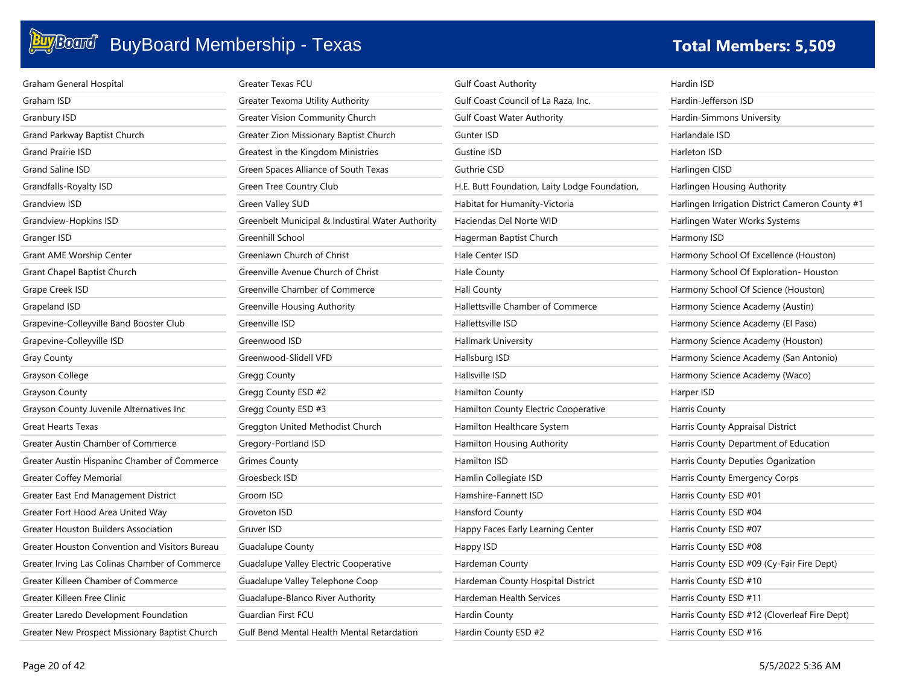# BuyBoard Membership - Texas

**Total Members: 5,509**

Graham General Hospital
Graham ISD
Granbury ISD
Grand Parkway Baptist Church
Grand Prairie ISD
Grand Saline ISD
Grandfalls-Royalty ISD
Grandview ISD
Grandview-Hopkins ISD
Granger ISD
Grant AME Worship Center
Grant Chapel Baptist Church
Grape Creek ISD
Grapeland ISD
Grapevine-Colleyville Band Booster Club
Grapevine-Colleyville ISD
Gray County
Grayson College
Grayson County
Grayson County Juvenile Alternatives Inc
Great Hearts Texas
Greater Austin Chamber of Commerce
Greater Austin Hispaninc Chamber of Commerce
Greater Coffey Memorial
Greater East End Management District
Greater Fort Hood Area United Way
Greater Houston Builders Association
Greater Houston Convention and Visitors Bureau
Greater Irving Las Colinas Chamber of Commerce
Greater Killeen Chamber of Commerce
Greater Killeen Free Clinic
Greater Laredo Development Foundation
Greater New Prospect Missionary Baptist Church
Greater Texas FCU
Greater Texoma Utility Authority
Greater Vision Community Church
Greater Zion Missionary Baptist Church
Greatest in the Kingdom Ministries
Green Spaces Alliance of South Texas
Green Tree Country Club
Green Valley SUD
Greenbelt Municipal & Industrial Water Authority
Greenhill School
Greenlawn Church of Christ
Greenville Avenue Church of Christ
Greenville Chamber of Commerce
Greenville Housing Authority
Greenville ISD
Greenwood ISD
Greenwood-Slidell VFD
Gregg County
Gregg County ESD #2
Gregg County ESD #3
Greggton United Methodist Church
Gregory-Portland ISD
Grimes County
Groesbeck ISD
Groom ISD
Groveton ISD
Gruver ISD
Guadalupe County
Guadalupe Valley Electric Cooperative
Guadalupe Valley Telephone Coop
Guadalupe-Blanco River Authority
Guardian First FCU
Gulf Bend Mental Health Mental Retardation
Gulf Coast Authority
Gulf Coast Council of La Raza, Inc.
Gulf Coast Water Authority
Gunter ISD
Gustine ISD
Guthrie CSD
H.E. Butt Foundation, Laity Lodge Foundation,
Habitat for Humanity-Victoria
Haciendas Del Norte WID
Hagerman Baptist Church
Hale Center ISD
Hale County
Hall County
Hallettsville Chamber of Commerce
Hallettsville ISD
Hallmark University
Hallsburg ISD
Hallsville ISD
Hamilton County
Hamilton County Electric Cooperative
Hamilton Healthcare System
Hamilton Housing Authority
Hamilton ISD
Hamlin Collegiate ISD
Hamshire-Fannett ISD
Hansford County
Happy Faces Early Learning Center
Happy ISD
Hardeman County
Hardeman County Hospital District
Hardeman Health Services
Hardin County
Hardin County ESD #2
Hardin ISD
Hardin-Jefferson ISD
Hardin-Simmons University
Harlandale ISD
Harleton ISD
Harlingen CISD
Harlingen Housing Authority
Harlingen Irrigation District Cameron County #1
Harlingen Water Works Systems
Harmony ISD
Harmony School Of Excellence (Houston)
Harmony School Of Exploration- Houston
Harmony School Of Science (Houston)
Harmony Science Academy (Austin)
Harmony Science Academy (El Paso)
Harmony Science Academy (Houston)
Harmony Science Academy (San Antonio)
Harmony Science Academy (Waco)
Harper ISD
Harris County
Harris County Appraisal District
Harris County Department of Education
Harris County Deputies Oganization
Harris County Emergency Corps
Harris County ESD #01
Harris County ESD #04
Harris County ESD #07
Harris County ESD #08
Harris County ESD #09 (Cy-Fair Fire Dept)
Harris County ESD #10
Harris County ESD #11
Harris County ESD #12 (Cloverleaf Fire Dept)
Harris County ESD #16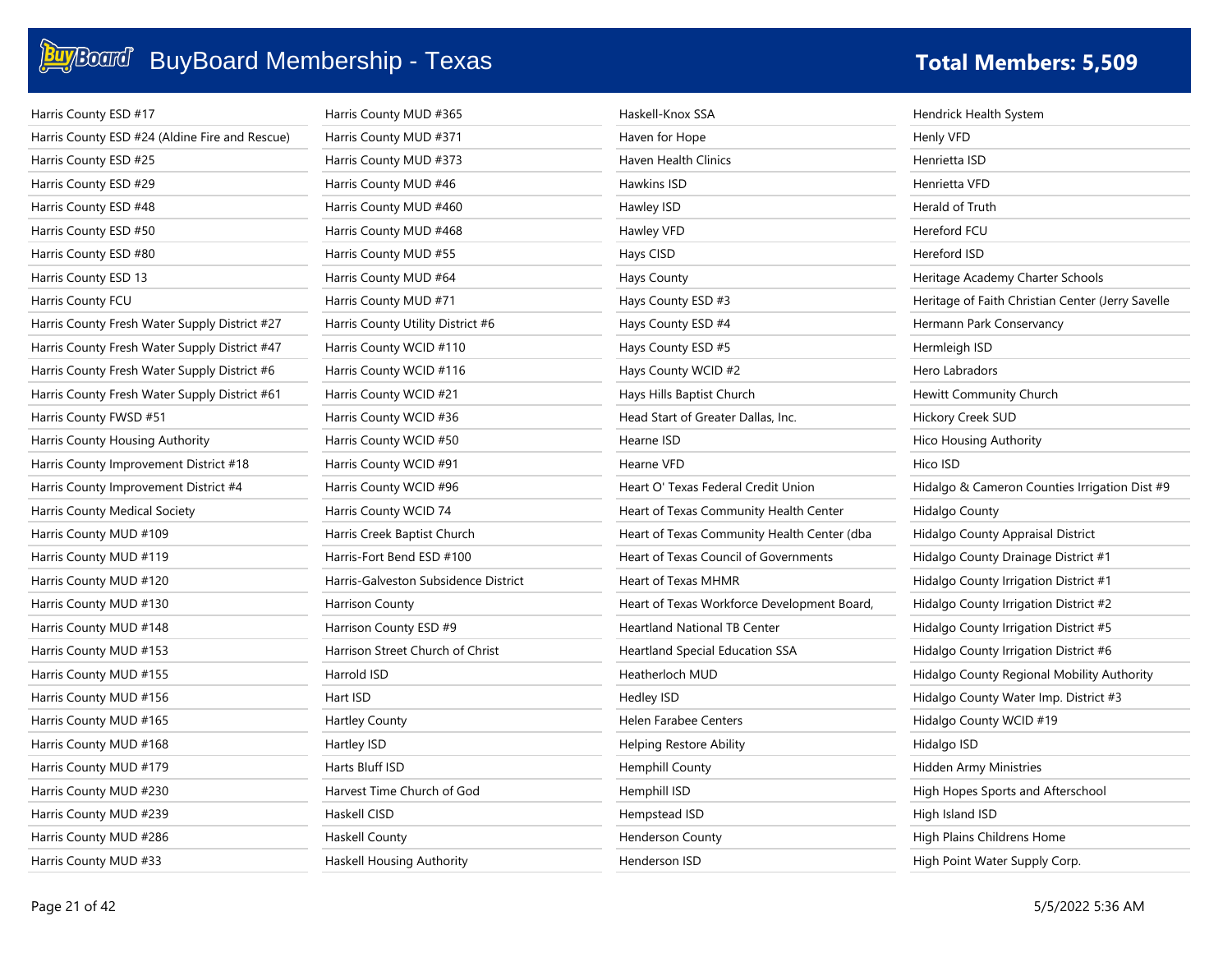# BuyBoard Membership - Texas

**Total Members: 5,509**

Harris County ESD #17
Harris County ESD #24 (Aldine Fire and Rescue)
Harris County ESD #25
Harris County ESD #29
Harris County ESD #48
Harris County ESD #50
Harris County ESD #80
Harris County ESD 13
Harris County FCU
Harris County Fresh Water Supply District #27
Harris County Fresh Water Supply District #47
Harris County Fresh Water Supply District #6
Harris County Fresh Water Supply District #61
Harris County FWSD #51
Harris County Housing Authority
Harris County Improvement District #18
Harris County Improvement District #4
Harris County Medical Society
Harris County MUD #109
Harris County MUD #119
Harris County MUD #120
Harris County MUD #130
Harris County MUD #148
Harris County MUD #153
Harris County MUD #155
Harris County MUD #156
Harris County MUD #165
Harris County MUD #168
Harris County MUD #179
Harris County MUD #230
Harris County MUD #239
Harris County MUD #286
Harris County MUD #33
Harris County MUD #365
Harris County MUD #371
Harris County MUD #373
Harris County MUD #46
Harris County MUD #460
Harris County MUD #468
Harris County MUD #55
Harris County MUD #64
Harris County MUD #71
Harris County Utility District #6
Harris County WCID #110
Harris County WCID #116
Harris County WCID #21
Harris County WCID #36
Harris County WCID #50
Harris County WCID #91
Harris County WCID #96
Harris County WCID 74
Harris Creek Baptist Church
Harris-Fort Bend ESD #100
Harris-Galveston Subsidence District
Harrison County
Harrison County ESD #9
Harrison Street Church of Christ
Harrold ISD
Hart ISD
Hartley County
Hartley ISD
Harts Bluff ISD
Harvest Time Church of God
Haskell CISD
Haskell County
Haskell Housing Authority
Haskell-Knox SSA
Haven for Hope
Haven Health Clinics
Hawkins ISD
Hawley ISD
Hawley VFD
Hays CISD
Hays County
Hays County ESD #3
Hays County ESD #4
Hays County ESD #5
Hays County WCID #2
Hays Hills Baptist Church
Head Start of Greater Dallas, Inc.
Hearne ISD
Hearne VFD
Heart O' Texas Federal Credit Union
Heart of Texas Community Health Center
Heart of Texas Community Health Center (dba
Heart of Texas Council of Governments
Heart of Texas MHMR
Heart of Texas Workforce Development Board,
Heartland National TB Center
Heartland Special Education SSA
Heatherloch MUD
Hedley ISD
Helen Farabee Centers
Helping Restore Ability
Hemphill County
Hemphill ISD
Hempstead ISD
Henderson County
Henderson ISD
Hendrick Health System
Henly VFD
Henrietta ISD
Henrietta VFD
Herald of Truth
Hereford FCU
Hereford ISD
Heritage Academy Charter Schools
Heritage of Faith Christian Center (Jerry Savelle
Hermann Park Conservancy
Hermleigh ISD
Hero Labradors
Hewitt Community Church
Hickory Creek SUD
Hico Housing Authority
Hico ISD
Hidalgo & Cameron Counties Irrigation Dist #9
Hidalgo County
Hidalgo County Appraisal District
Hidalgo County Drainage District #1
Hidalgo County Irrigation District #1
Hidalgo County Irrigation District #2
Hidalgo County Irrigation District #5
Hidalgo County Irrigation District #6
Hidalgo County Regional Mobility Authority
Hidalgo County Water Imp. District #3
Hidalgo County WCID #19
Hidalgo ISD
Hidden Army Ministries
High Hopes Sports and Afterschool
High Island ISD
High Plains Childrens Home
High Point Water Supply Corp.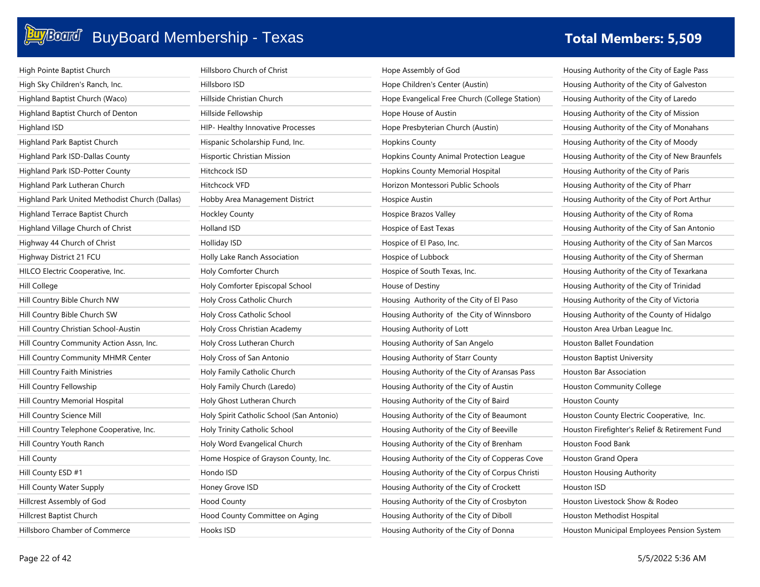# BuyBoard Membership - Texas

**Total Members: 5,509**

High Pointe Baptist Church
High Sky Children's Ranch, Inc.
Highland Baptist Church (Waco)
Highland Baptist Church of Denton
Highland ISD
Highland Park Baptist Church
Highland Park ISD-Dallas County
Highland Park ISD-Potter County
Highland Park Lutheran Church
Highland Park United Methodist Church (Dallas)
Highland Terrace Baptist Church
Highland Village Church of Christ
Highway 44 Church of Christ
Highway District 21 FCU
HILCO Electric Cooperative, Inc.
Hill College
Hill Country Bible Church NW
Hill Country Bible Church SW
Hill Country Christian School-Austin
Hill Country Community Action Assn, Inc.
Hill Country Community MHMR Center
Hill Country Faith Ministries
Hill Country Fellowship
Hill Country Memorial Hospital
Hill Country Science Mill
Hill Country Telephone Cooperative, Inc.
Hill Country Youth Ranch
Hill County
Hill County ESD #1
Hill County Water Supply
Hillcrest Assembly of God
Hillcrest Baptist Church
Hillsboro Chamber of Commerce
Hillsboro Church of Christ
Hillsboro ISD
Hillside Christian Church
Hillside Fellowship
HIP- Healthy Innovative Processes
Hispanic Scholarship Fund, Inc.
Hisportic Christian Mission
Hitchcock ISD
Hitchcock VFD
Hobby Area Management District
Hockley County
Holland ISD
Holliday ISD
Holly Lake Ranch Association
Holy Comforter Church
Holy Comforter Episcopal School
Holy Cross Catholic Church
Holy Cross Catholic School
Holy Cross Christian Academy
Holy Cross Lutheran Church
Holy Cross of San Antonio
Holy Family Catholic Church
Holy Family Church (Laredo)
Holy Ghost Lutheran Church
Holy Spirit Catholic School (San Antonio)
Holy Trinity Catholic School
Holy Word Evangelical Church
Home Hospice of Grayson County, Inc.
Hondo ISD
Honey Grove ISD
Hood County
Hood County Committee on Aging
Hooks ISD
Hope Assembly of God
Hope Children's Center (Austin)
Hope Evangelical Free Church (College Station)
Hope House of Austin
Hope Presbyterian Church (Austin)
Hopkins County
Hopkins County Animal Protection League
Hopkins County Memorial Hospital
Horizon Montessori Public Schools
Hospice Austin
Hospice Brazos Valley
Hospice of East Texas
Hospice of El Paso, Inc.
Hospice of Lubbock
Hospice of South Texas, Inc.
House of Destiny
Housing Authority of the City of El Paso
Housing Authority of the City of Winnsboro
Housing Authority of Lott
Housing Authority of San Angelo
Housing Authority of Starr County
Housing Authority of the City of Aransas Pass
Housing Authority of the City of Austin
Housing Authority of the City of Baird
Housing Authority of the City of Beaumont
Housing Authority of the City of Beeville
Housing Authority of the City of Brenham
Housing Authority of the City of Copperas Cove
Housing Authority of the City of Corpus Christi
Housing Authority of the City of Crockett
Housing Authority of the City of Crosbyton
Housing Authority of the City of Diboll
Housing Authority of the City of Donna
Housing Authority of the City of Eagle Pass
Housing Authority of the City of Galveston
Housing Authority of the City of Laredo
Housing Authority of the City of Mission
Housing Authority of the City of Monahans
Housing Authority of the City of Moody
Housing Authority of the City of New Braunfels
Housing Authority of the City of Paris
Housing Authority of the City of Pharr
Housing Authority of the City of Port Arthur
Housing Authority of the City of Roma
Housing Authority of the City of San Antonio
Housing Authority of the City of San Marcos
Housing Authority of the City of Sherman
Housing Authority of the City of Texarkana
Housing Authority of the City of Trinidad
Housing Authority of the City of Victoria
Housing Authority of the County of Hidalgo
Houston Area Urban League Inc.
Houston Ballet Foundation
Houston Baptist University
Houston Bar Association
Houston Community College
Houston County
Houston County Electric Cooperative, Inc.
Houston Firefighter's Relief & Retirement Fund
Houston Food Bank
Houston Grand Opera
Houston Housing Authority
Houston ISD
Houston Livestock Show & Rodeo
Houston Methodist Hospital
Houston Municipal Employees Pension System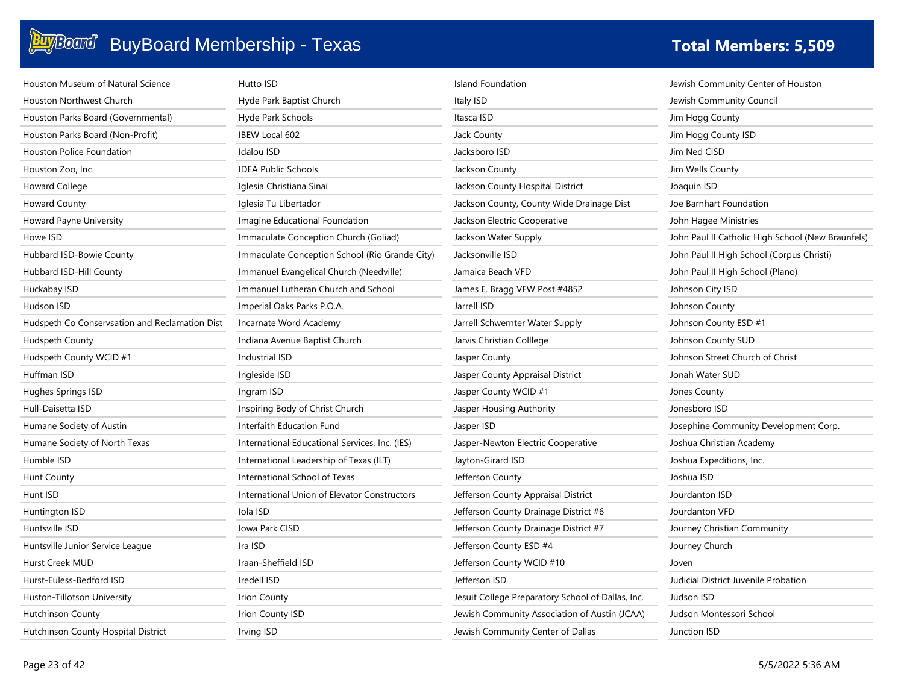# BuyBoard Membership - Texas

**Total Members: 5,509**

Houston Museum of Natural Science
Houston Northwest Church
Houston Parks Board (Governmental)
Houston Parks Board (Non-Profit)
Houston Police Foundation
Houston Zoo, Inc.
Howard College
Howard County
Howard Payne University
Howe ISD
Hubbard ISD-Bowie County
Hubbard ISD-Hill County
Huckabay ISD
Hudson ISD
Hudspeth Co Conservsation and Reclamation Dist
Hudspeth County
Hudspeth County WCID #1
Huffman ISD
Hughes Springs ISD
Hull-Daisetta ISD
Humane Society of Austin
Humane Society of North Texas
Humble ISD
Hunt County
Hunt ISD
Huntington ISD
Huntsville ISD
Huntsville Junior Service League
Hurst Creek MUD
Hurst-Euless-Bedford ISD
Huston-Tillotson University
Hutchinson County
Hutchinson County Hospital District

Hutto ISD
Hyde Park Baptist Church
Hyde Park Schools
IBEW Local 602
Idalou ISD
IDEA Public Schools
Iglesia Christiana Sinai
Iglesia Tu Libertador
Imagine Educational Foundation
Immaculate Conception Church (Goliad)
Immaculate Conception School (Rio Grande City)
Immanuel Evangelical Church (Needville)
Immanuel Lutheran Church and School
Imperial Oaks Parks P.O.A.
Incarnate Word Academy
Indiana Avenue Baptist Church
Industrial ISD
Ingleside ISD
Ingram ISD
Inspiring Body of Christ Church
Interfaith Education Fund
International Educational Services, Inc. (IES)
International Leadership of Texas (ILT)
International School of Texas
International Union of Elevator Constructors
Iola ISD
Iowa Park CISD
Ira ISD
Iraan-Sheffield ISD
Iredell ISD
Irion County
Irion County ISD
Irving ISD

Island Foundation
Italy ISD
Itasca ISD
Jack County
Jacksboro ISD
Jackson County
Jackson County Hospital District
Jackson County, County Wide Drainage Dist
Jackson Electric Cooperative
Jackson Water Supply
Jacksonville ISD
Jamaica Beach VFD
James E. Bragg VFW Post #4852
Jarrell ISD
Jarrell Schwernter Water Supply
Jarvis Christian Colllege
Jasper County
Jasper County Appraisal District
Jasper County WCID #1
Jasper Housing Authority
Jasper ISD
Jasper-Newton Electric Cooperative
Jayton-Girard ISD
Jefferson County
Jefferson County Appraisal District
Jefferson County Drainage District #6
Jefferson County Drainage District #7
Jefferson County ESD #4
Jefferson County WCID #10
Jefferson ISD
Jesuit College Preparatory School of Dallas, Inc.
Jewish Community Association of Austin (JCAA)
Jewish Community Center of Dallas

Jewish Community Center of Houston
Jewish Community Council
Jim Hogg County
Jim Hogg County ISD
Jim Ned CISD
Jim Wells County
Joaquin ISD
Joe Barnhart Foundation
John Hagee Ministries
John Paul II Catholic High School (New Braunfels)
John Paul II High School (Corpus Christi)
John Paul II High School (Plano)
Johnson City ISD
Johnson County
Johnson County ESD #1
Johnson County SUD
Johnson Street Church of Christ
Jonah Water SUD
Jones County
Jonesboro ISD
Josephine Community Development Corp.
Joshua Christian Academy
Joshua Expeditions, Inc.
Joshua ISD
Jourdanton ISD
Jourdanton VFD
Journey Christian Community
Journey Church
Joven
Judicial District Juvenile Probation
Judson ISD
Judson Montessori School
Junction ISD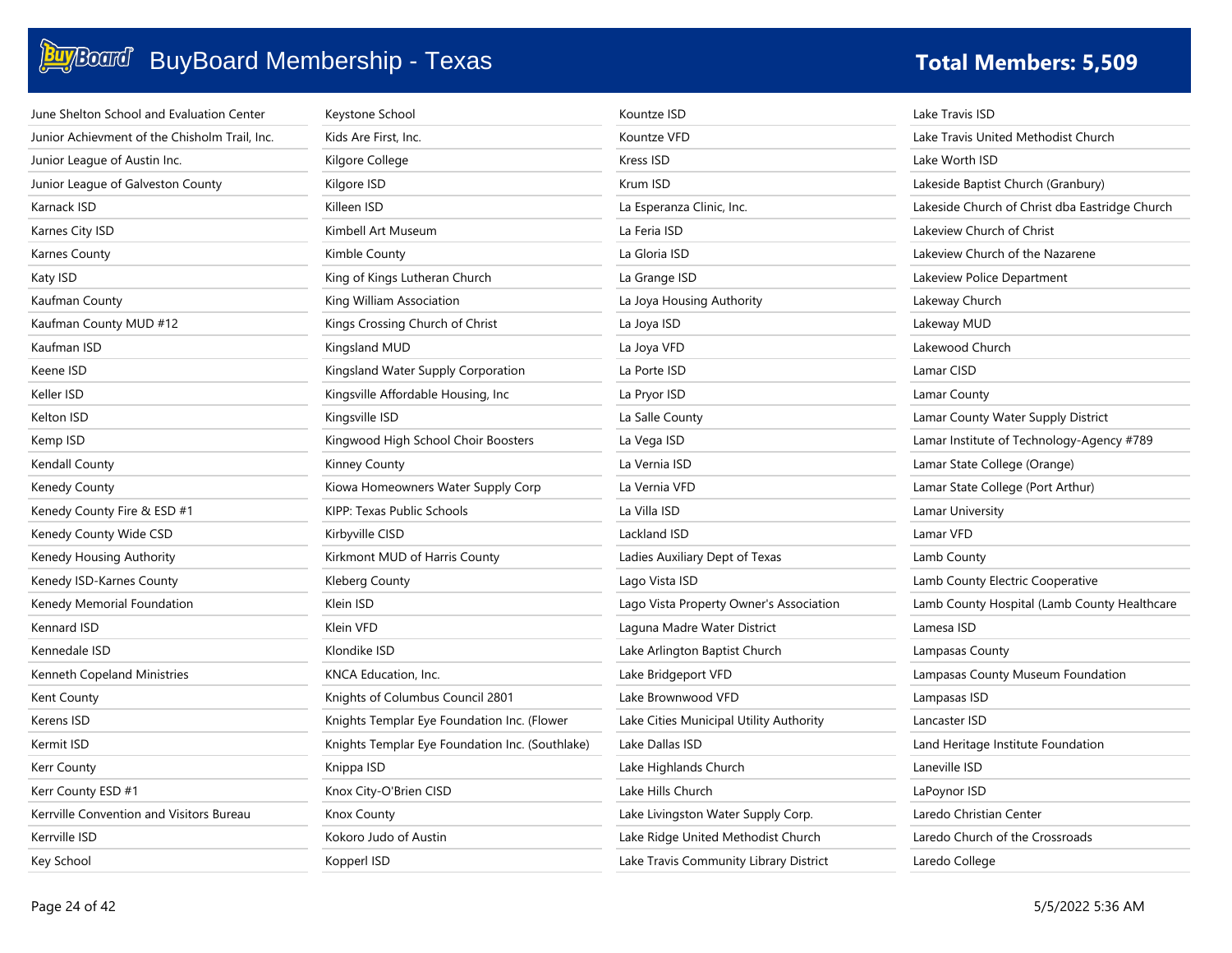# BuyBoard Membership - Texas

**Total Members: 5,509**

June Shelton School and Evaluation Center
Junior Achievment of the Chisholm Trail, Inc.
Junior League of Austin Inc.
Junior League of Galveston County
Karnack ISD
Karnes City ISD
Karnes County
Katy ISD
Kaufman County
Kaufman County MUD #12
Kaufman ISD
Keene ISD
Keller ISD
Kelton ISD
Kemp ISD
Kendall County
Kenedy County
Kenedy County Fire & ESD #1
Kenedy County Wide CSD
Kenedy Housing Authority
Kenedy ISD-Karnes County
Kenedy Memorial Foundation
Kennard ISD
Kennedale ISD
Kenneth Copeland Ministries
Kent County
Kerens ISD
Kermit ISD
Kerr County
Kerr County ESD #1
Kerrville Convention and Visitors Bureau
Kerrville ISD
Key School
Keystone School
Kids Are First, Inc.
Kilgore College
Kilgore ISD
Killeen ISD
Kimbell Art Museum
Kimble County
King of Kings Lutheran Church
King William Association
Kings Crossing Church of Christ
Kingsland MUD
Kingsland Water Supply Corporation
Kingsville Affordable Housing, Inc
Kingsville ISD
Kingwood High School Choir Boosters
Kinney County
Kiowa Homeowners Water Supply Corp
KIPP: Texas Public Schools
Kirbyville CISD
Kirkmont MUD of Harris County
Kleberg County
Klein ISD
Klein VFD
Klondike ISD
KNCA Education, Inc.
Knights of Columbus Council 2801
Knights Templar Eye Foundation Inc. (Flower
Knights Templar Eye Foundation Inc. (Southlake)
Knippa ISD
Knox City-O'Brien CISD
Knox County
Kokoro Judo of Austin
Kopperl ISD
Kountze ISD
Kountze VFD
Kress ISD
Krum ISD
La Esperanza Clinic, Inc.
La Feria ISD
La Gloria ISD
La Grange ISD
La Joya Housing Authority
La Joya ISD
La Joya VFD
La Porte ISD
La Pryor ISD
La Salle County
La Vega ISD
La Vernia ISD
La Vernia VFD
La Villa ISD
Lackland ISD
Ladies Auxiliary Dept of Texas
Lago Vista ISD
Lago Vista Property Owner's Association
Laguna Madre Water District
Lake Arlington Baptist Church
Lake Bridgeport VFD
Lake Brownwood VFD
Lake Cities Municipal Utility Authority
Lake Dallas ISD
Lake Highlands Church
Lake Hills Church
Lake Livingston Water Supply Corp.
Lake Ridge United Methodist Church
Lake Travis Community Library District
Lake Travis ISD
Lake Travis United Methodist Church
Lake Worth ISD
Lakeside Baptist Church (Granbury)
Lakeside Church of Christ dba Eastridge Church
Lakeview Church of Christ
Lakeview Church of the Nazarene
Lakeview Police Department
Lakeway Church
Lakeway MUD
Lakewood Church
Lamar CISD
Lamar County
Lamar County Water Supply District
Lamar Institute of Technology-Agency #789
Lamar State College (Orange)
Lamar State College (Port Arthur)
Lamar University
Lamar VFD
Lamb County
Lamb County Electric Cooperative
Lamb County Hospital (Lamb County Healthcare
Lamesa ISD
Lampasas County
Lampasas County Museum Foundation
Lampasas ISD
Lancaster ISD
Land Heritage Institute Foundation
Laneville ISD
LaPoynor ISD
Laredo Christian Center
Laredo Church of the Crossroads
Laredo College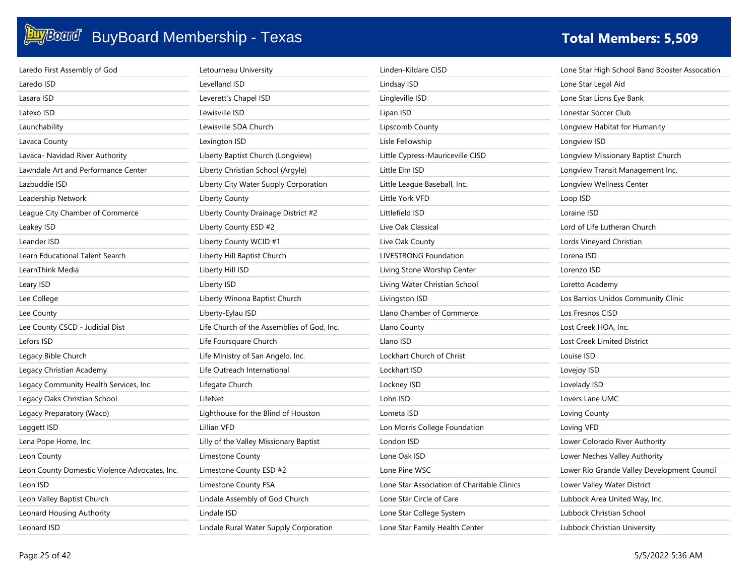# BuyBoard Membership - Texas

**Total Members: 5,509**

Laredo First Assembly of God
Laredo ISD
Lasara ISD
Latexo ISD
Launchability
Lavaca County
Lavaca- Navidad River Authority
Lawndale Art and Performance Center
Lazbuddie ISD
Leadership Network
League City Chamber of Commerce
Leakey ISD
Leander ISD
Learn Educational Talent Search
LearnThink Media
Leary ISD
Lee College
Lee County
Lee County CSCD - Judicial Dist
Lefors ISD
Legacy Bible Church
Legacy Christian Academy
Legacy Community Health Services, Inc.
Legacy Oaks Christian School
Legacy Preparatory (Waco)
Leggett ISD
Lena Pope Home, Inc.
Leon County
Leon County Domestic Violence Advocates, Inc.
Leon ISD
Leon Valley Baptist Church
Leonard Housing Authority
Leonard ISD
Letourneau University
Levelland ISD
Leverett's Chapel ISD
Lewisville ISD
Lewisville SDA Church
Lexington ISD
Liberty Baptist Church (Longview)
Liberty Christian School (Argyle)
Liberty City Water Supply Corporation
Liberty County
Liberty County Drainage District #2
Liberty County ESD #2
Liberty County WCID #1
Liberty Hill Baptist Church
Liberty Hill ISD
Liberty ISD
Liberty Winona Baptist Church
Liberty-Eylau ISD
Life Church of the Assemblies of God, Inc.
Life Foursquare Church
Life Ministry of San Angelo, Inc.
Life Outreach International
Lifegate Church
LifeNet
Lighthouse for the Blind of Houston
Lillian VFD
Lilly of the Valley Missionary Baptist
Limestone County
Limestone County ESD #2
Limestone County FSA
Lindale Assembly of God Church
Lindale ISD
Lindale Rural Water Supply Corporation
Linden-Kildare CISD
Lindsay ISD
Lingleville ISD
Lipan ISD
Lipscomb County
Lisle Fellowship
Little Cypress-Mauriceville CISD
Little Elm ISD
Little League Baseball, Inc.
Little York VFD
Littlefield ISD
Live Oak Classical
Live Oak County
LIVESTRONG Foundation
Living Stone Worship Center
Living Water Christian School
Livingston ISD
Llano Chamber of Commerce
Llano County
Llano ISD
Lockhart Church of Christ
Lockhart ISD
Lockney ISD
Lohn ISD
Lometa ISD
Lon Morris College Foundation
London ISD
Lone Oak ISD
Lone Pine WSC
Lone Star Association of Charitable Clinics
Lone Star Circle of Care
Lone Star College System
Lone Star Family Health Center
Lone Star High School Band Booster Assocation
Lone Star Legal Aid
Lone Star Lions Eye Bank
Lonestar Soccer Club
Longview Habitat for Humanity
Longview ISD
Longview Missionary Baptist Church
Longview Transit Management Inc.
Longview Wellness Center
Loop ISD
Loraine ISD
Lord of Life Lutheran Church
Lords Vineyard Christian
Lorena ISD
Lorenzo ISD
Loretto Academy
Los Barrios Unidos Community Clinic
Los Fresnos CISD
Lost Creek HOA, Inc.
Lost Creek Limited District
Louise ISD
Lovejoy ISD
Lovelady ISD
Lovers Lane UMC
Loving County
Loving VFD
Lower Colorado River Authority
Lower Neches Valley Authority
Lower Rio Grande Valley Development Council
Lower Valley Water District
Lubbock Area United Way, Inc.
Lubbock Christian School
Lubbock Christian University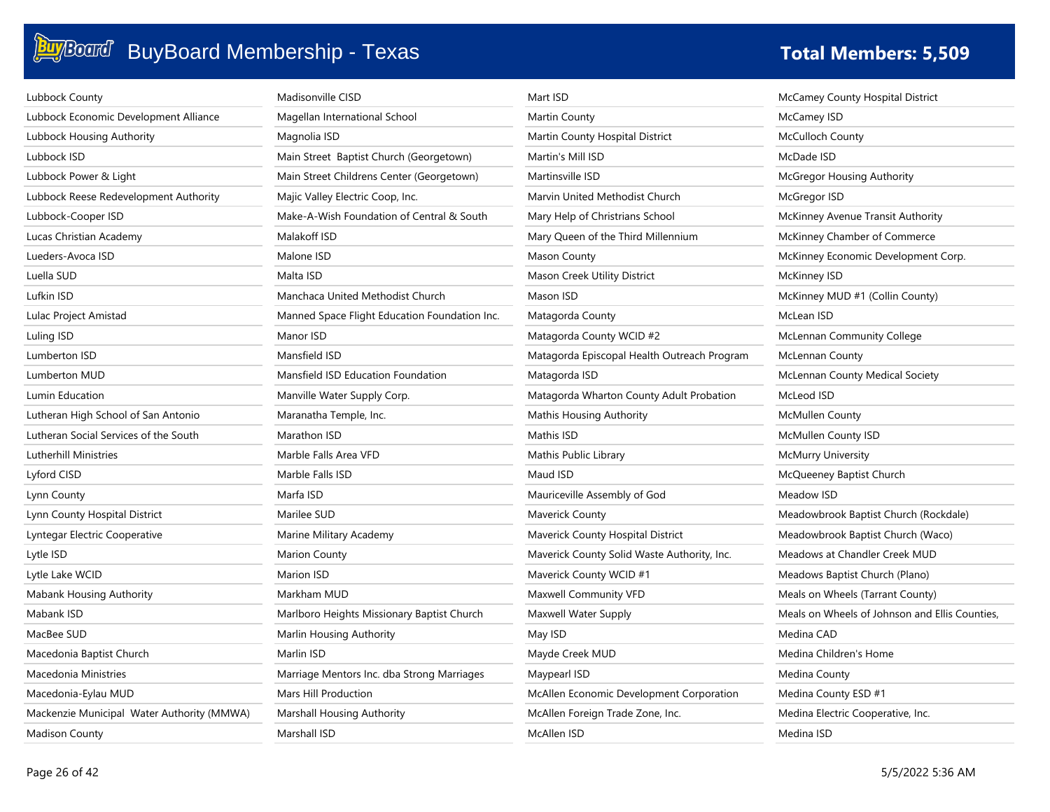# BuyBoard Membership - Texas

**Total Members: 5,509**

Lubbock County
Lubbock Economic Development Alliance
Lubbock Housing Authority
Lubbock ISD
Lubbock Power & Light
Lubbock Reese Redevelopment Authority
Lubbock-Cooper ISD
Lucas Christian Academy
Lueders-Avoca ISD
Luella SUD
Lufkin ISD
Lulac Project Amistad
Luling ISD
Lumberton ISD
Lumberton MUD
Lumin Education
Lutheran High School of San Antonio
Lutheran Social Services of the South
Lutherhill Ministries
Lyford CISD
Lynn County
Lynn County Hospital District
Lyntegar Electric Cooperative
Lytle ISD
Lytle Lake WCID
Mabank Housing Authority
Mabank ISD
MacBee SUD
Macedonia Baptist Church
Macedonia Ministries
Macedonia-Eylau MUD
Mackenzie Municipal Water Authority (MMWA)
Madison County
Madisonville CISD
Magellan International School
Magnolia ISD
Main Street Baptist Church (Georgetown)
Main Street Childrens Center (Georgetown)
Majic Valley Electric Coop, Inc.
Make-A-Wish Foundation of Central & South
Malakoff ISD
Malone ISD
Malta ISD
Manchaca United Methodist Church
Manned Space Flight Education Foundation Inc.
Manor ISD
Mansfield ISD
Mansfield ISD Education Foundation
Manville Water Supply Corp.
Maranatha Temple, Inc.
Marathon ISD
Marble Falls Area VFD
Marble Falls ISD
Marfa ISD
Marilee SUD
Marine Military Academy
Marion County
Marion ISD
Markham MUD
Marlboro Heights Missionary Baptist Church
Marlin Housing Authority
Marlin ISD
Marriage Mentors Inc. dba Strong Marriages
Mars Hill Production
Marshall Housing Authority
Marshall ISD
Mart ISD
Martin County
Martin County Hospital District
Martin's Mill ISD
Martinsville ISD
Marvin United Methodist Church
Mary Help of Christians School
Mary Queen of the Third Millennium
Mason County
Mason Creek Utility District
Mason ISD
Matagorda County
Matagorda County WCID #2
Matagorda Episcopal Health Outreach Program
Matagorda ISD
Matagorda Wharton County Adult Probation
Mathis Housing Authority
Mathis ISD
Mathis Public Library
Maud ISD
Mauriceville Assembly of God
Maverick County
Maverick County Hospital District
Maverick County Solid Waste Authority, Inc.
Maverick County WCID #1
Maxwell Community VFD
Maxwell Water Supply
May ISD
Mayde Creek MUD
Maypearl ISD
McAllen Economic Development Corporation
McAllen Foreign Trade Zone, Inc.
McAllen ISD
McCamey County Hospital District
McCamey ISD
McCulloch County
McDade ISD
McGregor Housing Authority
McGregor ISD
McKinney Avenue Transit Authority
McKinney Chamber of Commerce
McKinney Economic Development Corp.
McKinney ISD
McKinney MUD #1 (Collin County)
McLean ISD
McLennan Community College
McLennan County
McLennan County Medical Society
McLeod ISD
McMullen County
McMullen County ISD
McMurry University
McQueeney Baptist Church
Meadow ISD
Meadowbrook Baptist Church (Rockdale)
Meadowbrook Baptist Church (Waco)
Meadows at Chandler Creek MUD
Meadows Baptist Church (Plano)
Meals on Wheels (Tarrant County)
Meals on Wheels of Johnson and Ellis Counties,
Medina CAD
Medina Children's Home
Medina County
Medina County ESD #1
Medina Electric Cooperative, Inc.
Medina ISD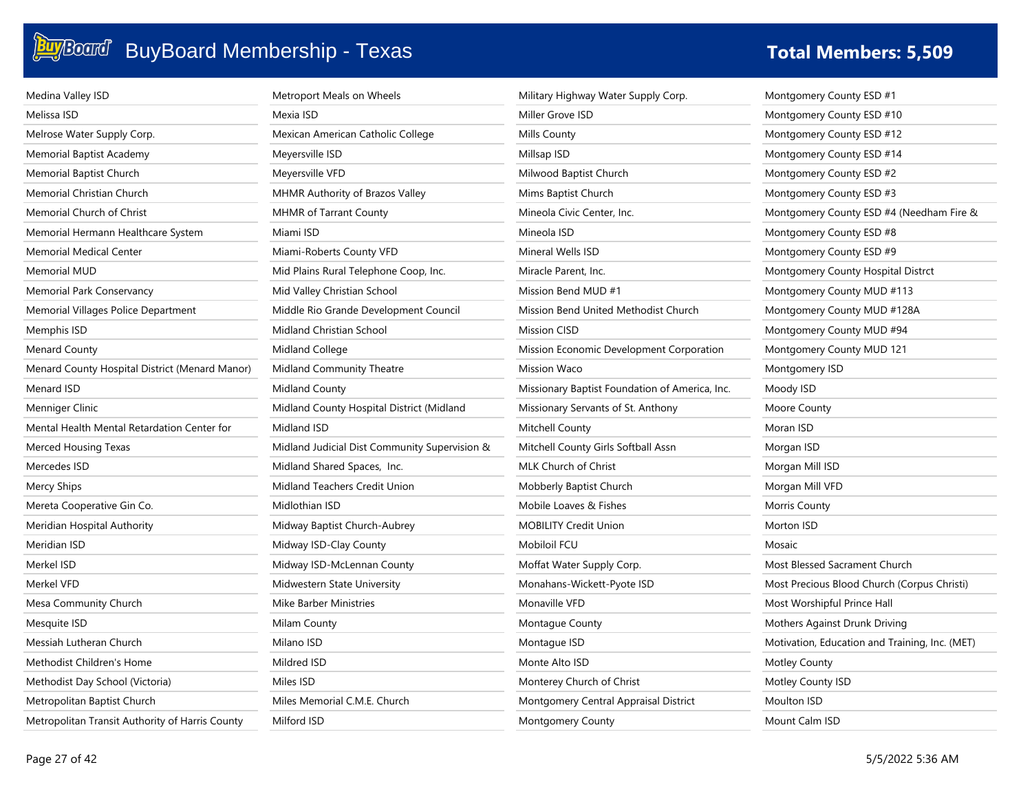# BuyBoard Membership - Texas

**Total Members: 5,509**

Medina Valley ISD
Melissa ISD
Melrose Water Supply Corp.
Memorial Baptist Academy
Memorial Baptist Church
Memorial Christian Church
Memorial Church of Christ
Memorial Hermann Healthcare System
Memorial Medical Center
Memorial MUD
Memorial Park Conservancy
Memorial Villages Police Department
Memphis ISD
Menard County
Menard County Hospital District (Menard Manor)
Menard ISD
Menniger Clinic
Mental Health Mental Retardation Center for
Merced Housing Texas
Mercedes ISD
Mercy Ships
Mereta Cooperative Gin Co.
Meridian Hospital Authority
Meridian ISD
Merkel ISD
Merkel VFD
Mesa Community Church
Mesquite ISD
Messiah Lutheran Church
Methodist Children's Home
Methodist Day School (Victoria)
Metropolitan Baptist Church
Metropolitan Transit Authority of Harris County
Metroport Meals on Wheels
Mexia ISD
Mexican American Catholic College
Meyersville ISD
Meyersville VFD
MHMR Authority of Brazos Valley
MHMR of Tarrant County
Miami ISD
Miami-Roberts County VFD
Mid Plains Rural Telephone Coop, Inc.
Mid Valley Christian School
Middle Rio Grande Development Council
Midland Christian School
Midland College
Midland Community Theatre
Midland County
Midland County Hospital District (Midland
Midland ISD
Midland Judicial Dist Community Supervision &
Midland Shared Spaces, Inc.
Midland Teachers Credit Union
Midlothian ISD
Midway Baptist Church-Aubrey
Midway ISD-Clay County
Midway ISD-McLennan County
Midwestern State University
Mike Barber Ministries
Milam County
Milano ISD
Mildred ISD
Miles ISD
Miles Memorial C.M.E. Church
Milford ISD
Military Highway Water Supply Corp.
Miller Grove ISD
Mills County
Millsap ISD
Milwood Baptist Church
Mims Baptist Church
Mineola Civic Center, Inc.
Mineola ISD
Mineral Wells ISD
Miracle Parent, Inc.
Mission Bend MUD #1
Mission Bend United Methodist Church
Mission CISD
Mission Economic Development Corporation
Mission Waco
Missionary Baptist Foundation of America, Inc.
Missionary Servants of St. Anthony
Mitchell County
Mitchell County Girls Softball Assn
MLK Church of Christ
Mobberly Baptist Church
Mobile Loaves & Fishes
MOBILITY Credit Union
Mobiloil FCU
Moffat Water Supply Corp.
Monahans-Wickett-Pyote ISD
Monaville VFD
Montague County
Montague ISD
Monte Alto ISD
Monterey Church of Christ
Montgomery Central Appraisal District
Montgomery County
Montgomery County ESD #1
Montgomery County ESD #10
Montgomery County ESD #12
Montgomery County ESD #14
Montgomery County ESD #2
Montgomery County ESD #3
Montgomery County ESD #4 (Needham Fire &
Montgomery County ESD #8
Montgomery County ESD #9
Montgomery County Hospital Distrct
Montgomery County MUD #113
Montgomery County MUD #128A
Montgomery County MUD #94
Montgomery County MUD 121
Montgomery ISD
Moody ISD
Moore County
Moran ISD
Morgan ISD
Morgan Mill ISD
Morgan Mill VFD
Morris County
Morton ISD
Mosaic
Most Blessed Sacrament Church
Most Precious Blood Church (Corpus Christi)
Most Worshipful Prince Hall
Mothers Against Drunk Driving
Motivation, Education and Training, Inc. (MET)
Motley County
Motley County ISD
Moulton ISD
Mount Calm ISD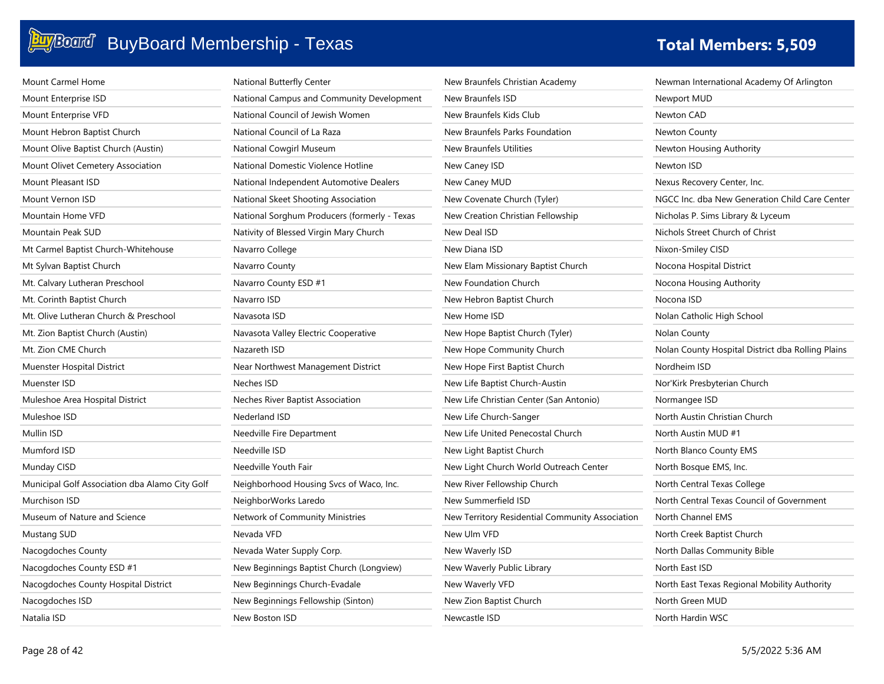# BuyBoard Membership - Texas

**Total Members: 5,509**

- Mount Carmel Home
- Mount Enterprise ISD
- Mount Enterprise VFD
- Mount Hebron Baptist Church
- Mount Olive Baptist Church (Austin)
- Mount Olivet Cemetery Association
- Mount Pleasant ISD
- Mount Vernon ISD
- Mountain Home VFD
- Mountain Peak SUD
- Mt Carmel Baptist Church-Whitehouse
- Mt Sylvan Baptist Church
- Mt. Calvary Lutheran Preschool
- Mt. Corinth Baptist Church
- Mt. Olive Lutheran Church & Preschool
- Mt. Zion Baptist Church (Austin)
- Mt. Zion CME Church
- Muenster Hospital District
- Muenster ISD
- Muleshoe Area Hospital District
- Muleshoe ISD
- Mullin ISD
- Mumford ISD
- Munday CISD
- Municipal Golf Association dba Alamo City Golf
- Murchison ISD
- Museum of Nature and Science
- Mustang SUD
- Nacogdoches County
- Nacogdoches County ESD #1
- Nacogdoches County Hospital District
- Nacogdoches ISD
- Natalia ISD
- National Butterfly Center
- National Campus and Community Development
- National Council of Jewish Women
- National Council of La Raza
- National Cowgirl Museum
- National Domestic Violence Hotline
- National Independent Automotive Dealers
- National Skeet Shooting Association
- National Sorghum Producers (formerly - Texas
- Nativity of Blessed Virgin Mary Church
- Navarro College
- Navarro County
- Navarro County ESD #1
- Navarro ISD
- Navasota ISD
- Navasota Valley Electric Cooperative
- Nazareth ISD
- Near Northwest Management District
- Neches ISD
- Neches River Baptist Association
- Nederland ISD
- Needville Fire Department
- Needville ISD
- Needville Youth Fair
- Neighborhood Housing Svcs of Waco, Inc.
- NeighborWorks Laredo
- Network of Community Ministries
- Nevada VFD
- Nevada Water Supply Corp.
- New Beginnings Baptist Church (Longview)
- New Beginnings Church-Evadale
- New Beginnings Fellowship (Sinton)
- New Boston ISD
- New Braunfels Christian Academy
- New Braunfels ISD
- New Braunfels Kids Club
- New Braunfels Parks Foundation
- New Braunfels Utilities
- New Caney ISD
- New Caney MUD
- New Covenate Church (Tyler)
- New Creation Christian Fellowship
- New Deal ISD
- New Diana ISD
- New Elam Missionary Baptist Church
- New Foundation Church
- New Hebron Baptist Church
- New Home ISD
- New Hope Baptist Church (Tyler)
- New Hope Community Church
- New Hope First Baptist Church
- New Life Baptist Church-Austin
- New Life Christian Center (San Antonio)
- New Life Church-Sanger
- New Life United Penecostal Church
- New Light Baptist Church
- New Light Church World Outreach Center
- New River Fellowship Church
- New Summerfield ISD
- New Territory Residential Community Association
- New Ulm VFD
- New Waverly ISD
- New Waverly Public Library
- New Waverly VFD
- New Zion Baptist Church
- Newcastle ISD
- Newman International Academy Of Arlington
- Newport MUD
- Newton CAD
- Newton County
- Newton Housing Authority
- Newton ISD
- Nexus Recovery Center, Inc.
- NGCC Inc. dba New Generation Child Care Center
- Nicholas P. Sims Library & Lyceum
- Nichols Street Church of Christ
- Nixon-Smiley CISD
- Nocona Hospital District
- Nocona Housing Authority
- Nocona ISD
- Nolan Catholic High School
- Nolan County
- Nolan County Hospital District dba Rolling Plains
- Nordheim ISD
- Nor'Kirk Presbyterian Church
- Normangee ISD
- North Austin Christian Church
- North Austin MUD #1
- North Blanco County EMS
- North Bosque EMS, Inc.
- North Central Texas College
- North Central Texas Council of Government
- North Channel EMS
- North Creek Baptist Church
- North Dallas Community Bible
- North East ISD
- North East Texas Regional Mobility Authority
- North Green MUD
- North Hardin WSC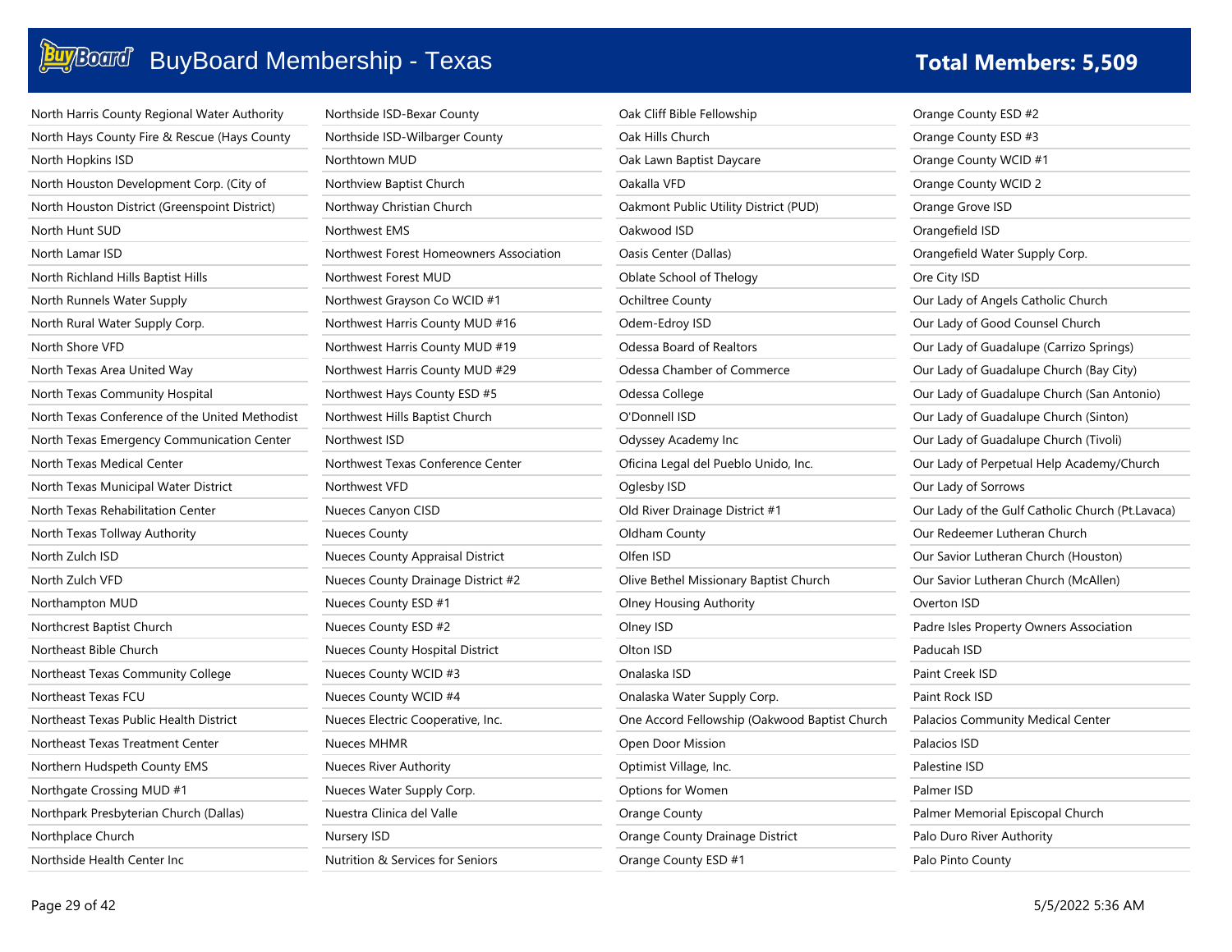# BuyBoard Membership - Texas

**Total Members: 5,509**

North Harris County Regional Water Authority
North Hays County Fire & Rescue (Hays County
North Hopkins ISD
North Houston Development Corp. (City of
North Houston District (Greenspoint District)
North Hunt SUD
North Lamar ISD
North Richland Hills Baptist Hills
North Runnels Water Supply
North Rural Water Supply Corp.
North Shore VFD
North Texas Area United Way
North Texas Community Hospital
North Texas Conference of the United Methodist
North Texas Emergency Communication Center
North Texas Medical Center
North Texas Municipal Water District
North Texas Rehabilitation Center
North Texas Tollway Authority
North Zulch ISD
North Zulch VFD
Northampton MUD
Northcrest Baptist Church
Northeast Bible Church
Northeast Texas Community College
Northeast Texas FCU
Northeast Texas Public Health District
Northeast Texas Treatment Center
Northern Hudspeth County EMS
Northgate Crossing MUD #1
Northpark Presbyterian Church (Dallas)
Northplace Church
Northside Health Center Inc
Northside ISD-Bexar County
Northside ISD-Wilbarger County
Northtown MUD
Northview Baptist Church
Northway Christian Church
Northwest EMS
Northwest Forest Homeowners Association
Northwest Forest MUD
Northwest Grayson Co WCID #1
Northwest Harris County MUD #16
Northwest Harris County MUD #19
Northwest Harris County MUD #29
Northwest Hays County ESD #5
Northwest Hills Baptist Church
Northwest ISD
Northwest Texas Conference Center
Northwest VFD
Nueces Canyon CISD
Nueces County
Nueces County Appraisal District
Nueces County Drainage District #2
Nueces County ESD #1
Nueces County ESD #2
Nueces County Hospital District
Nueces County WCID #3
Nueces County WCID #4
Nueces Electric Cooperative, Inc.
Nueces MHMR
Nueces River Authority
Nueces Water Supply Corp.
Nuestra Clinica del Valle
Nursery ISD
Nutrition & Services for Seniors
Oak Cliff Bible Fellowship
Oak Hills Church
Oak Lawn Baptist Daycare
Oakalla VFD
Oakmont Public Utility District (PUD)
Oakwood ISD
Oasis Center (Dallas)
Oblate School of Thelogy
Ochiltree County
Odem-Edroy ISD
Odessa Board of Realtors
Odessa Chamber of Commerce
Odessa College
O'Donnell ISD
Odyssey Academy Inc
Oficina Legal del Pueblo Unido, Inc.
Oglesby ISD
Old River Drainage District #1
Oldham County
Olfen ISD
Olive Bethel Missionary Baptist Church
Olney Housing Authority
Olney ISD
Olton ISD
Onalaska ISD
Onalaska Water Supply Corp.
One Accord Fellowship (Oakwood Baptist Church
Open Door Mission
Optimist Village, Inc.
Options for Women
Orange County
Orange County Drainage District
Orange County ESD #1
Orange County ESD #2
Orange County ESD #3
Orange County WCID #1
Orange County WCID 2
Orange Grove ISD
Orangefield ISD
Orangefield Water Supply Corp.
Ore City ISD
Our Lady of Angels Catholic Church
Our Lady of Good Counsel Church
Our Lady of Guadalupe (Carrizo Springs)
Our Lady of Guadalupe Church (Bay City)
Our Lady of Guadalupe Church (San Antonio)
Our Lady of Guadalupe Church (Sinton)
Our Lady of Guadalupe Church (Tivoli)
Our Lady of Perpetual Help Academy/Church
Our Lady of Sorrows
Our Lady of the Gulf Catholic Church (Pt.Lavaca)
Our Redeemer Lutheran Church
Our Savior Lutheran Church (Houston)
Our Savior Lutheran Church (McAllen)
Overton ISD
Padre Isles Property Owners Association
Paducah ISD
Paint Creek ISD
Paint Rock ISD
Palacios Community Medical Center
Palacios ISD
Palestine ISD
Palmer ISD
Palmer Memorial Episcopal Church
Palo Duro River Authority
Palo Pinto County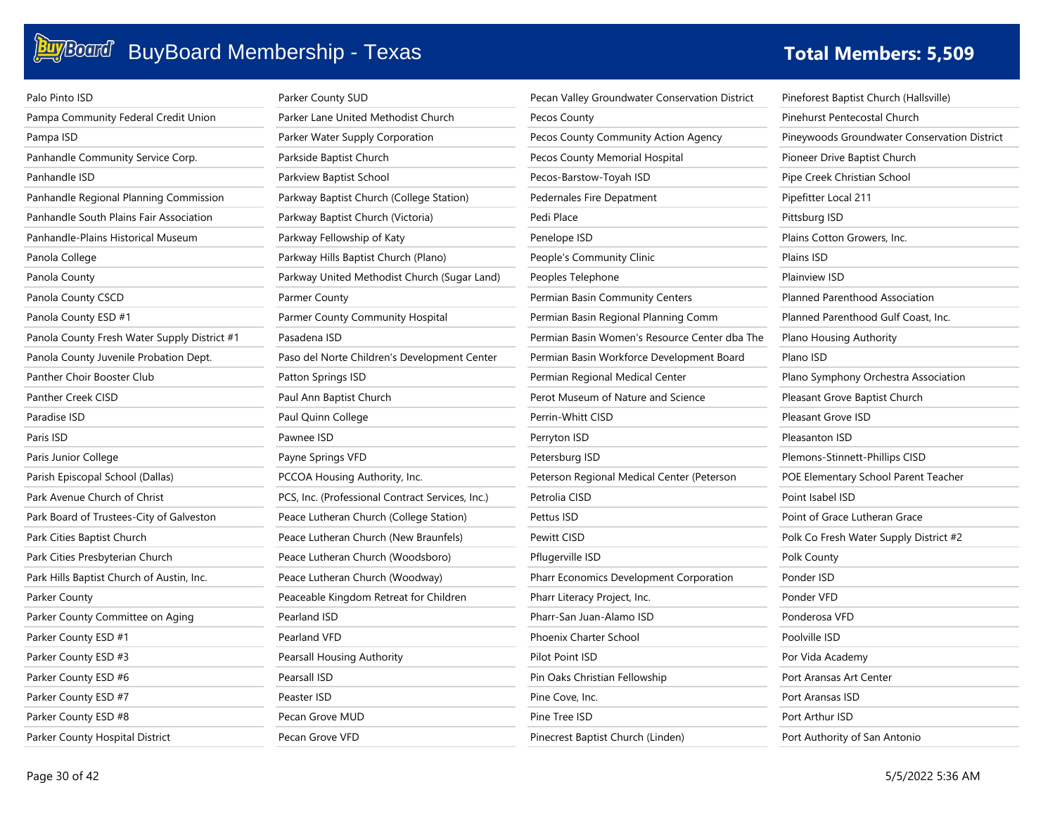# BuyBoard Membership - Texas

**Total Members: 5,509**

Palo Pinto ISD
Pampa Community Federal Credit Union
Pampa ISD
Panhandle Community Service Corp.
Panhandle ISD
Panhandle Regional Planning Commission
Panhandle South Plains Fair Association
Panhandle-Plains Historical Museum
Panola College
Panola County
Panola County CSCD
Panola County ESD #1
Panola County Fresh Water Supply District #1
Panola County Juvenile Probation Dept.
Panther Choir Booster Club
Panther Creek CISD
Paradise ISD
Paris ISD
Paris Junior College
Parish Episcopal School (Dallas)
Park Avenue Church of Christ
Park Board of Trustees-City of Galveston
Park Cities Baptist Church
Park Cities Presbyterian Church
Park Hills Baptist Church of Austin, Inc.
Parker County
Parker County Committee on Aging
Parker County ESD #1
Parker County ESD #3
Parker County ESD #6
Parker County ESD #7
Parker County ESD #8
Parker County Hospital District
Parker County SUD
Parker Lane United Methodist Church
Parker Water Supply Corporation
Parkside Baptist Church
Parkview Baptist School
Parkway Baptist Church (College Station)
Parkway Baptist Church (Victoria)
Parkway Fellowship of Katy
Parkway Hills Baptist Church (Plano)
Parkway United Methodist Church (Sugar Land)
Parmer County
Parmer County Community Hospital
Pasadena ISD
Paso del Norte Children's Development Center
Patton Springs ISD
Paul Ann Baptist Church
Paul Quinn College
Pawnee ISD
Payne Springs VFD
PCCOA Housing Authority, Inc.
PCS, Inc. (Professional Contract Services, Inc.)
Peace Lutheran Church (College Station)
Peace Lutheran Church (New Braunfels)
Peace Lutheran Church (Woodsboro)
Peace Lutheran Church (Woodway)
Peaceable Kingdom Retreat for Children
Pearland ISD
Pearland VFD
Pearsall Housing Authority
Pearsall ISD
Peaster ISD
Pecan Grove MUD
Pecan Grove VFD
Pecan Valley Groundwater Conservation District
Pecos County
Pecos County Community Action Agency
Pecos County Memorial Hospital
Pecos-Barstow-Toyah ISD
Pedernales Fire Depatment
Pedi Place
Penelope ISD
People's Community Clinic
Peoples Telephone
Permian Basin Community Centers
Permian Basin Regional Planning Comm
Permian Basin Women's Resource Center dba The
Permian Basin Workforce Development Board
Permian Regional Medical Center
Perot Museum of Nature and Science
Perrin-Whitt CISD
Perryton ISD
Petersburg ISD
Peterson Regional Medical Center (Peterson
Petrolia CISD
Pettus ISD
Pewitt CISD
Pflugerville ISD
Pharr Economics Development Corporation
Pharr Literacy Project, Inc.
Pharr-San Juan-Alamo ISD
Phoenix Charter School
Pilot Point ISD
Pin Oaks Christian Fellowship
Pine Cove, Inc.
Pine Tree ISD
Pinecrest Baptist Church (Linden)
Pineforest Baptist Church (Hallsville)
Pinehurst Pentecostal Church
Pineywoods Groundwater Conservation District
Pioneer Drive Baptist Church
Pipe Creek Christian School
Pipefitter Local 211
Pittsburg ISD
Plains Cotton Growers, Inc.
Plains ISD
Plainview ISD
Planned Parenthood Association
Planned Parenthood Gulf Coast, Inc.
Plano Housing Authority
Plano ISD
Plano Symphony Orchestra Association
Pleasant Grove Baptist Church
Pleasant Grove ISD
Pleasanton ISD
Plemons-Stinnett-Phillips CISD
POE Elementary School Parent Teacher
Point Isabel ISD
Point of Grace Lutheran Grace
Polk Co Fresh Water Supply District #2
Polk County
Ponder ISD
Ponder VFD
Ponderosa VFD
Poolville ISD
Por Vida Academy
Port Aransas Art Center
Port Aransas ISD
Port Arthur ISD
Port Authority of San Antonio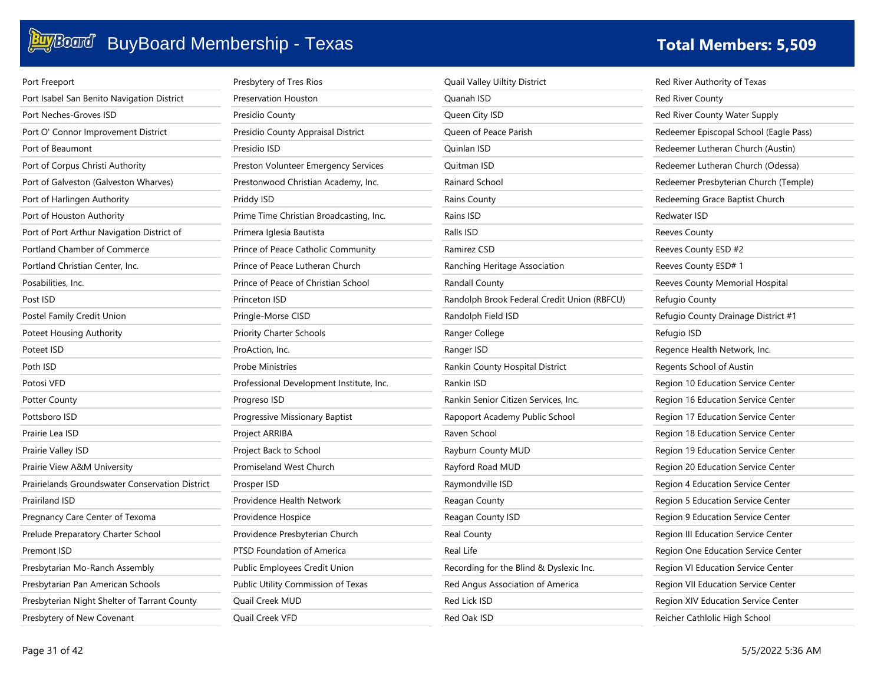# BuyBoard Membership - Texas

**Total Members: 5,509**

Port Freeport
Port Isabel San Benito Navigation District
Port Neches-Groves ISD
Port O' Connor Improvement District
Port of Beaumont
Port of Corpus Christi Authority
Port of Galveston (Galveston Wharves)
Port of Harlingen Authority
Port of Houston Authority
Port of Port Arthur Navigation District of
Portland Chamber of Commerce
Portland Christian Center, Inc.
Posabilities, Inc.
Post ISD
Postel Family Credit Union
Poteet Housing Authority
Poteet ISD
Poth ISD
Potosi VFD
Potter County
Pottsboro ISD
Prairie Lea ISD
Prairie Valley ISD
Prairie View A&M University
Prairielands Groundswater Conservation District
Prairiland ISD
Pregnancy Care Center of Texoma
Prelude Preparatory Charter School
Premont ISD
Presbytarian Mo-Ranch Assembly
Presbytarian Pan American Schools
Presbyterian Night Shelter of Tarrant County
Presbytery of New Covenant
Presbytery of Tres Rios
Preservation Houston
Presidio County
Presidio County Appraisal District
Presidio ISD
Preston Volunteer Emergency Services
Prestonwood Christian Academy, Inc.
Priddy ISD
Prime Time Christian Broadcasting, Inc.
Primera Iglesia Bautista
Prince of Peace Catholic Community
Prince of Peace Lutheran Church
Prince of Peace of Christian School
Princeton ISD
Pringle-Morse CISD
Priority Charter Schools
ProAction, Inc.
Probe Ministries
Professional Development Institute, Inc.
Progreso ISD
Progressive Missionary Baptist
Project ARRIBA
Project Back to School
Promiseland West Church
Prosper ISD
Providence Health Network
Providence Hospice
Providence Presbyterian Church
PTSD Foundation of America
Public Employees Credit Union
Public Utility Commission of Texas
Quail Creek MUD
Quail Creek VFD
Quail Valley Uiltity District
Quanah ISD
Queen City ISD
Queen of Peace Parish
Quinlan ISD
Quitman ISD
Rainard School
Rains County
Rains ISD
Ralls ISD
Ramirez CSD
Ranching Heritage Association
Randall County
Randolph Brook Federal Credit Union (RBFCU)
Randolph Field ISD
Ranger College
Ranger ISD
Rankin County Hospital District
Rankin ISD
Rankin Senior Citizen Services, Inc.
Rapoport Academy Public School
Raven School
Rayburn County MUD
Rayford Road MUD
Raymondville ISD
Reagan County
Reagan County ISD
Real County
Real Life
Recording for the Blind & Dyslexic Inc.
Red Angus Association of America
Red Lick ISD
Red Oak ISD
Red River Authority of Texas
Red River County
Red River County Water Supply
Redeemer Episcopal School (Eagle Pass)
Redeemer Lutheran Church (Austin)
Redeemer Lutheran Church (Odessa)
Redeemer Presbyterian Church (Temple)
Redeeming Grace Baptist Church
Redwater ISD
Reeves County
Reeves County ESD #2
Reeves County ESD# 1
Reeves County Memorial Hospital
Refugio County
Refugio County Drainage District #1
Refugio ISD
Regence Health Network, Inc.
Regents School of Austin
Region 10 Education Service Center
Region 16 Education Service Center
Region 17 Education Service Center
Region 18 Education Service Center
Region 19 Education Service Center
Region 20 Education Service Center
Region 4 Education Service Center
Region 5 Education Service Center
Region 9 Education Service Center
Region III Education Service Center
Region One Education Service Center
Region VI Education Service Center
Region VII Education Service Center
Region XIV Education Service Center
Reicher Cathlolic High School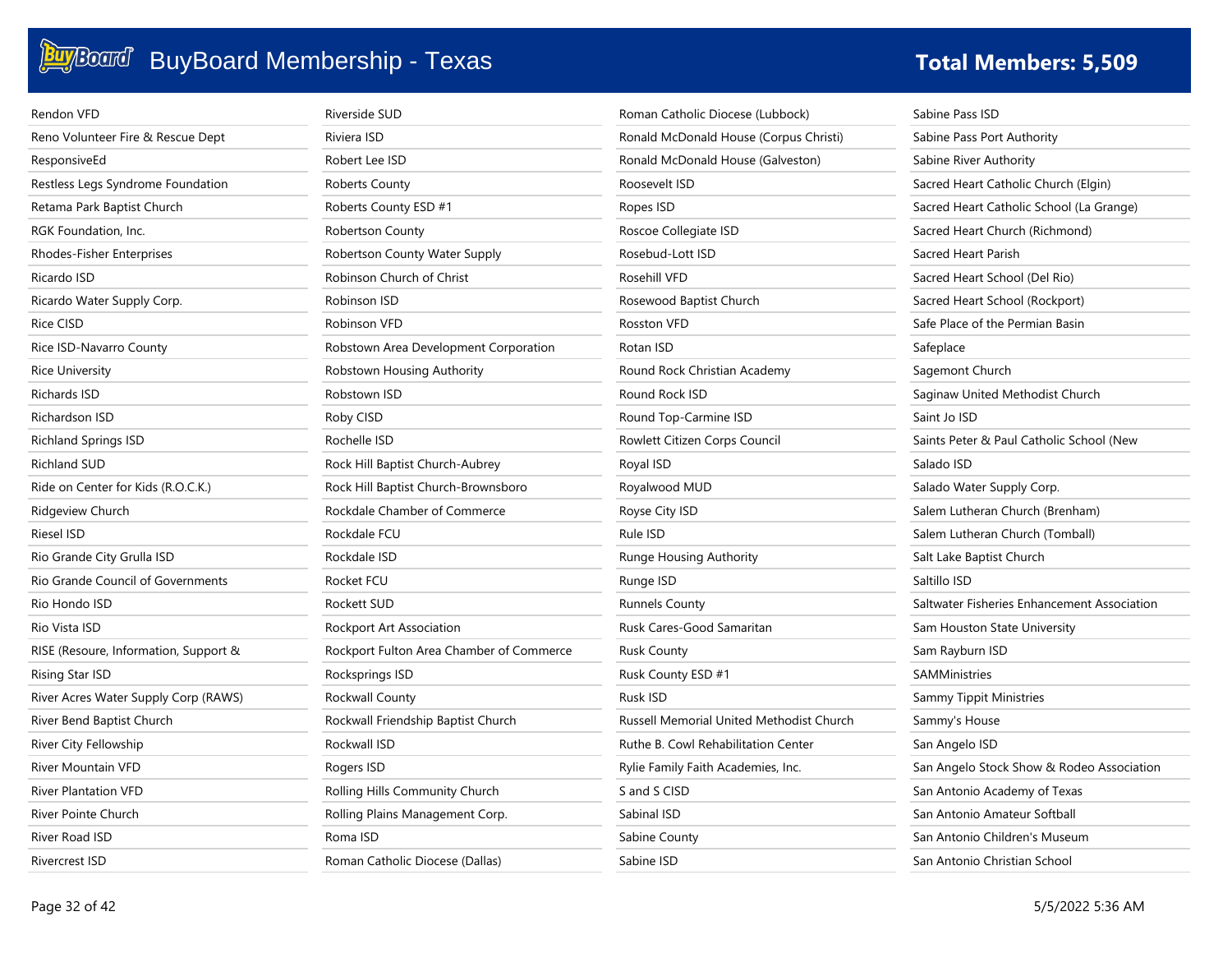# BuyBoard Membership - Texas

**Total Members: 5,509**

Rendon VFD
Reno Volunteer Fire & Rescue Dept
ResponsiveEd
Restless Legs Syndrome Foundation
Retama Park Baptist Church
RGK Foundation, Inc.
Rhodes-Fisher Enterprises
Ricardo ISD
Ricardo Water Supply Corp.
Rice CISD
Rice ISD-Navarro County
Rice University
Richards ISD
Richardson ISD
Richland Springs ISD
Richland SUD
Ride on Center for Kids (R.O.C.K.)
Ridgeview Church
Riesel ISD
Rio Grande City Grulla ISD
Rio Grande Council of Governments
Rio Hondo ISD
Rio Vista ISD
RISE (Resoure, Information, Support &
Rising Star ISD
River Acres Water Supply Corp (RAWS)
River Bend Baptist Church
River City Fellowship
River Mountain VFD
River Plantation VFD
River Pointe Church
River Road ISD
Rivercrest ISD
Riverside SUD
Riviera ISD
Robert Lee ISD
Roberts County
Roberts County ESD #1
Robertson County
Robertson County Water Supply
Robinson Church of Christ
Robinson ISD
Robinson VFD
Robstown Area Development Corporation
Robstown Housing Authority
Robstown ISD
Roby CISD
Rochelle ISD
Rock Hill Baptist Church-Aubrey
Rock Hill Baptist Church-Brownsboro
Rockdale Chamber of Commerce
Rockdale FCU
Rockdale ISD
Rocket FCU
Rockett SUD
Rockport Art Association
Rockport Fulton Area Chamber of Commerce
Rocksprings ISD
Rockwall County
Rockwall Friendship Baptist Church
Rockwall ISD
Rogers ISD
Rolling Hills Community Church
Rolling Plains Management Corp.
Roma ISD
Roman Catholic Diocese (Dallas)
Roman Catholic Diocese (Lubbock)
Ronald McDonald House (Corpus Christi)
Ronald McDonald House (Galveston)
Roosevelt ISD
Ropes ISD
Roscoe Collegiate ISD
Rosebud-Lott ISD
Rosehill VFD
Rosewood Baptist Church
Rosston VFD
Rotan ISD
Round Rock Christian Academy
Round Rock ISD
Round Top-Carmine ISD
Rowlett Citizen Corps Council
Royal ISD
Royalwood MUD
Royse City ISD
Rule ISD
Runge Housing Authority
Runge ISD
Runnels County
Rusk Cares-Good Samaritan
Rusk County
Rusk County ESD #1
Rusk ISD
Russell Memorial United Methodist Church
Ruthe B. Cowl Rehabilitation Center
Rylie Family Faith Academies, Inc.
S and S CISD
Sabinal ISD
Sabine County
Sabine ISD
Sabine Pass ISD
Sabine Pass Port Authority
Sabine River Authority
Sacred Heart Catholic Church (Elgin)
Sacred Heart Catholic School (La Grange)
Sacred Heart Church (Richmond)
Sacred Heart Parish
Sacred Heart School (Del Rio)
Sacred Heart School (Rockport)
Safe Place of the Permian Basin
Safeplace
Sagemont Church
Saginaw United Methodist Church
Saint Jo ISD
Saints Peter & Paul Catholic School (New
Salado ISD
Salado Water Supply Corp.
Salem Lutheran Church (Brenham)
Salem Lutheran Church (Tomball)
Salt Lake Baptist Church
Saltillo ISD
Saltwater Fisheries Enhancement Association
Sam Houston State University
Sam Rayburn ISD
SAMMinistries
Sammy Tippit Ministries
Sammy's House
San Angelo ISD
San Angelo Stock Show & Rodeo Association
San Antonio Academy of Texas
San Antonio Amateur Softball
San Antonio Children's Museum
San Antonio Christian School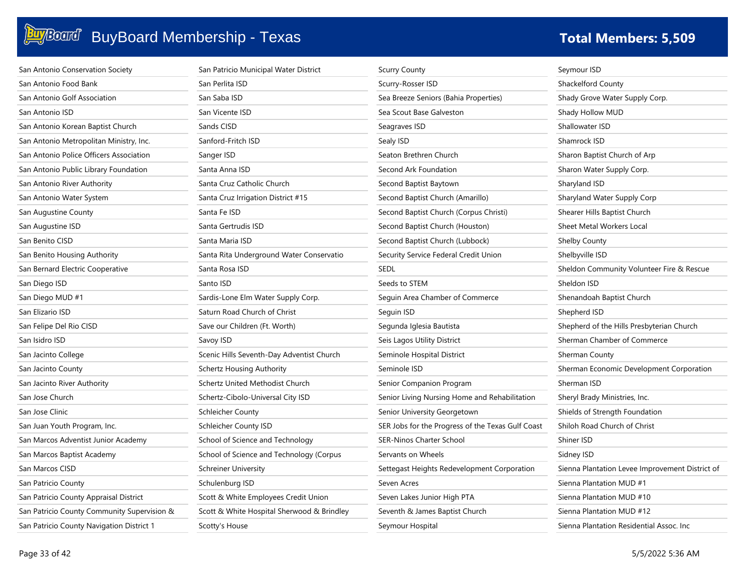# BuyBoard Membership - Texas

**Total Members: 5,509**

San Antonio Conservation Society
San Antonio Food Bank
San Antonio Golf Association
San Antonio ISD
San Antonio Korean Baptist Church
San Antonio Metropolitan Ministry, Inc.
San Antonio Police Officers Association
San Antonio Public Library Foundation
San Antonio River Authority
San Antonio Water System
San Augustine County
San Augustine ISD
San Benito CISD
San Benito Housing Authority
San Bernard Electric Cooperative
San Diego ISD
San Diego MUD #1
San Elizario ISD
San Felipe Del Rio CISD
San Isidro ISD
San Jacinto College
San Jacinto County
San Jacinto River Authority
San Jose Church
San Jose Clinic
San Juan Youth Program, Inc.
San Marcos Adventist Junior Academy
San Marcos Baptist Academy
San Marcos CISD
San Patricio County
San Patricio County Appraisal District
San Patricio County Community Supervision &
San Patricio County Navigation District 1
San Patricio Municipal Water District
San Perlita ISD
San Saba ISD
San Vicente ISD
Sands CISD
Sanford-Fritch ISD
Sanger ISD
Santa Anna ISD
Santa Cruz Catholic Church
Santa Cruz Irrigation District #15
Santa Fe ISD
Santa Gertrudis ISD
Santa Maria ISD
Santa Rita Underground Water Conservatio
Santa Rosa ISD
Santo ISD
Sardis-Lone Elm Water Supply Corp.
Saturn Road Church of Christ
Save our Children (Ft. Worth)
Savoy ISD
Scenic Hills Seventh-Day Adventist Church
Schertz Housing Authority
Schertz United Methodist Church
Schertz-Cibolo-Universal City ISD
Schleicher County
Schleicher County ISD
School of Science and Technology
School of Science and Technology (Corpus
Schreiner University
Schulenburg ISD
Scott & White Employees Credit Union
Scott & White Hospital Sherwood & Brindley
Scotty's House
Scurry County
Scurry-Rosser ISD
Sea Breeze Seniors (Bahia Properties)
Sea Scout Base Galveston
Seagraves ISD
Sealy ISD
Seaton Brethren Church
Second Ark Foundation
Second Baptist Baytown
Second Baptist Church (Amarillo)
Second Baptist Church (Corpus Christi)
Second Baptist Church (Houston)
Second Baptist Church (Lubbock)
Security Service Federal Credit Union
SEDL
Seeds to STEM
Seguin Area Chamber of Commerce
Seguin ISD
Segunda Iglesia Bautista
Seis Lagos Utility District
Seminole Hospital District
Seminole ISD
Senior Companion Program
Senior Living Nursing Home and Rehabilitation
Senior University Georgetown
SER Jobs for the Progress of the Texas Gulf Coast
SER-Ninos Charter School
Servants on Wheels
Settegast Heights Redevelopment Corporation
Seven Acres
Seven Lakes Junior High PTA
Seventh & James Baptist Church
Seymour Hospital
Seymour ISD
Shackelford County
Shady Grove Water Supply Corp.
Shady Hollow MUD
Shallowater ISD
Shamrock ISD
Sharon Baptist Church of Arp
Sharon Water Supply Corp.
Sharyland ISD
Sharyland Water Supply Corp
Shearer Hills Baptist Church
Sheet Metal Workers Local
Shelby County
Shelbyville ISD
Sheldon Community Volunteer Fire & Rescue
Sheldon ISD
Shenandoah Baptist Church
Shepherd ISD
Shepherd of the Hills Presbyterian Church
Sherman Chamber of Commerce
Sherman County
Sherman Economic Development Corporation
Sherman ISD
Sheryl Brady Ministries, Inc.
Shields of Strength Foundation
Shiloh Road Church of Christ
Shiner ISD
Sidney ISD
Sienna Plantation Levee Improvement District of
Sienna Plantation MUD #1
Sienna Plantation MUD #10
Sienna Plantation MUD #12
Sienna Plantation Residential Assoc. Inc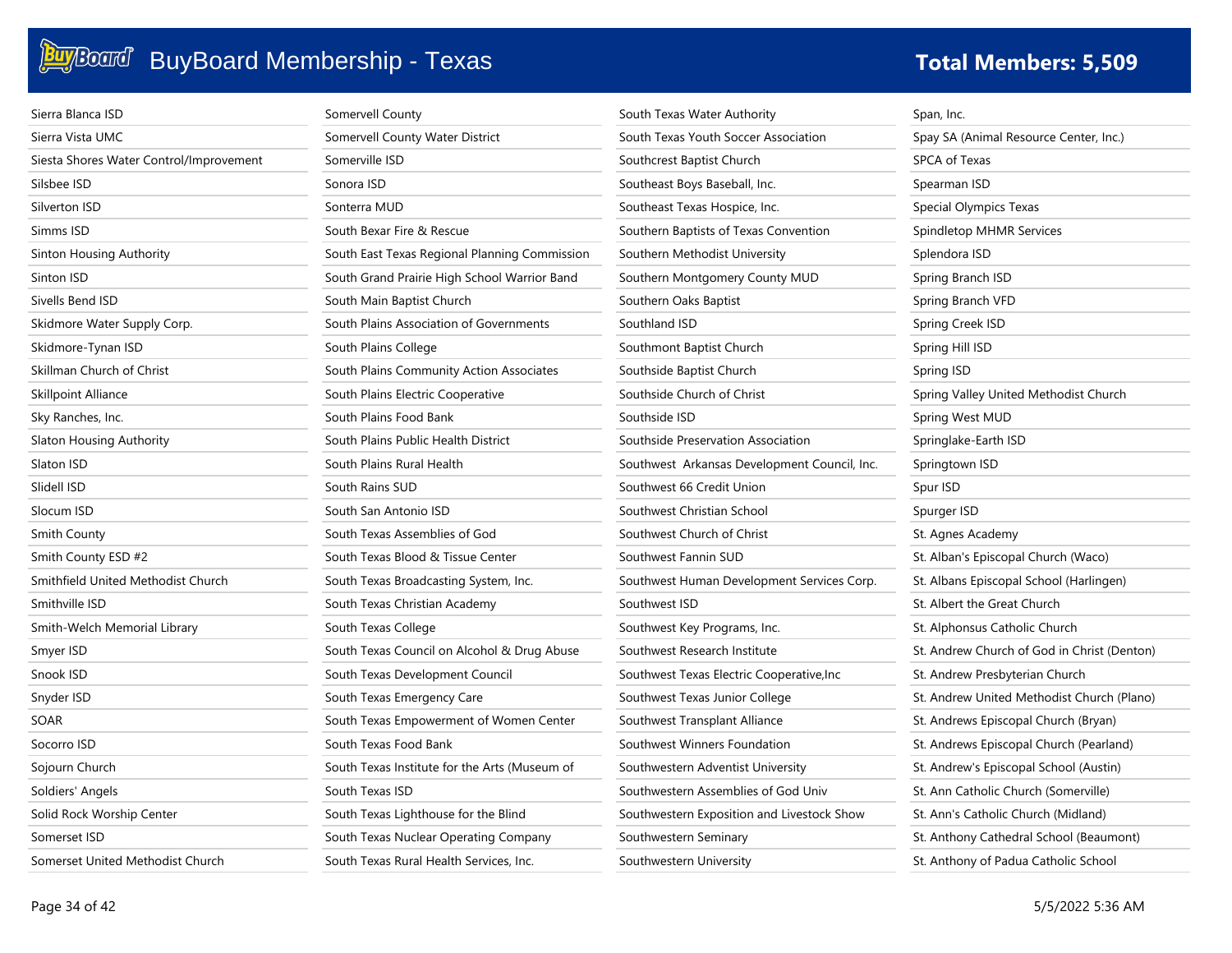# BuyBoard Membership - Texas

**Total Members: 5,509**

Sierra Blanca ISD
Sierra Vista UMC
Siesta Shores Water Control/Improvement
Silsbee ISD
Silverton ISD
Simms ISD
Sinton Housing Authority
Sinton ISD
Sivells Bend ISD
Skidmore Water Supply Corp.
Skidmore-Tynan ISD
Skillman Church of Christ
Skillpoint Alliance
Sky Ranches, Inc.
Slaton Housing Authority
Slaton ISD
Slidell ISD
Slocum ISD
Smith County
Smith County ESD #2
Smithfield United Methodist Church
Smithville ISD
Smith-Welch Memorial Library
Smyer ISD
Snook ISD
Snyder ISD
SOAR
Socorro ISD
Sojourn Church
Soldiers' Angels
Solid Rock Worship Center
Somerset ISD
Somerset United Methodist Church
Somervell County
Somervell County Water District
Somerville ISD
Sonora ISD
Sonterra MUD
South Bexar Fire & Rescue
South East Texas Regional Planning Commission
South Grand Prairie High School Warrior Band
South Main Baptist Church
South Plains Association of Governments
South Plains College
South Plains Community Action Associates
South Plains Electric Cooperative
South Plains Food Bank
South Plains Public Health District
South Plains Rural Health
South Rains SUD
South San Antonio ISD
South Texas Assemblies of God
South Texas Blood & Tissue Center
South Texas Broadcasting System, Inc.
South Texas Christian Academy
South Texas College
South Texas Council on Alcohol & Drug Abuse
South Texas Development Council
South Texas Emergency Care
South Texas Empowerment of Women Center
South Texas Food Bank
South Texas Institute for the Arts (Museum of
South Texas ISD
South Texas Lighthouse for the Blind
South Texas Nuclear Operating Company
South Texas Rural Health Services, Inc.
South Texas Water Authority
South Texas Youth Soccer Association
Southcrest Baptist Church
Southeast Boys Baseball, Inc.
Southeast Texas Hospice, Inc.
Southern Baptists of Texas Convention
Southern Methodist University
Southern Montgomery County MUD
Southern Oaks Baptist
Southland ISD
Southmont Baptist Church
Southside Baptist Church
Southside Church of Christ
Southside ISD
Southside Preservation Association
Southwest Arkansas Development Council, Inc.
Southwest 66 Credit Union
Southwest Christian School
Southwest Church of Christ
Southwest Fannin SUD
Southwest Human Development Services Corp.
Southwest ISD
Southwest Key Programs, Inc.
Southwest Research Institute
Southwest Texas Electric Cooperative,Inc
Southwest Texas Junior College
Southwest Transplant Alliance
Southwest Winners Foundation
Southwestern Adventist University
Southwestern Assemblies of God Univ
Southwestern Exposition and Livestock Show
Southwestern Seminary
Southwestern University
Span, Inc.
Spay SA (Animal Resource Center, Inc.)
SPCA of Texas
Spearman ISD
Special Olympics Texas
Spindletop MHMR Services
Splendora ISD
Spring Branch ISD
Spring Branch VFD
Spring Creek ISD
Spring Hill ISD
Spring ISD
Spring Valley United Methodist Church
Spring West MUD
Springlake-Earth ISD
Springtown ISD
Spur ISD
Spurger ISD
St. Agnes Academy
St. Alban's Episcopal Church (Waco)
St. Albans Episcopal School (Harlingen)
St. Albert the Great Church
St. Alphonsus Catholic Church
St. Andrew Church of God in Christ (Denton)
St. Andrew Presbyterian Church
St. Andrew United Methodist Church (Plano)
St. Andrews Episcopal Church (Bryan)
St. Andrews Episcopal Church (Pearland)
St. Andrew's Episcopal School (Austin)
St. Ann Catholic Church (Somerville)
St. Ann's Catholic Church (Midland)
St. Anthony Cathedral School (Beaumont)
St. Anthony of Padua Catholic School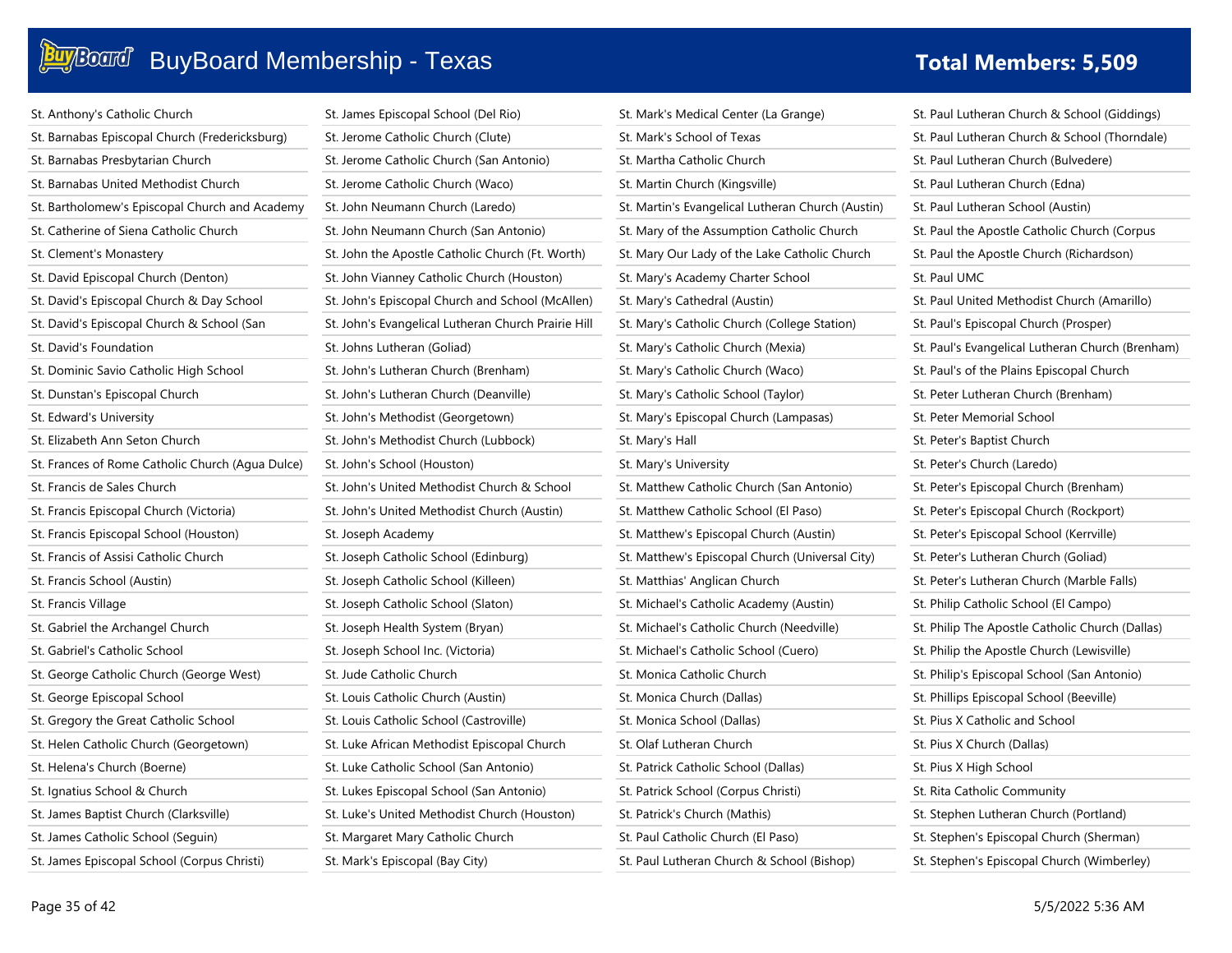# BuyBoard Membership - Texas

**Total Members: 5,509**

St. Anthony's Catholic Church
St. Barnabas Episcopal Church (Fredericksburg)
St. Barnabas Presbytarian Church
St. Barnabas United Methodist Church
St. Bartholomew's Episcopal Church and Academy
St. Catherine of Siena Catholic Church
St. Clement's Monastery
St. David Episcopal Church (Denton)
St. David's Episcopal Church & Day School
St. David's Episcopal Church & School (San
St. David's Foundation
St. Dominic Savio Catholic High School
St. Dunstan's Episcopal Church
St. Edward's University
St. Elizabeth Ann Seton Church
St. Frances of Rome Catholic Church (Agua Dulce)
St. Francis de Sales Church
St. Francis Episcopal Church (Victoria)
St. Francis Episcopal School (Houston)
St. Francis of Assisi Catholic Church
St. Francis School (Austin)
St. Francis Village
St. Gabriel the Archangel Church
St. Gabriel's Catholic School
St. George Catholic Church (George West)
St. George Episcopal School
St. Gregory the Great Catholic School
St. Helen Catholic Church (Georgetown)
St. Helena's Church (Boerne)
St. Ignatius School & Church
St. James Baptist Church (Clarksville)
St. James Catholic School (Seguin)
St. James Episcopal School (Corpus Christi)
St. James Episcopal School (Del Rio)
St. Jerome Catholic Church (Clute)
St. Jerome Catholic Church (San Antonio)
St. Jerome Catholic Church (Waco)
St. John Neumann Church (Laredo)
St. John Neumann Church (San Antonio)
St. John the Apostle Catholic Church (Ft. Worth)
St. John Vianney Catholic Church (Houston)
St. John's Episcopal Church and School (McAllen)
St. John's Evangelical Lutheran Church Prairie Hill
St. Johns Lutheran (Goliad)
St. John's Lutheran Church (Brenham)
St. John's Lutheran Church (Deanville)
St. John's Methodist (Georgetown)
St. John's Methodist Church (Lubbock)
St. John's School (Houston)
St. John's United Methodist Church & School
St. John's United Methodist Church (Austin)
St. Joseph Academy
St. Joseph Catholic School (Edinburg)
St. Joseph Catholic School (Killeen)
St. Joseph Catholic School (Slaton)
St. Joseph Health System (Bryan)
St. Joseph School Inc. (Victoria)
St. Jude Catholic Church
St. Louis Catholic Church (Austin)
St. Louis Catholic School (Castroville)
St. Luke African Methodist Episcopal Church
St. Luke Catholic School (San Antonio)
St. Lukes Episcopal School (San Antonio)
St. Luke's United Methodist Church (Houston)
St. Margaret Mary Catholic Church
St. Mark's Episcopal (Bay City)
St. Mark's Medical Center (La Grange)
St. Mark's School of Texas
St. Martha Catholic Church
St. Martin Church (Kingsville)
St. Martin's Evangelical Lutheran Church (Austin)
St. Mary of the Assumption Catholic Church
St. Mary Our Lady of the Lake Catholic Church
St. Mary's Academy Charter School
St. Mary's Cathedral (Austin)
St. Mary's Catholic Church (College Station)
St. Mary's Catholic Church (Mexia)
St. Mary's Catholic Church (Waco)
St. Mary's Catholic School (Taylor)
St. Mary's Episcopal Church (Lampasas)
St. Mary's Hall
St. Mary's University
St. Matthew Catholic Church (San Antonio)
St. Matthew Catholic School (El Paso)
St. Matthew's Episcopal Church (Austin)
St. Matthew's Episcopal Church (Universal City)
St. Matthias' Anglican Church
St. Michael's Catholic Academy (Austin)
St. Michael's Catholic Church (Needville)
St. Michael's Catholic School (Cuero)
St. Monica Catholic Church
St. Monica Church (Dallas)
St. Monica School (Dallas)
St. Olaf Lutheran Church
St. Patrick Catholic School (Dallas)
St. Patrick School (Corpus Christi)
St. Patrick's Church (Mathis)
St. Paul Catholic Church (El Paso)
St. Paul Lutheran Church & School (Bishop)
St. Paul Lutheran Church & School (Giddings)
St. Paul Lutheran Church & School (Thorndale)
St. Paul Lutheran Church (Bulvedere)
St. Paul Lutheran Church (Edna)
St. Paul Lutheran School (Austin)
St. Paul the Apostle Catholic Church (Corpus
St. Paul the Apostle Church (Richardson)
St. Paul UMC
St. Paul United Methodist Church (Amarillo)
St. Paul's Episcopal Church (Prosper)
St. Paul's Evangelical Lutheran Church (Brenham)
St. Paul's of the Plains Episcopal Church
St. Peter Lutheran Church (Brenham)
St. Peter Memorial School
St. Peter's Baptist Church
St. Peter's Church (Laredo)
St. Peter's Episcopal Church (Brenham)
St. Peter's Episcopal Church (Rockport)
St. Peter's Episcopal School (Kerrville)
St. Peter's Lutheran Church (Goliad)
St. Peter's Lutheran Church (Marble Falls)
St. Philip Catholic School (El Campo)
St. Philip The Apostle Catholic Church (Dallas)
St. Philip the Apostle Church (Lewisville)
St. Philip's Episcopal School (San Antonio)
St. Phillips Episcopal School (Beeville)
St. Pius X Catholic and School
St. Pius X Church (Dallas)
St. Pius X High School
St. Rita Catholic Community
St. Stephen Lutheran Church (Portland)
St. Stephen's Episcopal Church (Sherman)
St. Stephen's Episcopal Church (Wimberley)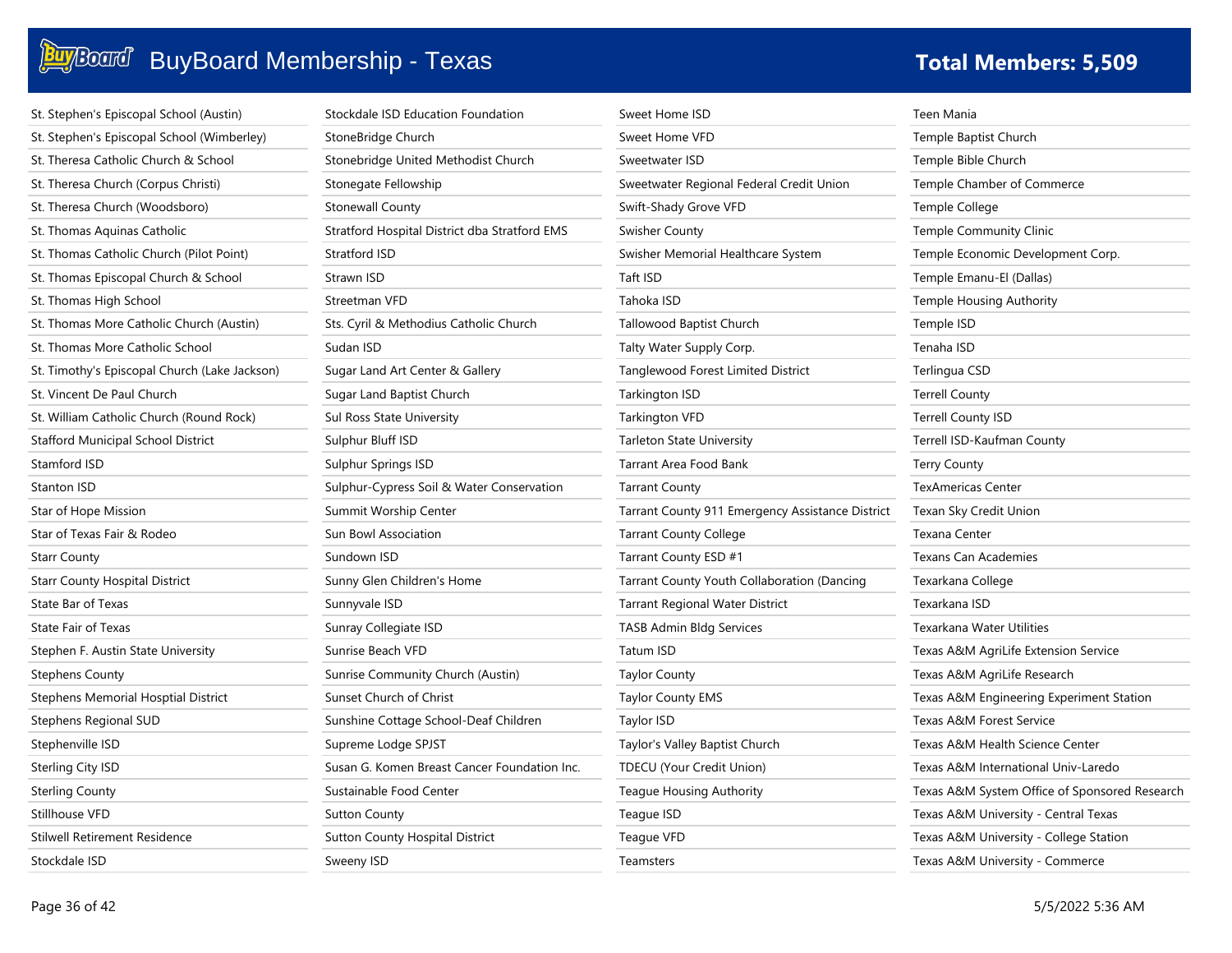# BuyBoard Membership - Texas

**Total Members: 5,509**

St. Stephen's Episcopal School (Austin)
St. Stephen's Episcopal School (Wimberley)
St. Theresa Catholic Church & School
St. Theresa Church (Corpus Christi)
St. Theresa Church (Woodsboro)
St. Thomas Aquinas Catholic
St. Thomas Catholic Church (Pilot Point)
St. Thomas Episcopal Church & School
St. Thomas High School
St. Thomas More Catholic Church (Austin)
St. Thomas More Catholic School
St. Timothy's Episcopal Church (Lake Jackson)
St. Vincent De Paul Church
St. William Catholic Church (Round Rock)
Stafford Municipal School District
Stamford ISD
Stanton ISD
Star of Hope Mission
Star of Texas Fair & Rodeo
Starr County
Starr County Hospital District
State Bar of Texas
State Fair of Texas
Stephen F. Austin State University
Stephens County
Stephens Memorial Hosptial District
Stephens Regional SUD
Stephenville ISD
Sterling City ISD
Sterling County
Stillhouse VFD
Stilwell Retirement Residence
Stockdale ISD
Stockdale ISD Education Foundation
StoneBridge Church
Stonebridge United Methodist Church
Stonegate Fellowship
Stonewall County
Stratford Hospital District dba Stratford EMS
Stratford ISD
Strawn ISD
Streetman VFD
Sts. Cyril & Methodius Catholic Church
Sudan ISD
Sugar Land Art Center & Gallery
Sugar Land Baptist Church
Sul Ross State University
Sulphur Bluff ISD
Sulphur Springs ISD
Sulphur-Cypress Soil & Water Conservation
Summit Worship Center
Sun Bowl Association
Sundown ISD
Sunny Glen Children's Home
Sunnyvale ISD
Sunray Collegiate ISD
Sunrise Beach VFD
Sunrise Community Church (Austin)
Sunset Church of Christ
Sunshine Cottage School-Deaf Children
Supreme Lodge SPJST
Susan G. Komen Breast Cancer Foundation Inc.
Sustainable Food Center
Sutton County
Sutton County Hospital District
Sweeny ISD
Sweet Home ISD
Sweet Home VFD
Sweetwater ISD
Sweetwater Regional Federal Credit Union
Swift-Shady Grove VFD
Swisher County
Swisher Memorial Healthcare System
Taft ISD
Tahoka ISD
Tallowood Baptist Church
Talty Water Supply Corp.
Tanglewood Forest Limited District
Tarkington ISD
Tarkington VFD
Tarleton State University
Tarrant Area Food Bank
Tarrant County
Tarrant County 911 Emergency Assistance District
Tarrant County College
Tarrant County ESD #1
Tarrant County Youth Collaboration (Dancing
Tarrant Regional Water District
TASB Admin Bldg Services
Tatum ISD
Taylor County
Taylor County EMS
Taylor ISD
Taylor's Valley Baptist Church
TDECU (Your Credit Union)
Teague Housing Authority
Teague ISD
Teague VFD
Teamsters
Teen Mania
Temple Baptist Church
Temple Bible Church
Temple Chamber of Commerce
Temple College
Temple Community Clinic
Temple Economic Development Corp.
Temple Emanu-El (Dallas)
Temple Housing Authority
Temple ISD
Tenaha ISD
Terlingua CSD
Terrell County
Terrell County ISD
Terrell ISD-Kaufman County
Terry County
TexAmericas Center
Texan Sky Credit Union
Texana Center
Texans Can Academies
Texarkana College
Texarkana ISD
Texarkana Water Utilities
Texas A&M AgriLife Extension Service
Texas A&M AgriLife Research
Texas A&M Engineering Experiment Station
Texas A&M Forest Service
Texas A&M Health Science Center
Texas A&M International Univ-Laredo
Texas A&M System Office of Sponsored Research
Texas A&M University - Central Texas
Texas A&M University - College Station
Texas A&M University - Commerce

5/5/2022 5:36 AM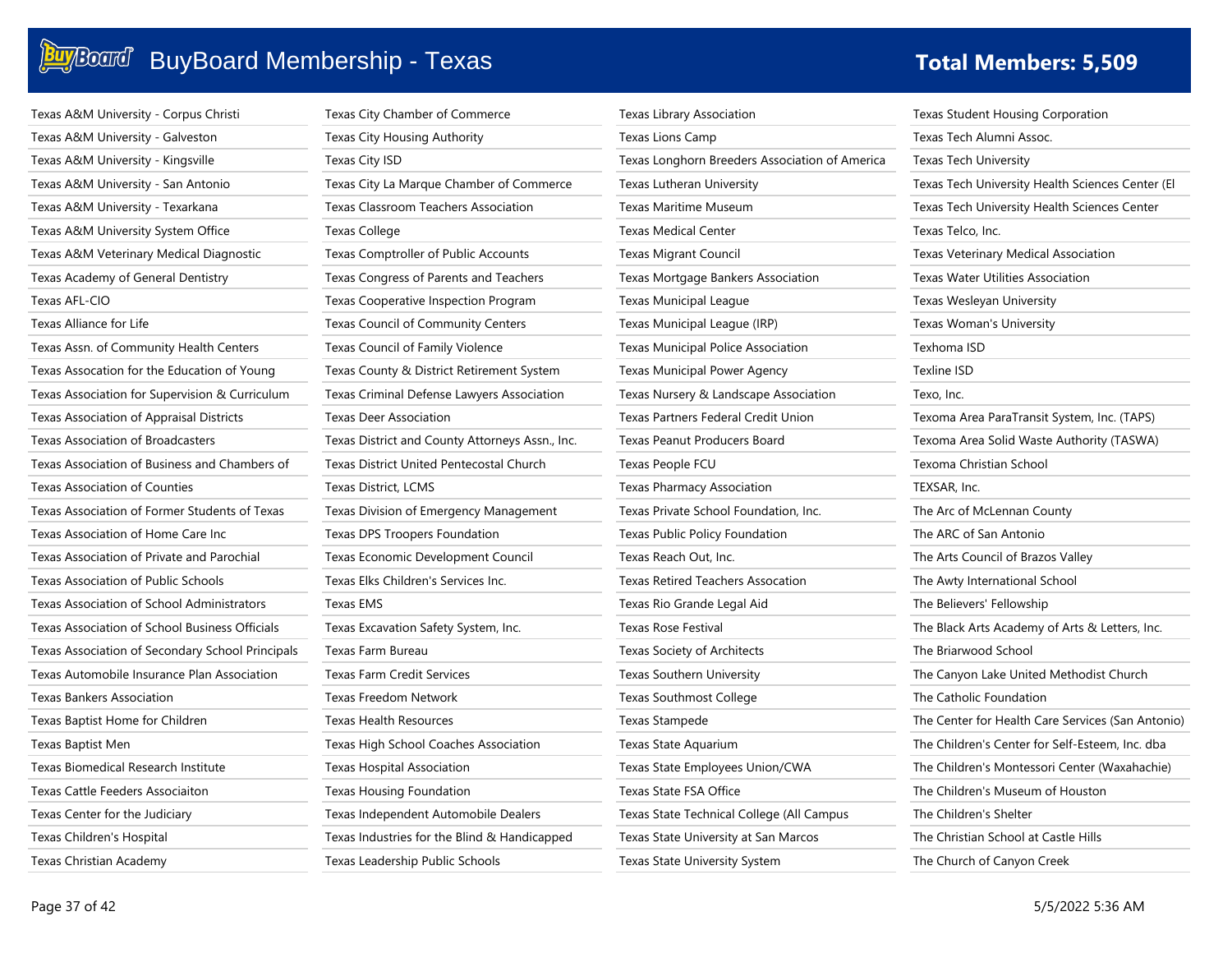# BuyBoard Membership - Texas

**Total Members: 5,509**

- Texas A&M University - Corpus Christi
- Texas A&M University - Galveston
- Texas A&M University - Kingsville
- Texas A&M University - San Antonio
- Texas A&M University - Texarkana
- Texas A&M University System Office
- Texas A&M Veterinary Medical Diagnostic
- Texas Academy of General Dentistry
- Texas AFL-CIO
- Texas Alliance for Life
- Texas Assn. of Community Health Centers
- Texas Assocation for the Education of Young
- Texas Association for Supervision & Curriculum
- Texas Association of Appraisal Districts
- Texas Association of Broadcasters
- Texas Association of Business and Chambers of
- Texas Association of Counties
- Texas Association of Former Students of Texas
- Texas Association of Home Care Inc
- Texas Association of Private and Parochial
- Texas Association of Public Schools
- Texas Association of School Administrators
- Texas Association of School Business Officials
- Texas Association of Secondary School Principals
- Texas Automobile Insurance Plan Association
- Texas Bankers Association
- Texas Baptist Home for Children
- Texas Baptist Men
- Texas Biomedical Research Institute
- Texas Cattle Feeders Associaiton
- Texas Center for the Judiciary
- Texas Children's Hospital
- Texas Christian Academy
- Texas City Chamber of Commerce
- Texas City Housing Authority
- Texas City ISD
- Texas City La Marque Chamber of Commerce
- Texas Classroom Teachers Association
- Texas College
- Texas Comptroller of Public Accounts
- Texas Congress of Parents and Teachers
- Texas Cooperative Inspection Program
- Texas Council of Community Centers
- Texas Council of Family Violence
- Texas County & District Retirement System
- Texas Criminal Defense Lawyers Association
- Texas Deer Association
- Texas District and County Attorneys Assn., Inc.
- Texas District United Pentecostal Church
- Texas District, LCMS
- Texas Division of Emergency Management
- Texas DPS Troopers Foundation
- Texas Economic Development Council
- Texas Elks Children's Services Inc.
- Texas EMS
- Texas Excavation Safety System, Inc.
- Texas Farm Bureau
- Texas Farm Credit Services
- Texas Freedom Network
- Texas Health Resources
- Texas High School Coaches Association
- Texas Hospital Association
- Texas Housing Foundation
- Texas Independent Automobile Dealers
- Texas Industries for the Blind & Handicapped
- Texas Leadership Public Schools
- Texas Library Association
- Texas Lions Camp
- Texas Longhorn Breeders Association of America
- Texas Lutheran University
- Texas Maritime Museum
- Texas Medical Center
- Texas Migrant Council
- Texas Mortgage Bankers Association
- Texas Municipal League
- Texas Municipal League (IRP)
- Texas Municipal Police Association
- Texas Municipal Power Agency
- Texas Nursery & Landscape Association
- Texas Partners Federal Credit Union
- Texas Peanut Producers Board
- Texas People FCU
- Texas Pharmacy Association
- Texas Private School Foundation, Inc.
- Texas Public Policy Foundation
- Texas Reach Out, Inc.
- Texas Retired Teachers Assocation
- Texas Rio Grande Legal Aid
- Texas Rose Festival
- Texas Society of Architects
- Texas Southern University
- Texas Southmost College
- Texas Stampede
- Texas State Aquarium
- Texas State Employees Union/CWA
- Texas State FSA Office
- Texas State Technical College (All Campus
- Texas State University at San Marcos
- Texas State University System
- Texas Student Housing Corporation
- Texas Tech Alumni Assoc.
- Texas Tech University
- Texas Tech University Health Sciences Center (El
- Texas Tech University Health Sciences Center
- Texas Telco, Inc.
- Texas Veterinary Medical Association
- Texas Water Utilities Association
- Texas Wesleyan University
- Texas Woman's University
- Texhoma ISD
- Texline ISD
- Texo, Inc.
- Texoma Area ParaTransit System, Inc. (TAPS)
- Texoma Area Solid Waste Authority (TASWA)
- Texoma Christian School
- TEXSAR, Inc.
- The Arc of McLennan County
- The ARC of San Antonio
- The Arts Council of Brazos Valley
- The Awty International School
- The Believers' Fellowship
- The Black Arts Academy of Arts & Letters, Inc.
- The Briarwood School
- The Canyon Lake United Methodist Church
- The Catholic Foundation
- The Center for Health Care Services (San Antonio)
- The Children's Center for Self-Esteem, Inc. dba
- The Children's Montessori Center (Waxahachie)
- The Children's Museum of Houston
- The Children's Shelter
- The Christian School at Castle Hills
- The Church of Canyon Creek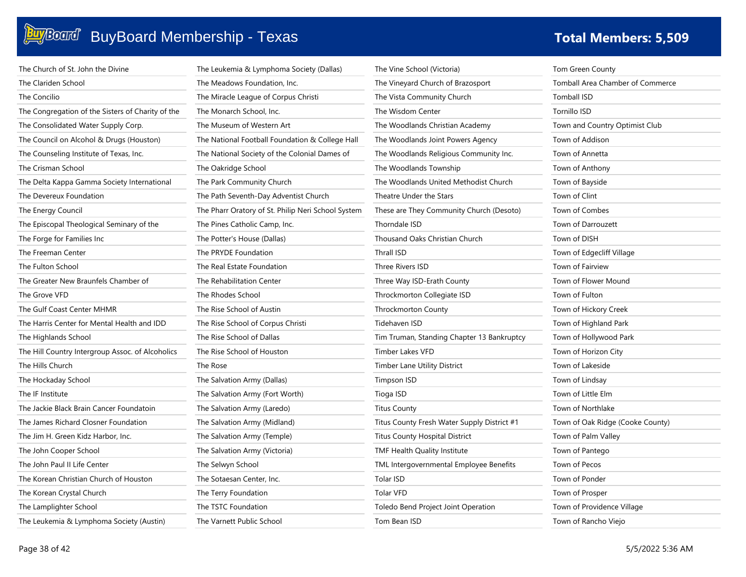# BuyBoard Membership - Texas

**Total Members: 5,509**

The Church of St. John the Divine
The Clariden School
The Concilio
The Congregation of the Sisters of Charity of the
The Consolidated Water Supply Corp.
The Council on Alcohol & Drugs (Houston)
The Counseling Institute of Texas, Inc.
The Crisman School
The Delta Kappa Gamma Society International
The Devereux Foundation
The Energy Council
The Episcopal Theological Seminary of the
The Forge for Families Inc
The Freeman Center
The Fulton School
The Greater New Braunfels Chamber of
The Grove VFD
The Gulf Coast Center MHMR
The Harris Center for Mental Health and IDD
The Highlands School
The Hill Country Intergroup Assoc. of Alcoholics
The Hills Church
The Hockaday School
The IF Institute
The Jackie Black Brain Cancer Foundatoin
The James Richard Closner Foundation
The Jim H. Green Kidz Harbor, Inc.
The John Cooper School
The John Paul II Life Center
The Korean Christian Church of Houston
The Korean Crystal Church
The Lamplighter School
The Leukemia & Lymphoma Society (Austin)
The Leukemia & Lymphoma Society (Dallas)
The Meadows Foundation, Inc.
The Miracle League of Corpus Christi
The Monarch School, Inc.
The Museum of Western Art
The National Football Foundation & College Hall
The National Society of the Colonial Dames of
The Oakridge School
The Park Community Church
The Path Seventh-Day Adventist Church
The Pharr Oratory of St. Philip Neri School System
The Pines Catholic Camp, Inc.
The Potter's House (Dallas)
The PRYDE Foundation
The Real Estate Foundation
The Rehabilitation Center
The Rhodes School
The Rise School of Austin
The Rise School of Corpus Christi
The Rise School of Dallas
The Rise School of Houston
The Rose
The Salvation Army (Dallas)
The Salvation Army (Fort Worth)
The Salvation Army (Laredo)
The Salvation Army (Midland)
The Salvation Army (Temple)
The Salvation Army (Victoria)
The Selwyn School
The Sotaesan Center, Inc.
The Terry Foundation
The TSTC Foundation
The Varnett Public School
The Vine School (Victoria)
The Vineyard Church of Brazosport
The Vista Community Church
The Wisdom Center
The Woodlands Christian Academy
The Woodlands Joint Powers Agency
The Woodlands Religious Community Inc.
The Woodlands Township
The Woodlands United Methodist Church
Theatre Under the Stars
These are They Community Church (Desoto)
Thorndale ISD
Thousand Oaks Christian Church
Thrall ISD
Three Rivers ISD
Three Way ISD-Erath County
Throckmorton Collegiate ISD
Throckmorton County
Tidehaven ISD
Tim Truman, Standing Chapter 13 Bankruptcy
Timber Lakes VFD
Timber Lane Utility District
Timpson ISD
Tioga ISD
Titus County
Titus County Fresh Water Supply District #1
Titus County Hospital District
TMF Health Quality Institute
TML Intergovernmental Employee Benefits
Tolar ISD
Tolar VFD
Toledo Bend Project Joint Operation
Tom Bean ISD
Tom Green County
Tomball Area Chamber of Commerce
Tomball ISD
Tornillo ISD
Town and Country Optimist Club
Town of Addison
Town of Annetta
Town of Anthony
Town of Bayside
Town of Clint
Town of Combes
Town of Darrouzett
Town of DISH
Town of Edgecliff Village
Town of Fairview
Town of Flower Mound
Town of Fulton
Town of Hickory Creek
Town of Highland Park
Town of Hollywood Park
Town of Horizon City
Town of Lakeside
Town of Lindsay
Town of Little Elm
Town of Northlake
Town of Oak Ridge (Cooke County)
Town of Palm Valley
Town of Pantego
Town of Pecos
Town of Ponder
Town of Prosper
Town of Providence Village
Town of Rancho Viejo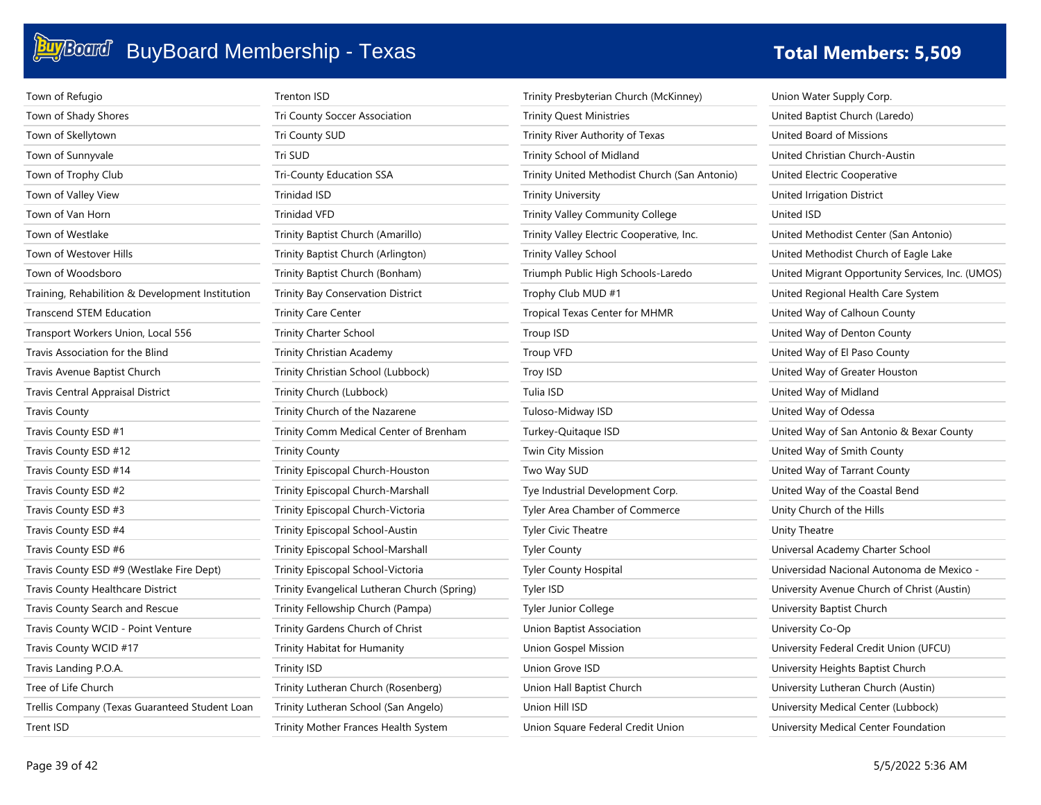# BuyBoard Membership - Texas

**Total Members: 5,509**

Town of Refugio
Town of Shady Shores
Town of Skellytown
Town of Sunnyvale
Town of Trophy Club
Town of Valley View
Town of Van Horn
Town of Westlake
Town of Westover Hills
Town of Woodsboro
Training, Rehabilition & Development Institution
Transcend STEM Education
Transport Workers Union, Local 556
Travis Association for the Blind
Travis Avenue Baptist Church
Travis Central Appraisal District
Travis County
Travis County ESD #1
Travis County ESD #12
Travis County ESD #14
Travis County ESD #2
Travis County ESD #3
Travis County ESD #4
Travis County ESD #6
Travis County ESD #9 (Westlake Fire Dept)
Travis County Healthcare District
Travis County Search and Rescue
Travis County WCID - Point Venture
Travis County WCID #17
Travis Landing P.O.A.
Tree of Life Church
Trellis Company (Texas Guaranteed Student Loan
Trent ISD
Trenton ISD
Tri County Soccer Association
Tri County SUD
Tri SUD
Tri-County Education SSA
Trinidad ISD
Trinidad VFD
Trinity Baptist Church (Amarillo)
Trinity Baptist Church (Arlington)
Trinity Baptist Church (Bonham)
Trinity Bay Conservation District
Trinity Care Center
Trinity Charter School
Trinity Christian Academy
Trinity Christian School (Lubbock)
Trinity Church (Lubbock)
Trinity Church of the Nazarene
Trinity Comm Medical Center of Brenham
Trinity County
Trinity Episcopal Church-Houston
Trinity Episcopal Church-Marshall
Trinity Episcopal Church-Victoria
Trinity Episcopal School-Austin
Trinity Episcopal School-Marshall
Trinity Episcopal School-Victoria
Trinity Evangelical Lutheran Church (Spring)
Trinity Fellowship Church (Pampa)
Trinity Gardens Church of Christ
Trinity Habitat for Humanity
Trinity ISD
Trinity Lutheran Church (Rosenberg)
Trinity Lutheran School (San Angelo)
Trinity Mother Frances Health System
Trinity Presbyterian Church (McKinney)
Trinity Quest Ministries
Trinity River Authority of Texas
Trinity School of Midland
Trinity United Methodist Church (San Antonio)
Trinity University
Trinity Valley Community College
Trinity Valley Electric Cooperative, Inc.
Trinity Valley School
Triumph Public High Schools-Laredo
Trophy Club MUD #1
Tropical Texas Center for MHMR
Troup ISD
Troup VFD
Troy ISD
Tulia ISD
Tuloso-Midway ISD
Turkey-Quitaque ISD
Twin City Mission
Two Way SUD
Tye Industrial Development Corp.
Tyler Area Chamber of Commerce
Tyler Civic Theatre
Tyler County
Tyler County Hospital
Tyler ISD
Tyler Junior College
Union Baptist Association
Union Gospel Mission
Union Grove ISD
Union Hall Baptist Church
Union Hill ISD
Union Square Federal Credit Union
Union Water Supply Corp.
United Baptist Church (Laredo)
United Board of Missions
United Christian Church-Austin
United Electric Cooperative
United Irrigation District
United ISD
United Methodist Center (San Antonio)
United Methodist Church of Eagle Lake
United Migrant Opportunity Services, Inc. (UMOS)
United Regional Health Care System
United Way of Calhoun County
United Way of Denton County
United Way of El Paso County
United Way of Greater Houston
United Way of Midland
United Way of Odessa
United Way of San Antonio & Bexar County
United Way of Smith County
United Way of Tarrant County
United Way of the Coastal Bend
Unity Church of the Hills
Unity Theatre
Universal Academy Charter School
Universidad Nacional Autonoma de Mexico -
University Avenue Church of Christ (Austin)
University Baptist Church
University Co-Op
University Federal Credit Union (UFCU)
University Heights Baptist Church
University Lutheran Church (Austin)
University Medical Center (Lubbock)
University Medical Center Foundation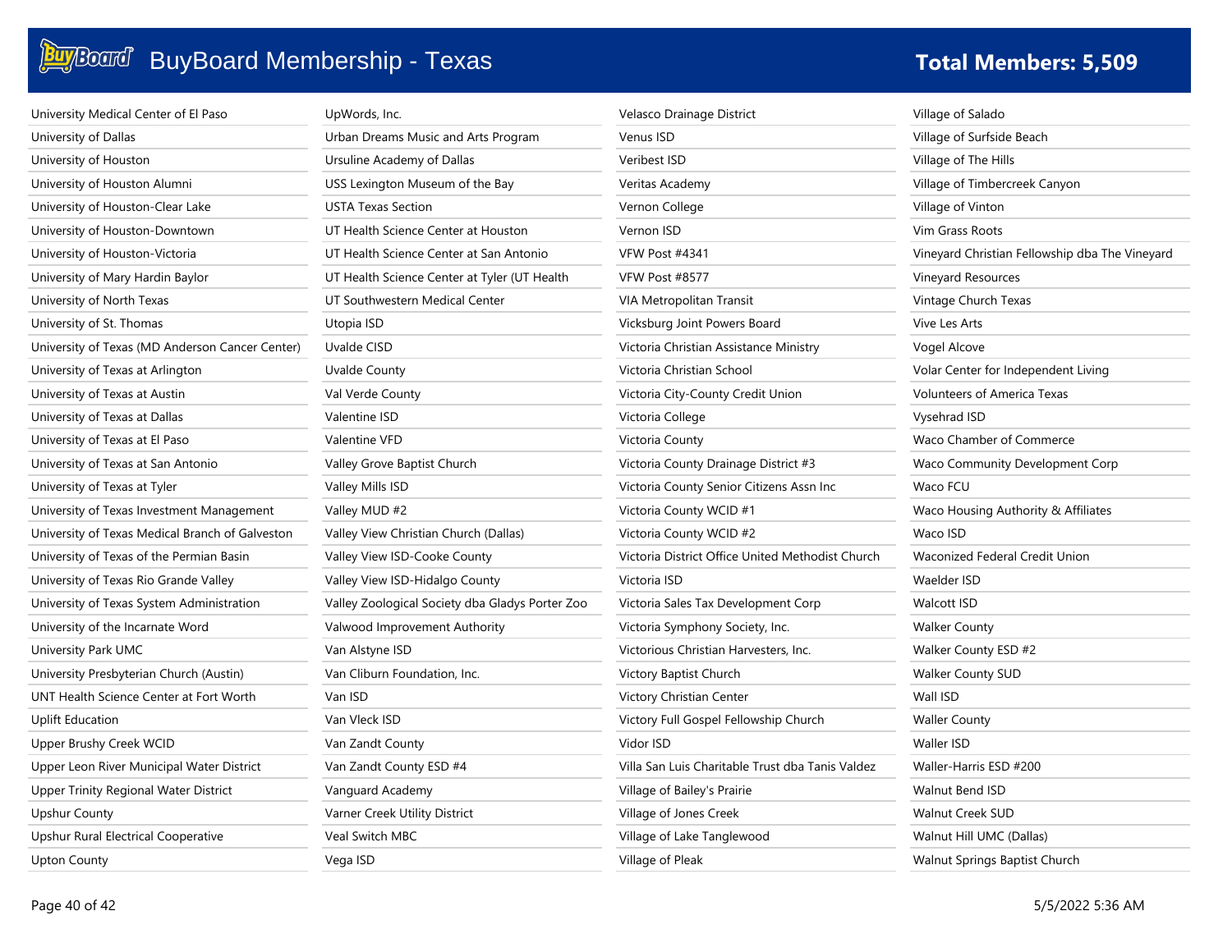# BuyBoard Membership - Texas

**Total Members: 5,509**

University Medical Center of El Paso
University of Dallas
University of Houston
University of Houston Alumni
University of Houston-Clear Lake
University of Houston-Downtown
University of Houston-Victoria
University of Mary Hardin Baylor
University of North Texas
University of St. Thomas
University of Texas (MD Anderson Cancer Center)
University of Texas at Arlington
University of Texas at Austin
University of Texas at Dallas
University of Texas at El Paso
University of Texas at San Antonio
University of Texas at Tyler
University of Texas Investment Management
University of Texas Medical Branch of Galveston
University of Texas of the Permian Basin
University of Texas Rio Grande Valley
University of Texas System Administration
University of the Incarnate Word
University Park UMC
University Presbyterian Church (Austin)
UNT Health Science Center at Fort Worth
Uplift Education
Upper Brushy Creek WCID
Upper Leon River Municipal Water District
Upper Trinity Regional Water District
Upshur County
Upshur Rural Electrical Cooperative
Upton County
UpWords, Inc.
Urban Dreams Music and Arts Program
Ursuline Academy of Dallas
USS Lexington Museum of the Bay
USTA Texas Section
UT Health Science Center at Houston
UT Health Science Center at San Antonio
UT Health Science Center at Tyler (UT Health
UT Southwestern Medical Center
Utopia ISD
Uvalde CISD
Uvalde County
Val Verde County
Valentine ISD
Valentine VFD
Valley Grove Baptist Church
Valley Mills ISD
Valley MUD #2
Valley View Christian Church (Dallas)
Valley View ISD-Cooke County
Valley View ISD-Hidalgo County
Valley Zoological Society dba Gladys Porter Zoo
Valwood Improvement Authority
Van Alstyne ISD
Van Cliburn Foundation, Inc.
Van ISD
Van Vleck ISD
Van Zandt County
Van Zandt County ESD #4
Vanguard Academy
Varner Creek Utility District
Veal Switch MBC
Vega ISD
Velasco Drainage District
Venus ISD
Veribest ISD
Veritas Academy
Vernon College
Vernon ISD
VFW Post #4341
VFW Post #8577
VIA Metropolitan Transit
Vicksburg Joint Powers Board
Victoria Christian Assistance Ministry
Victoria Christian School
Victoria City-County Credit Union
Victoria College
Victoria County
Victoria County Drainage District #3
Victoria County Senior Citizens Assn Inc
Victoria County WCID #1
Victoria County WCID #2
Victoria District Office United Methodist Church
Victoria ISD
Victoria Sales Tax Development Corp
Victoria Symphony Society, Inc.
Victorious Christian Harvesters, Inc.
Victory Baptist Church
Victory Christian Center
Victory Full Gospel Fellowship Church
Vidor ISD
Villa San Luis Charitable Trust dba Tanis Valdez
Village of Bailey's Prairie
Village of Jones Creek
Village of Lake Tanglewood
Village of Pleak
Village of Salado
Village of Surfside Beach
Village of The Hills
Village of Timbercreek Canyon
Village of Vinton
Vim Grass Roots
Vineyard Christian Fellowship dba The Vineyard
Vineyard Resources
Vintage Church Texas
Vive Les Arts
Vogel Alcove
Volar Center for Independent Living
Volunteers of America Texas
Vysehrad ISD
Waco Chamber of Commerce
Waco Community Development Corp
Waco FCU
Waco Housing Authority & Affiliates
Waco ISD
Waconized Federal Credit Union
Waelder ISD
Walcott ISD
Walker County
Walker County ESD #2
Walker County SUD
Wall ISD
Waller County
Waller ISD
Waller-Harris ESD #200
Walnut Bend ISD
Walnut Creek SUD
Walnut Hill UMC (Dallas)
Walnut Springs Baptist Church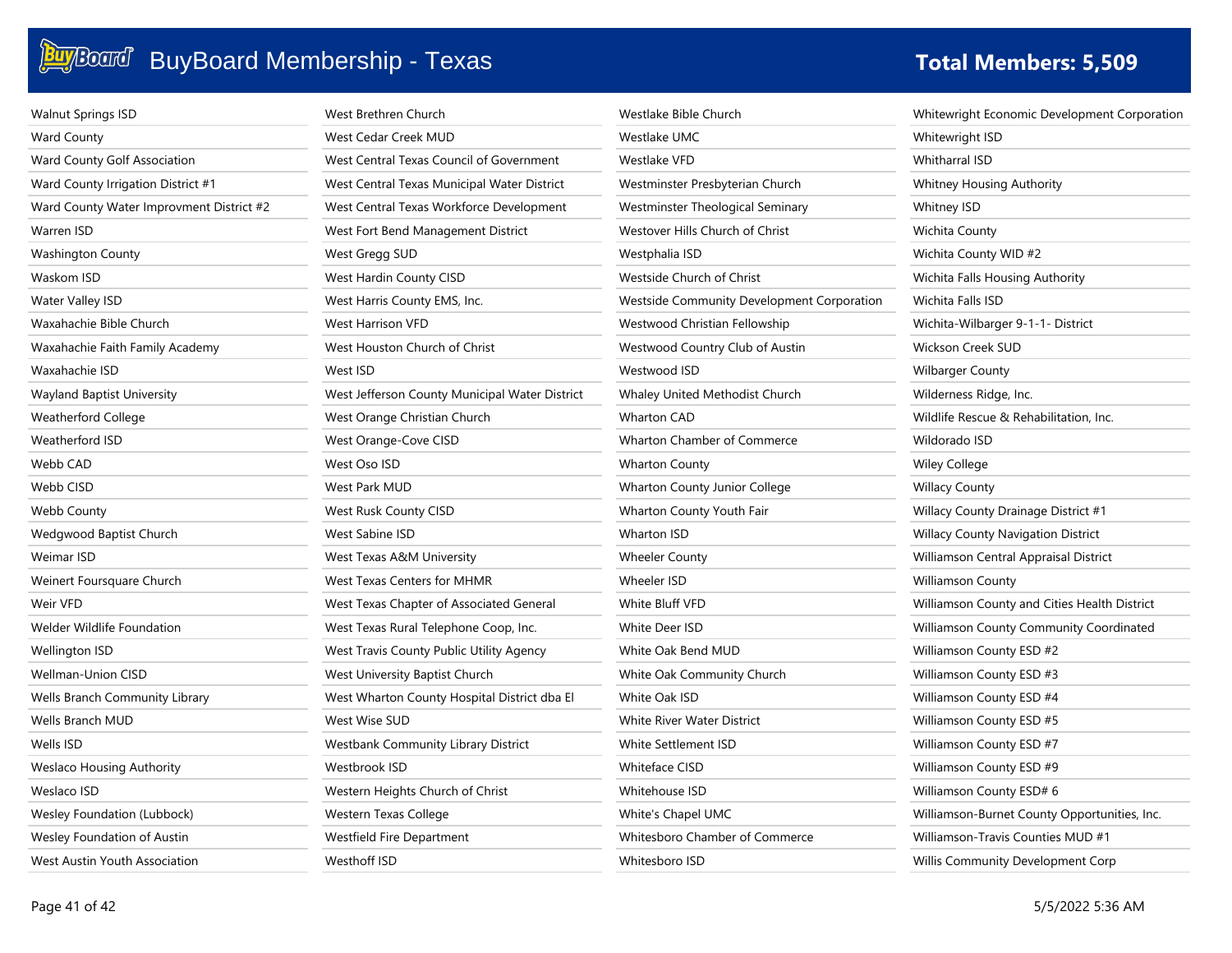# BuyBoard Membership - Texas

**Total Members: 5,509**

Walnut Springs ISD
Ward County
Ward County Golf Association
Ward County Irrigation District #1
Ward County Water Improvment District #2
Warren ISD
Washington County
Waskom ISD
Water Valley ISD
Waxahachie Bible Church
Waxahachie Faith Family Academy
Waxahachie ISD
Wayland Baptist University
Weatherford College
Weatherford ISD
Webb CAD
Webb CISD
Webb County
Wedgwood Baptist Church
Weimar ISD
Weinert Foursquare Church
Weir VFD
Welder Wildlife Foundation
Wellington ISD
Wellman-Union CISD
Wells Branch Community Library
Wells Branch MUD
Wells ISD
Weslaco Housing Authority
Weslaco ISD
Wesley Foundation (Lubbock)
Wesley Foundation of Austin
West Austin Youth Association
West Brethren Church
West Cedar Creek MUD
West Central Texas Council of Government
West Central Texas Municipal Water District
West Central Texas Workforce Development
West Fort Bend Management District
West Gregg SUD
West Hardin County CISD
West Harris County EMS, Inc.
West Harrison VFD
West Houston Church of Christ
West ISD
West Jefferson County Municipal Water District
West Orange Christian Church
West Orange-Cove CISD
West Oso ISD
West Park MUD
West Rusk County CISD
West Sabine ISD
West Texas A&M University
West Texas Centers for MHMR
West Texas Chapter of Associated General
West Texas Rural Telephone Coop, Inc.
West Travis County Public Utility Agency
West University Baptist Church
West Wharton County Hospital District dba El
West Wise SUD
Westbank Community Library District
Westbrook ISD
Western Heights Church of Christ
Western Texas College
Westfield Fire Department
Westhoff ISD
Westlake Bible Church
Westlake UMC
Westlake VFD
Westminster Presbyterian Church
Westminster Theological Seminary
Westover Hills Church of Christ
Westphalia ISD
Westside Church of Christ
Westside Community Development Corporation
Westwood Christian Fellowship
Westwood Country Club of Austin
Westwood ISD
Whaley United Methodist Church
Wharton CAD
Wharton Chamber of Commerce
Wharton County
Wharton County Junior College
Wharton County Youth Fair
Wharton ISD
Wheeler County
Wheeler ISD
White Bluff VFD
White Deer ISD
White Oak Bend MUD
White Oak Community Church
White Oak ISD
White River Water District
White Settlement ISD
Whiteface CISD
Whitehouse ISD
White's Chapel UMC
Whitesboro Chamber of Commerce
Whitesboro ISD
Whitewright Economic Development Corporation
Whitewright ISD
Whitharral ISD
Whitney Housing Authority
Whitney ISD
Wichita County
Wichita County WID #2
Wichita Falls Housing Authority
Wichita Falls ISD
Wichita-Wilbarger 9-1-1- District
Wickson Creek SUD
Wilbarger County
Wilderness Ridge, Inc.
Wildlife Rescue & Rehabilitation, Inc.
Wildorado ISD
Wiley College
Willacy County
Willacy County Drainage District #1
Willacy County Navigation District
Williamson Central Appraisal District
Williamson County
Williamson County and Cities Health District
Williamson County Community Coordinated
Williamson County ESD #2
Williamson County ESD #3
Williamson County ESD #4
Williamson County ESD #5
Williamson County ESD #7
Williamson County ESD #9
Williamson County ESD# 6
Williamson-Burnet County Opportunities, Inc.
Williamson-Travis Counties MUD #1
Willis Community Development Corp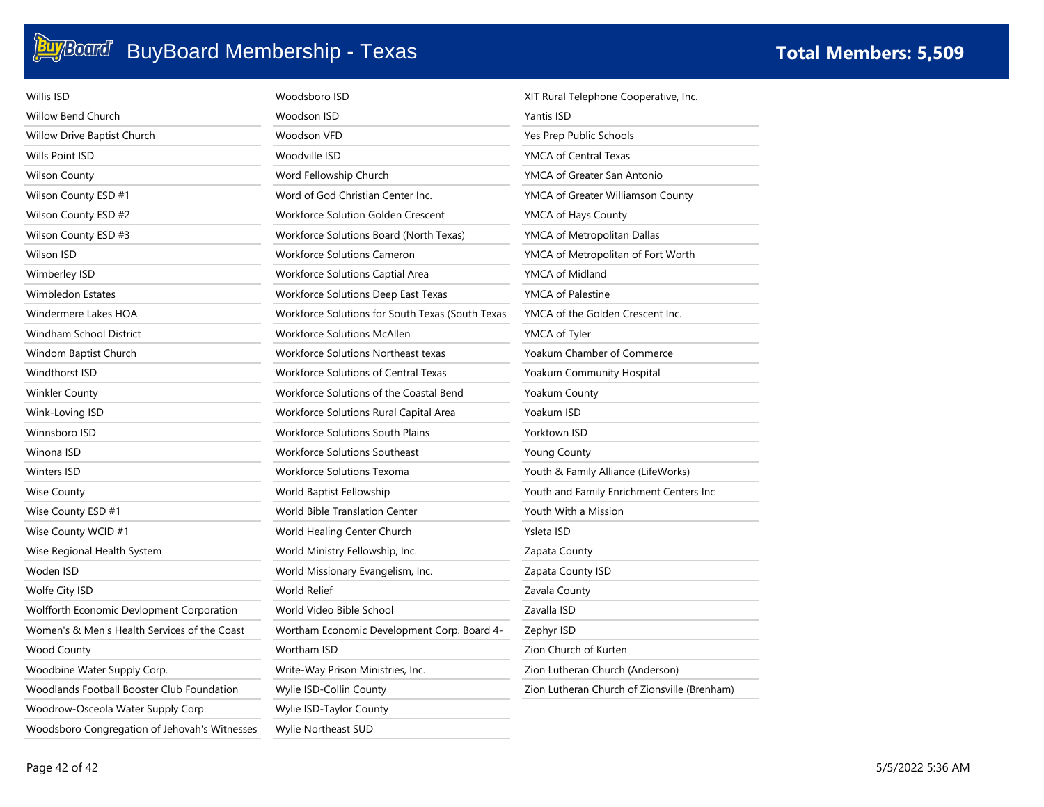# BuyBoard Membership - Texas

**Total Members: 5,509**

Willis ISD
Willow Bend Church
Willow Drive Baptist Church
Wills Point ISD
Wilson County
Wilson County ESD #1
Wilson County ESD #2
Wilson County ESD #3
Wilson ISD
Wimberley ISD
Wimbledon Estates
Windermere Lakes HOA
Windham School District
Windom Baptist Church
Windthorst ISD
Winkler County
Wink-Loving ISD
Winnsboro ISD
Winona ISD
Winters ISD
Wise County
Wise County ESD #1
Wise County WCID #1
Wise Regional Health System
Woden ISD
Wolfe City ISD
Wolfforth Economic Devlopment Corporation
Women's & Men's Health Services of the Coast
Wood County
Woodbine Water Supply Corp.
Woodlands Football Booster Club Foundation
Woodrow-Osceola Water Supply Corp
Woodsboro Congregation of Jehovah's Witnesses
Woodsboro ISD
Woodson ISD
Woodson VFD
Woodville ISD
Word Fellowship Church
Word of God Christian Center Inc.
Workforce Solution Golden Crescent
Workforce Solutions Board (North Texas)
Workforce Solutions Cameron
Workforce Solutions Captial Area
Workforce Solutions Deep East Texas
Workforce Solutions for South Texas (South Texas
Workforce Solutions McAllen
Workforce Solutions Northeast texas
Workforce Solutions of Central Texas
Workforce Solutions of the Coastal Bend
Workforce Solutions Rural Capital Area
Workforce Solutions South Plains
Workforce Solutions Southeast
Workforce Solutions Texoma
World Baptist Fellowship
World Bible Translation Center
World Healing Center Church
World Ministry Fellowship, Inc.
World Missionary Evangelism, Inc.
World Relief
World Video Bible School
Wortham Economic Development Corp. Board 4-
Wortham ISD
Write-Way Prison Ministries, Inc.
Wylie ISD-Collin County
Wylie ISD-Taylor County
Wylie Northeast SUD
XIT Rural Telephone Cooperative, Inc.
Yantis ISD
Yes Prep Public Schools
YMCA of Central Texas
YMCA of Greater San Antonio
YMCA of Greater Williamson County
YMCA of Hays County
YMCA of Metropolitan Dallas
YMCA of Metropolitan of Fort Worth
YMCA of Midland
YMCA of Palestine
YMCA of the Golden Crescent Inc.
YMCA of Tyler
Yoakum Chamber of Commerce
Yoakum Community Hospital
Yoakum County
Yoakum ISD
Yorktown ISD
Young County
Youth & Family Alliance (LifeWorks)
Youth and Family Enrichment Centers Inc
Youth With a Mission
Ysleta ISD
Zapata County
Zapata County ISD
Zavala County
Zavalla ISD
Zephyr ISD
Zion Church of Kurten
Zion Lutheran Church (Anderson)
Zion Lutheran Church of Zionsville (Brenham)

5/5/2022 5:36 AM